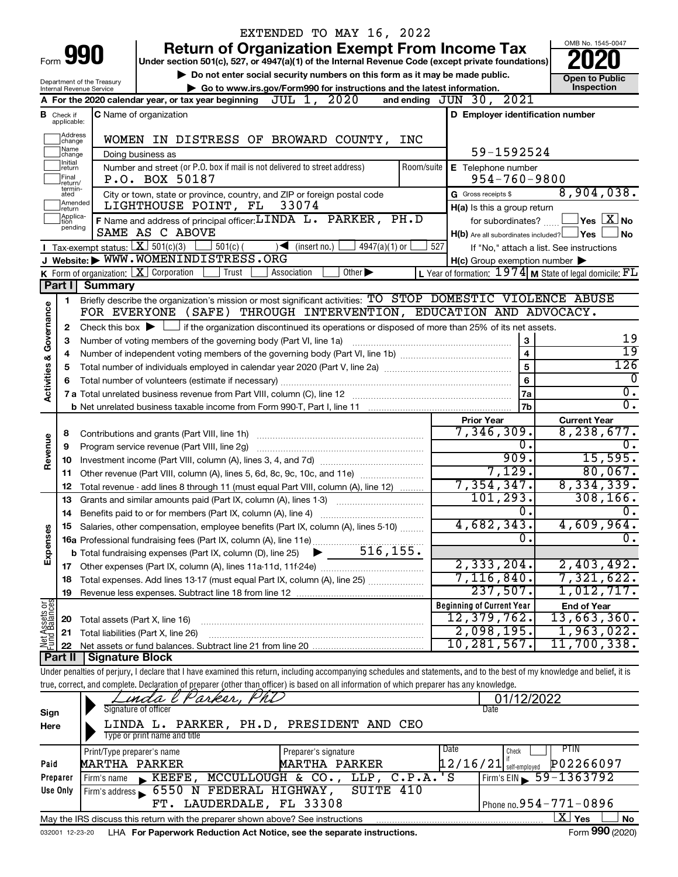EXTENDED TO MAY 16, 2022

# Form 990 — Return of Organization Exempt From Income Tax — 2020

Under section 501(c), 527, or 4947(a)(1) of the Internal Revenue Code (except private foundations)

▶ Do not enter social security numbers on this form as it may be made public.

▶ Go to www.irs.gov/Form990 for instructions and the latest information.

Department of the Treasury, Internal Revenue Service

OMB No. 1545-0047 — Open to Public Inspection

**A** For the 2020 calendar year, or tax year beginning JUL 1, 2020 and ending JUN 30, 2021

**B** Check if applicable: Address change, Name change, Initial return, Final return/terminated, Amended return, Application pending

**C** Name of organization: WOMEN IN DISTRESS OF BROWARD COUNTY, INC

Doing business as

Number and street (or P.O. box if mail is not delivered to street address): P.O. BOX 50187 — Room/suite

City or town, state or province, country, and ZIP or foreign postal code: LIGHTHOUSE POINT, FL 33074

**D** Employer identification number: 59-1592524

**E** Telephone number: 954-760-9800

**G** Gross receipts $ 8,904,038.

**F** Name and address of principal officer: LINDA L. PARKER, PH.D — SAME AS C ABOVE

**H(a)** Is this a group return for subordinates? ☐ Yes ☒ No

**H(b)** Are all subordinates included? ☐ Yes ☐ No — If "No," attach a list. See instructions

**H(c)** Group exemption number ▶

**I** Tax-exempt status: ☒ 501(c)(3) ☐ 501(c) ( ) ◀ (insert no.) ☐ 4947(a)(1) or ☐ 527

**J** Website: ▶ WWW.WOMENINDISTRESS.ORG

**K** Form of organization: ☒ Corporation ☐ Trust ☐ Association ☐ Other ▶

**L** Year of formation: 1974 **M** State of legal domicile: FL

## Part I Summary

**Activities & Governance**

1. Briefly describe the organization's mission or most significant activities: TO STOP DOMESTIC VIOLENCE ABUSE FOR EVERYONE (SAFE) THROUGH INTERVENTION, EDUCATION AND ADVOCACY.
2. Check this box ▶ ☐ if the organization discontinued its operations or disposed of more than 25% of its net assets.

| Line | Description | | Value |
|---|---|---|---|
| 3 | Number of voting members of the governing body (Part VI, line 1a) | 3 | 19 |
| 4 | Number of independent voting members of the governing body (Part VI, line 1b) | 4 | 19 |
| 5 | Total number of individuals employed in calendar year 2020 (Part V, line 2a) | 5 | 126 |
| 6 | Total number of volunteers (estimate if necessary) | 6 | 0 |
| 7a | Total unrelated business revenue from Part VIII, column (C), line 12 | 7a | 0. |
| 7b | Net unrelated business taxable income from Form 990-T, Part I, line 11 | 7b | 0. |

| Line | Description | Prior Year | Current Year |
|---|---|---|---|
| **Revenue** | | | |
| 8 | Contributions and grants (Part VIII, line 1h) | 7,346,309. | 8,238,677. |
| 9 | Program service revenue (Part VIII, line 2g) | 0. | 0. |
| 10 | Investment income (Part VIII, column (A), lines 3, 4, and 7d) | 909. | 15,595. |
| 11 | Other revenue (Part VIII, column (A), lines 5, 6d, 8c, 9c, 10c, and 11e) | 7,129. | 80,067. |
| 12 | Total revenue - add lines 8 through 11 (must equal Part VIII, column (A), line 12) | 7,354,347. | 8,334,339. |
| **Expenses** | | | |
| 13 | Grants and similar amounts paid (Part IX, column (A), lines 1-3) | 101,293. | 308,166. |
| 14 | Benefits paid to or for members (Part IX, column (A), line 4) | 0. | 0. |
| 15 | Salaries, other compensation, employee benefits (Part IX, column (A), lines 5-10) | 4,682,343. | 4,609,964. |
| 16a | Professional fundraising fees (Part IX, column (A), line 11e) | 0. | 0. |
| b | Total fundraising expenses (Part IX, column (D), line 25) ▶ 516,155. | | |
| 17 | Other expenses (Part IX, column (A), lines 11a-11d, 11f-24e) | 2,333,204. | 2,403,492. |
| 18 | Total expenses. Add lines 13-17 (must equal Part IX, column (A), line 25) | 7,116,840. | 7,321,622. |
| 19 | Revenue less expenses. Subtract line 18 from line 12 | 237,507. | 1,012,717. |

| Line | Net Assets or Fund Balances | Beginning of Current Year | End of Year |
|---|---|---|---|
| 20 | Total assets (Part X, line 16) | 12,379,762. | 13,663,360. |
| 21 | Total liabilities (Part X, line 26) | 2,098,195. | 1,963,022. |
| 22 | Net assets or fund balances. Subtract line 21 from line 20 | 10,281,567. | 11,700,338. |

## Part II Signature Block

Under penalties of perjury, I declare that I have examined this return, including accompanying schedules and statements, and to the best of my knowledge and belief, it is true, correct, and complete. Declaration of preparer (other than officer) is based on all information of which preparer has any knowledge.

**Sign Here**

Signature of officer: Linda L Parker, PhD — Date: 01/12/2022

Type or print name and title: LINDA L. PARKER, PH.D, PRESIDENT AND CEO

**Paid Preparer Use Only**

| Print/Type preparer's name | Preparer's signature | Date | Check if self-employed | PTIN |
|---|---|---|---|---|
| MARTHA PARKER | MARTHA PARKER | 12/16/21 | ☐ | P02266097 |

Firm's name ▶ KEEFE, MCCULLOUGH & CO., LLP, C.P.A.'S — Firm's EIN ▶ 59-1363792

Firm's address ▶ 6550 N FEDERAL HIGHWAY, SUITE 410, FT. LAUDERDALE, FL 33308 — Phone no. 954-771-0896

May the IRS discuss this return with the preparer shown above? See instructions ☒ Yes ☐ No

032001 12-23-20 LHA For Paperwork Reduction Act Notice, see the separate instructions. Form 990 (2020)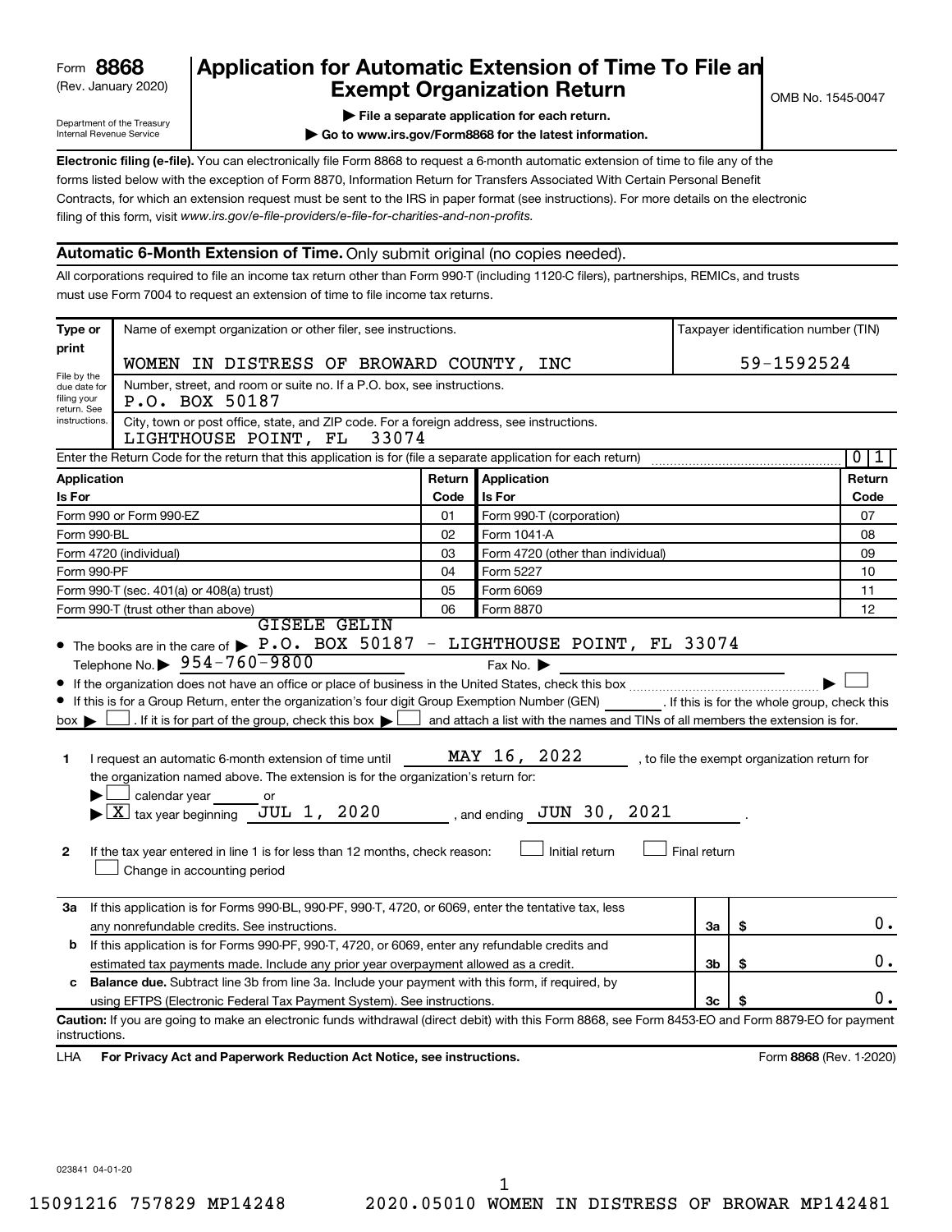Form **8868** (Rev. January 2020)

Department of the Treasury
Internal Revenue Service

# Application for Automatic Extension of Time To File an Exempt Organization Return

OMB No. 1545-0047

▶ **File a separate application for each return.**

▶ **Go to www.irs.gov/Form8868 for the latest information.**

**Electronic filing (e-file).** You can electronically file Form 8868 to request a 6-month automatic extension of time to file any of the forms listed below with the exception of Form 8870, Information Return for Transfers Associated With Certain Personal Benefit Contracts, for which an extension request must be sent to the IRS in paper format (see instructions). For more details on the electronic filing of this form, visit *www.irs.gov/e-file-providers/e-file-for-charities-and-non-profits.*

## Automatic 6-Month Extension of Time. Only submit original (no copies needed).

All corporations required to file an income tax return other than Form 990-T (including 1120-C filers), partnerships, REMICs, and trusts must use Form 7004 to request an extension of time to file income tax returns.

| Type or print | Name of exempt organization or other filer, see instructions. | Taxpayer identification number (TIN) |
|---|---|---|
| File by the due date for filing your return. See instructions. | WOMEN IN DISTRESS OF BROWARD COUNTY, INC | 59-1592524 |
| | Number, street, and room or suite no. If a P.O. box, see instructions. P.O. BOX 50187 | |
| | City, town or post office, state, and ZIP code. For a foreign address, see instructions. LIGHTHOUSE POINT, FL 33074 | |

Enter the Return Code for the return that this application is for (file a separate application for each return) ........ 01

| Application Is For | Return Code | Application Is For | Return Code |
|---|---|---|---|
| Form 990 or Form 990-EZ | 01 | Form 990-T (corporation) | 07 |
| Form 990-BL | 02 | Form 1041-A | 08 |
| Form 4720 (individual) | 03 | Form 4720 (other than individual) | 09 |
| Form 990-PF | 04 | Form 5227 | 10 |
| Form 990-T (sec. 401(a) or 408(a) trust) | 05 | Form 6069 | 11 |
| Form 990-T (trust other than above) | 06 | Form 8870 | 12 |

- The books are in the care of ▶ GISELE GELIN P.O. BOX 50187 - LIGHTHOUSE POINT, FL 33074
  Telephone No. ▶ 954-760-9800 Fax No. ▶
- If the organization does not have an office or place of business in the United States, check this box ........ ▶ ☐
- If this is for a Group Return, enter the organization's four digit Group Exemption Number (GEN) ______ . If this is for the whole group, check this box ▶ ☐ . If it is for part of the group, check this box ▶ ☐ and attach a list with the names and TINs of all members the extension is for.

**1** I request an automatic 6-month extension of time until MAY 16, 2022 , to file the exempt organization return for the organization named above. The extension is for the organization's return for:

▶ ☐ calendar year ______ or

▶ ☒ tax year beginning JUL 1, 2020 , and ending JUN 30, 2021 .

**2** If the tax year entered in line 1 is for less than 12 months, check reason: ☐ Initial return ☐ Final return ☐ Change in accounting period

| | | | |
|---|---|---|---|
| **3a** | If this application is for Forms 990-BL, 990-PF, 990-T, 4720, or 6069, enter the tentative tax, less any nonrefundable credits. See instructions. | **3a** | $ 0. |
| **b** | If this application is for Forms 990-PF, 990-T, 4720, or 6069, enter any refundable credits and estimated tax payments made. Include any prior year overpayment allowed as a credit. | **3b** | $ 0. |
| **c** | **Balance due.** Subtract line 3b from line 3a. Include your payment with this form, if required, by using EFTPS (Electronic Federal Tax Payment System). See instructions. | **3c** | $ 0. |

**Caution:** If you are going to make an electronic funds withdrawal (direct debit) with this Form 8868, see Form 8453-EO and Form 8879-EO for payment instructions.

LHA **For Privacy Act and Paperwork Reduction Act Notice, see instructions.** Form **8868** (Rev. 1-2020)

023841 04-01-20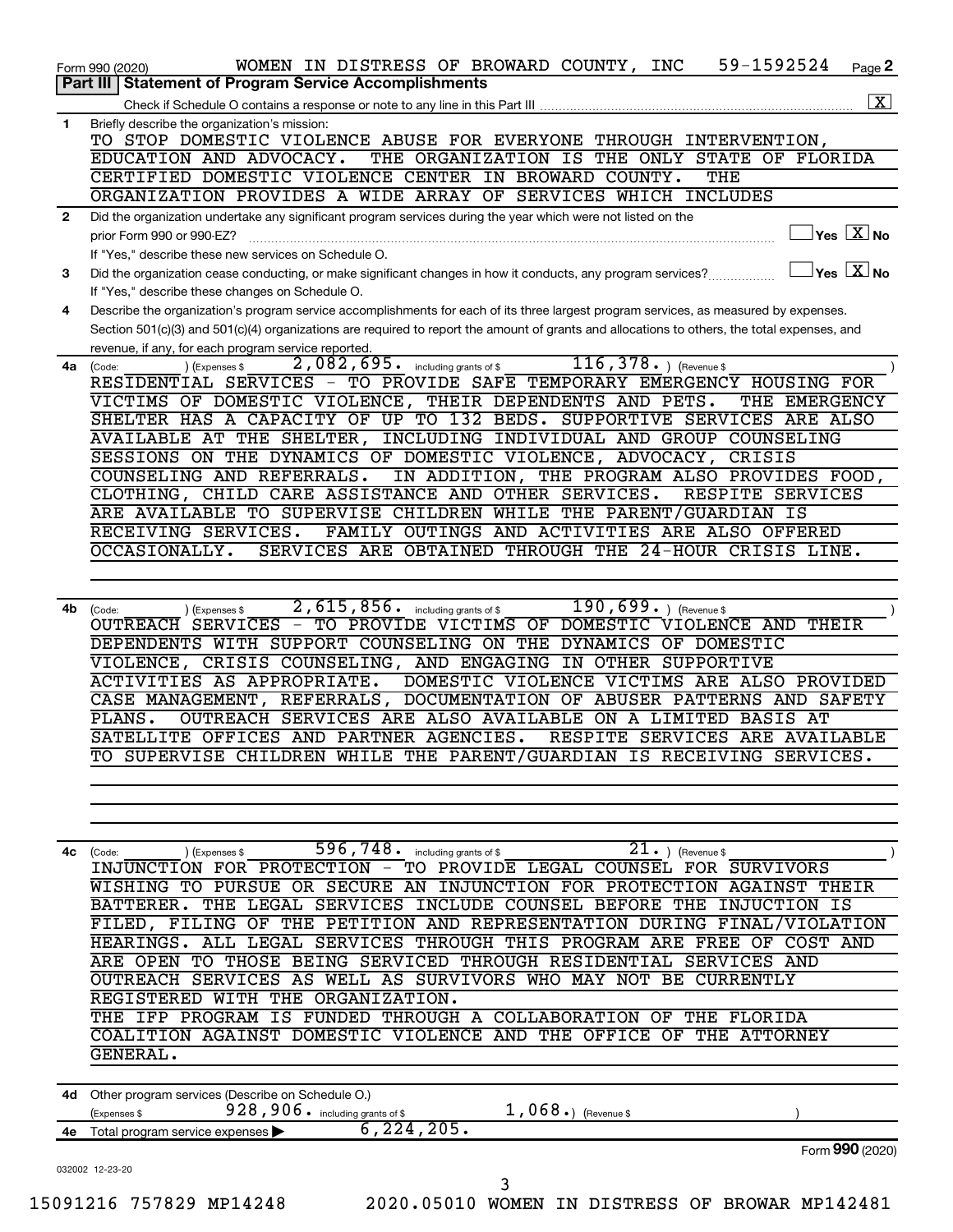Form 990 (2020) WOMEN IN DISTRESS OF BROWARD COUNTY, INC 59-1592524 Page **2**

**Part III | Statement of Program Service Accomplishments**

Check if Schedule O contains a response or note to any line in this Part III [X]

**1** Briefly describe the organization's mission:

TO STOP DOMESTIC VIOLENCE ABUSE FOR EVERYONE THROUGH INTERVENTION, EDUCATION AND ADVOCACY. THE ORGANIZATION IS THE ONLY STATE OF FLORIDA CERTIFIED DOMESTIC VIOLENCE CENTER IN BROWARD COUNTY. THE ORGANIZATION PROVIDES A WIDE ARRAY OF SERVICES WHICH INCLUDES

**2** Did the organization undertake any significant program services during the year which were not listed on the prior Form 990 or 990-EZ? [ ] Yes [X] No

If "Yes," describe these new services on Schedule O.

**3** Did the organization cease conducting, or make significant changes in how it conducts, any program services? [ ] Yes [X] No

If "Yes," describe these changes on Schedule O.

**4** Describe the organization's program service accomplishments for each of its three largest program services, as measured by expenses. Section 501(c)(3) and 501(c)(4) organizations are required to report the amount of grants and allocations to others, the total expenses, and revenue, if any, for each program service reported.

**4a** (Code: ) (Expenses $ 2,082,695. including grants of $ 116,378. ) (Revenue $ )

RESIDENTIAL SERVICES - TO PROVIDE SAFE TEMPORARY EMERGENCY HOUSING FOR VICTIMS OF DOMESTIC VIOLENCE, THEIR DEPENDENTS AND PETS. THE EMERGENCY SHELTER HAS A CAPACITY OF UP TO 132 BEDS. SUPPORTIVE SERVICES ARE ALSO AVAILABLE AT THE SHELTER, INCLUDING INDIVIDUAL AND GROUP COUNSELING SESSIONS ON THE DYNAMICS OF DOMESTIC VIOLENCE, ADVOCACY, CRISIS COUNSELING AND REFERRALS. IN ADDITION, THE PROGRAM ALSO PROVIDES FOOD, CLOTHING, CHILD CARE ASSISTANCE AND OTHER SERVICES. RESPITE SERVICES ARE AVAILABLE TO SUPERVISE CHILDREN WHILE THE PARENT/GUARDIAN IS RECEIVING SERVICES. FAMILY OUTINGS AND ACTIVITIES ARE ALSO OFFERED OCCASIONALLY. SERVICES ARE OBTAINED THROUGH THE 24-HOUR CRISIS LINE.

**4b** (Code: ) (Expenses $ 2,615,856. including grants of $ 190,699. ) (Revenue $ )

OUTREACH SERVICES - TO PROVIDE VICTIMS OF DOMESTIC VIOLENCE AND THEIR DEPENDENTS WITH SUPPORT COUNSELING ON THE DYNAMICS OF DOMESTIC VIOLENCE, CRISIS COUNSELING, AND ENGAGING IN OTHER SUPPORTIVE ACTIVITIES AS APPROPRIATE. DOMESTIC VIOLENCE VICTIMS ARE ALSO PROVIDED CASE MANAGEMENT, REFERRALS, DOCUMENTATION OF ABUSER PATTERNS AND SAFETY PLANS. OUTREACH SERVICES ARE ALSO AVAILABLE ON A LIMITED BASIS AT SATELLITE OFFICES AND PARTNER AGENCIES. RESPITE SERVICES ARE AVAILABLE TO SUPERVISE CHILDREN WHILE THE PARENT/GUARDIAN IS RECEIVING SERVICES.

**4c** (Code: ) (Expenses $ 596,748. including grants of $ 21. ) (Revenue $ )

INJUNCTION FOR PROTECTION - TO PROVIDE LEGAL COUNSEL FOR SURVIVORS WISHING TO PURSUE OR SECURE AN INJUNCTION FOR PROTECTION AGAINST THEIR BATTERER. THE LEGAL SERVICES INCLUDE COUNSEL BEFORE THE INJUCTION IS FILED, FILING OF THE PETITION AND REPRESENTATION DURING FINAL/VIOLATION HEARINGS. ALL LEGAL SERVICES THROUGH THIS PROGRAM ARE FREE OF COST AND ARE OPEN TO THOSE BEING SERVICED THROUGH RESIDENTIAL SERVICES AND OUTREACH SERVICES AS WELL AS SURVIVORS WHO MAY NOT BE CURRENTLY REGISTERED WITH THE ORGANIZATION.

THE IFP PROGRAM IS FUNDED THROUGH A COLLABORATION OF THE FLORIDA COALITION AGAINST DOMESTIC VIOLENCE AND THE OFFICE OF THE ATTORNEY GENERAL.

**4d** Other program services (Describe on Schedule O.)

(Expenses $ 928,906. including grants of $ 1,068.) (Revenue $ )

**4e** Total program service expenses ▶ 6,224,205.

Form **990** (2020)

032002 12-23-20

15091216 757829 MP14248 2020.05010 WOMEN IN DISTRESS OF BROWAR MP142481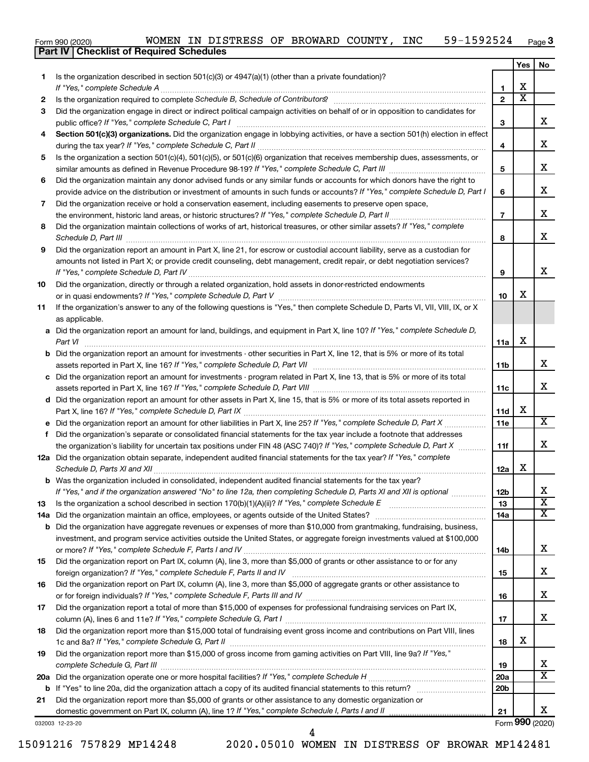Form 990 (2020) WOMEN IN DISTRESS OF BROWARD COUNTY, INC 59-1592524 Page 3

## Part IV | Checklist of Required Schedules

| | | | Yes | No |
|---|---|---|---|---|
| 1 | Is the organization described in section 501(c)(3) or 4947(a)(1) (other than a private foundation)? *If "Yes," complete Schedule A* | 1 | X | |
| 2 | Is the organization required to complete *Schedule B, Schedule of Contributors*? | 2 | X | |
| 3 | Did the organization engage in direct or indirect political campaign activities on behalf of or in opposition to candidates for public office? *If "Yes," complete Schedule C, Part I* | 3 | | X |
| 4 | **Section 501(c)(3) organizations.** Did the organization engage in lobbying activities, or have a section 501(h) election in effect during the tax year? *If "Yes," complete Schedule C, Part II* | 4 | | X |
| 5 | Is the organization a section 501(c)(4), 501(c)(5), or 501(c)(6) organization that receives membership dues, assessments, or similar amounts as defined in Revenue Procedure 98-19? *If "Yes," complete Schedule C, Part III* | 5 | | X |
| 6 | Did the organization maintain any donor advised funds or any similar funds or accounts for which donors have the right to provide advice on the distribution or investment of amounts in such funds or accounts? *If "Yes," complete Schedule D, Part I* | 6 | | X |
| 7 | Did the organization receive or hold a conservation easement, including easements to preserve open space, the environment, historic land areas, or historic structures? *If "Yes," complete Schedule D, Part II* | 7 | | X |
| 8 | Did the organization maintain collections of works of art, historical treasures, or other similar assets? *If "Yes," complete Schedule D, Part III* | 8 | | X |
| 9 | Did the organization report an amount in Part X, line 21, for escrow or custodial account liability, serve as a custodian for amounts not listed in Part X; or provide credit counseling, debt management, credit repair, or debt negotiation services? *If "Yes," complete Schedule D, Part IV* | 9 | | X |
| 10 | Did the organization, directly or through a related organization, hold assets in donor-restricted endowments or in quasi endowments? *If "Yes," complete Schedule D, Part V* | 10 | X | |
| 11 | If the organization's answer to any of the following questions is "Yes," then complete Schedule D, Parts VI, VII, VIII, IX, or X as applicable. | | | |
| a | Did the organization report an amount for land, buildings, and equipment in Part X, line 10? *If "Yes," complete Schedule D, Part VI* | 11a | X | |
| b | Did the organization report an amount for investments - other securities in Part X, line 12, that is 5% or more of its total assets reported in Part X, line 16? *If "Yes," complete Schedule D, Part VII* | 11b | | X |
| c | Did the organization report an amount for investments - program related in Part X, line 13, that is 5% or more of its total assets reported in Part X, line 16? *If "Yes," complete Schedule D, Part VIII* | 11c | | X |
| d | Did the organization report an amount for other assets in Part X, line 15, that is 5% or more of its total assets reported in Part X, line 16? *If "Yes," complete Schedule D, Part IX* | 11d | X | |
| e | Did the organization report an amount for other liabilities in Part X, line 25? *If "Yes," complete Schedule D, Part X* | 11e | | X |
| f | Did the organization's separate or consolidated financial statements for the tax year include a footnote that addresses the organization's liability for uncertain tax positions under FIN 48 (ASC 740)? *If "Yes," complete Schedule D, Part X* | 11f | | X |
| 12a | Did the organization obtain separate, independent audited financial statements for the tax year? *If "Yes," complete Schedule D, Parts XI and XII* | 12a | X | |
| b | Was the organization included in consolidated, independent audited financial statements for the tax year? *If "Yes," and if the organization answered "No" to line 12a, then completing Schedule D, Parts XI and XII is optional* | 12b | | X |
| 13 | Is the organization a school described in section 170(b)(1)(A)(ii)? *If "Yes," complete Schedule E* | 13 | | X |
| 14a | Did the organization maintain an office, employees, or agents outside of the United States? | 14a | | X |
| b | Did the organization have aggregate revenues or expenses of more than $10,000 from grantmaking, fundraising, business, investment, and program service activities outside the United States, or aggregate foreign investments valued at $100,000 or more? *If "Yes," complete Schedule F, Parts I and IV* | 14b | | X |
| 15 | Did the organization report on Part IX, column (A), line 3, more than $5,000 of grants or other assistance to or for any foreign organization? *If "Yes," complete Schedule F, Parts II and IV* | 15 | | X |
| 16 | Did the organization report on Part IX, column (A), line 3, more than $5,000 of aggregate grants or other assistance to or for foreign individuals? *If "Yes," complete Schedule F, Parts III and IV* | 16 | | X |
| 17 | Did the organization report a total of more than $15,000 of expenses for professional fundraising services on Part IX, column (A), lines 6 and 11e? *If "Yes," complete Schedule G, Part I* | 17 | | X |
| 18 | Did the organization report more than $15,000 total of fundraising event gross income and contributions on Part VIII, lines 1c and 8a? *If "Yes," complete Schedule G, Part II* | 18 | X | |
| 19 | Did the organization report more than $15,000 of gross income from gaming activities on Part VIII, line 9a? *If "Yes," complete Schedule G, Part III* | 19 | | X |
| 20a | Did the organization operate one or more hospital facilities? *If "Yes," complete Schedule H* | 20a | | X |
| b | If "Yes" to line 20a, did the organization attach a copy of its audited financial statements to this return? | 20b | | |
| 21 | Did the organization report more than $5,000 of grants or other assistance to any domestic organization or domestic government on Part IX, column (A), line 1? *If "Yes," complete Schedule I, Parts I and II* | 21 | | X |

032003 12-23-20 Form 990 (2020)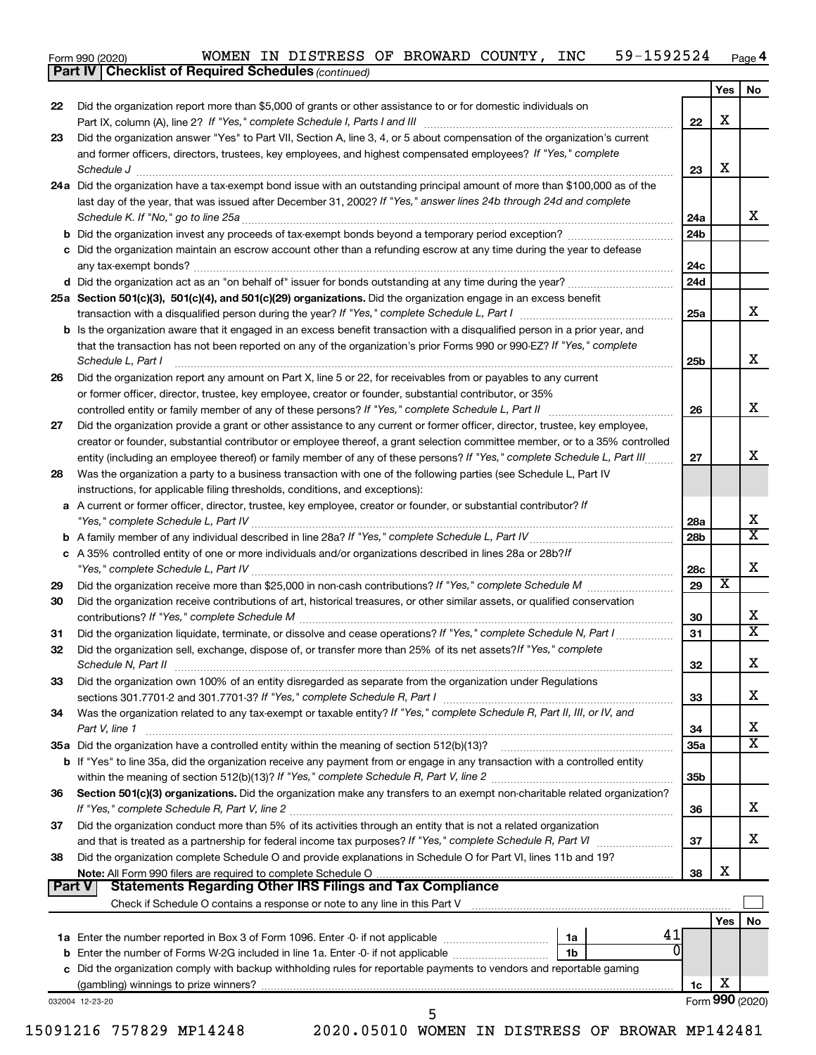Form 990 (2020) WOMEN IN DISTRESS OF BROWARD COUNTY, INC 59-1592524 Page 4

**Part IV | Checklist of Required Schedules** *(continued)*

| | | | Yes | No |
|---|---|---|---|---|
| 22 | Did the organization report more than $5,000 of grants or other assistance to or for domestic individuals on Part IX, column (A), line 2? *If "Yes," complete Schedule I, Parts I and III* | 22 | X | |
| 23 | Did the organization answer "Yes" to Part VII, Section A, line 3, 4, or 5 about compensation of the organization's current and former officers, directors, trustees, key employees, and highest compensated employees? *If "Yes," complete Schedule J* | 23 | X | |
| 24a | Did the organization have a tax-exempt bond issue with an outstanding principal amount of more than $100,000 as of the last day of the year, that was issued after December 31, 2002? *If "Yes," answer lines 24b through 24d and complete Schedule K. If "No," go to line 25a* | 24a | | X |
| b | Did the organization invest any proceeds of tax-exempt bonds beyond a temporary period exception? | 24b | | |
| c | Did the organization maintain an escrow account other than a refunding escrow at any time during the year to defease any tax-exempt bonds? | 24c | | |
| d | Did the organization act as an "on behalf of" issuer for bonds outstanding at any time during the year? | 24d | | |
| 25a | **Section 501(c)(3), 501(c)(4), and 501(c)(29) organizations.** Did the organization engage in an excess benefit transaction with a disqualified person during the year? *If "Yes," complete Schedule L, Part I* | 25a | | X |
| b | Is the organization aware that it engaged in an excess benefit transaction with a disqualified person in a prior year, and that the transaction has not been reported on any of the organization's prior Forms 990 or 990-EZ? *If "Yes," complete Schedule L, Part I* | 25b | | X |
| 26 | Did the organization report any amount on Part X, line 5 or 22, for receivables from or payables to any current or former officer, director, trustee, key employee, creator or founder, substantial contributor, or 35% controlled entity or family member of any of these persons? *If "Yes," complete Schedule L, Part II* | 26 | | X |
| 27 | Did the organization provide a grant or other assistance to any current or former officer, director, trustee, key employee, creator or founder, substantial contributor or employee thereof, a grant selection committee member, or to a 35% controlled entity (including an employee thereof) or family member of any of these persons? *If "Yes," complete Schedule L, Part III* | 27 | | X |
| 28 | Was the organization a party to a business transaction with one of the following parties (see Schedule L, Part IV instructions, for applicable filing thresholds, conditions, and exceptions): | | | |
| a | A current or former officer, director, trustee, key employee, creator or founder, or substantial contributor? *If "Yes," complete Schedule L, Part IV* | 28a | | X |
| b | A family member of any individual described in line 28a? *If "Yes," complete Schedule L, Part IV* | 28b | | X |
| c | A 35% controlled entity of one or more individuals and/or organizations described in lines 28a or 28b? *If "Yes," complete Schedule L, Part IV* | 28c | | X |
| 29 | Did the organization receive more than $25,000 in non-cash contributions? *If "Yes," complete Schedule M* | 29 | X | |
| 30 | Did the organization receive contributions of art, historical treasures, or other similar assets, or qualified conservation contributions? *If "Yes," complete Schedule M* | 30 | | X |
| 31 | Did the organization liquidate, terminate, or dissolve and cease operations? *If "Yes," complete Schedule N, Part I* | 31 | | X |
| 32 | Did the organization sell, exchange, dispose of, or transfer more than 25% of its net assets? *If "Yes," complete Schedule N, Part II* | 32 | | X |
| 33 | Did the organization own 100% of an entity disregarded as separate from the organization under Regulations sections 301.7701-2 and 301.7701-3? *If "Yes," complete Schedule R, Part I* | 33 | | X |
| 34 | Was the organization related to any tax-exempt or taxable entity? *If "Yes," complete Schedule R, Part II, III, or IV, and Part V, line 1* | 34 | | X |
| 35a | Did the organization have a controlled entity within the meaning of section 512(b)(13)? | 35a | | X |
| b | If "Yes" to line 35a, did the organization receive any payment from or engage in any transaction with a controlled entity within the meaning of section 512(b)(13)? *If "Yes," complete Schedule R, Part V, line 2* | 35b | | |
| 36 | **Section 501(c)(3) organizations.** Did the organization make any transfers to an exempt non-charitable related organization? *If "Yes," complete Schedule R, Part V, line 2* | 36 | | X |
| 37 | Did the organization conduct more than 5% of its activities through an entity that is not a related organization and that is treated as a partnership for federal income tax purposes? *If "Yes," complete Schedule R, Part VI* | 37 | | X |
| 38 | Did the organization complete Schedule O and provide explanations in Schedule O for Part VI, lines 11b and 19? **Note:** All Form 990 filers are required to complete Schedule O | 38 | X | |

**Part V | Statements Regarding Other IRS Filings and Tax Compliance**

Check if Schedule O contains a response or note to any line in this Part V ☐

| | | | | | Yes | No |
|---|---|---|---|---|---|---|
| 1a | Enter the number reported in Box 3 of Form 1096. Enter -0- if not applicable | 1a | 41 | | | |
| b | Enter the number of Forms W-2G included in line 1a. Enter -0- if not applicable | 1b | 0 | | | |
| c | Did the organization comply with backup withholding rules for reportable payments to vendors and reportable gaming (gambling) winnings to prize winners? | | | 1c | X | |

032004 12-23-20 Form **990** (2020)

15091216 757829 MP14248 2020.05010 WOMEN IN DISTRESS OF BROWAR MP142481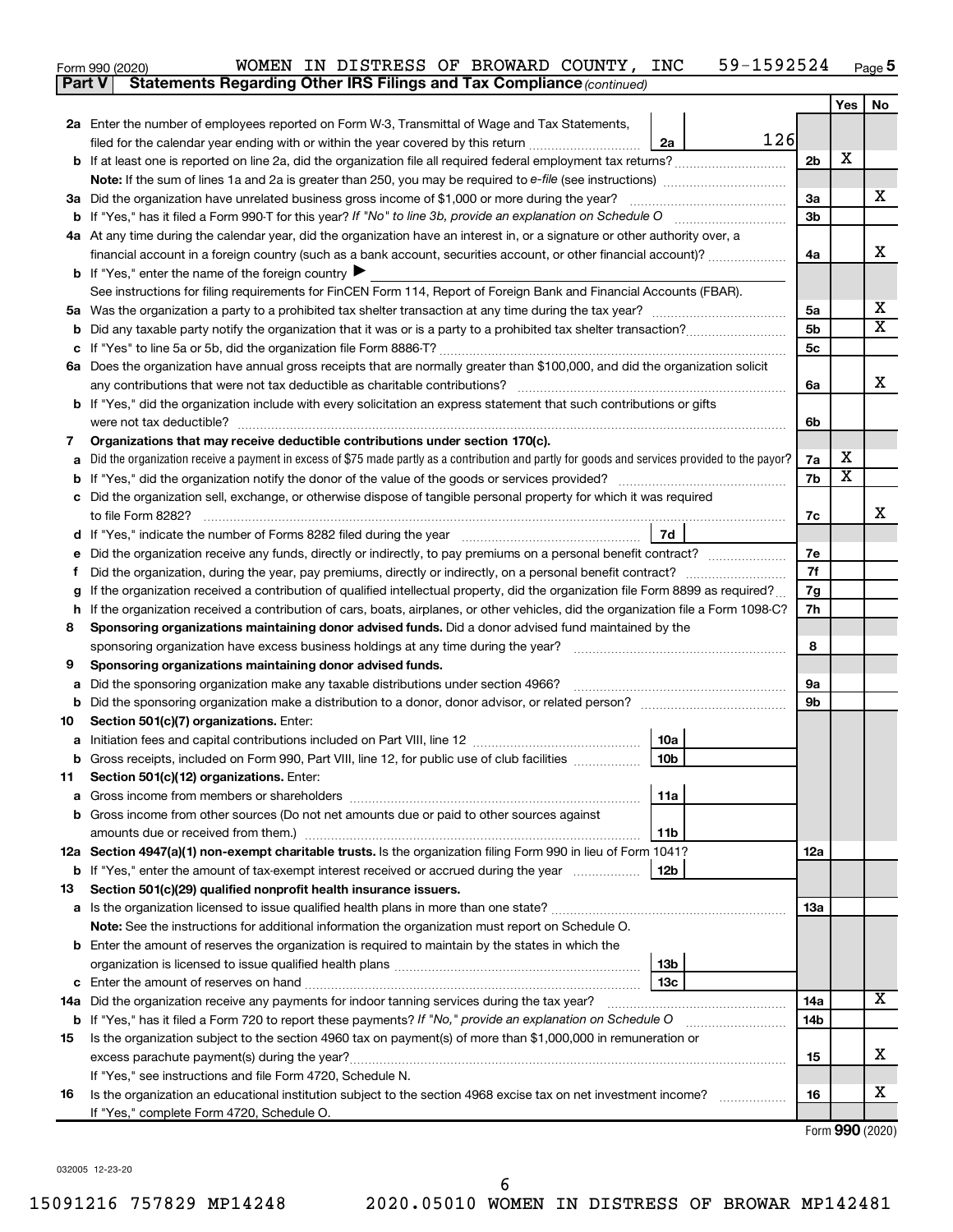Form 990 (2020) WOMEN IN DISTRESS OF BROWARD COUNTY, INC 59-1592524 Page 5

**Part V Statements Regarding Other IRS Filings and Tax Compliance** *(continued)*

| | | | | Yes | No |
|---|---|---|---|---|---|
| **2a** | Enter the number of employees reported on Form W-3, Transmittal of Wage and Tax Statements, filed for the calendar year ending with or within the year covered by this return | 2a | 126 | | |
| **b** | If at least one is reported on line 2a, did the organization file all required federal employment tax returns? | | 2b | X | |
| | **Note:** If the sum of lines 1a and 2a is greater than 250, you may be required to *e-file* (see instructions) | | | | |
| **3a** | Did the organization have unrelated business gross income of $1,000 or more during the year? | | 3a | | X |
| **b** | If "Yes," has it filed a Form 990-T for this year? *If "No" to line 3b, provide an explanation on Schedule O* | | 3b | | |
| **4a** | At any time during the calendar year, did the organization have an interest in, or a signature or other authority over, a financial account in a foreign country (such as a bank account, securities account, or other financial account)? | | 4a | | X |
| **b** | If "Yes," enter the name of the foreign country ▶ | | | | |
| | See instructions for filing requirements for FinCEN Form 114, Report of Foreign Bank and Financial Accounts (FBAR). | | | | |
| **5a** | Was the organization a party to a prohibited tax shelter transaction at any time during the tax year? | | 5a | | X |
| **b** | Did any taxable party notify the organization that it was or is a party to a prohibited tax shelter transaction? | | 5b | | X |
| **c** | If "Yes" to line 5a or 5b, did the organization file Form 8886-T? | | 5c | | |
| **6a** | Does the organization have annual gross receipts that are normally greater than $100,000, and did the organization solicit any contributions that were not tax deductible as charitable contributions? | | 6a | | X |
| **b** | If "Yes," did the organization include with every solicitation an express statement that such contributions or gifts were not tax deductible? | | 6b | | |
| **7** | **Organizations that may receive deductible contributions under section 170(c).** | | | | |
| **a** | Did the organization receive a payment in excess of $75 made partly as a contribution and partly for goods and services provided to the payor? | | 7a | X | |
| **b** | If "Yes," did the organization notify the donor of the value of the goods or services provided? | | 7b | X | |
| **c** | Did the organization sell, exchange, or otherwise dispose of tangible personal property for which it was required to file Form 8282? | | 7c | | X |
| **d** | If "Yes," indicate the number of Forms 8282 filed during the year | 7d | | | |
| **e** | Did the organization receive any funds, directly or indirectly, to pay premiums on a personal benefit contract? | | 7e | | |
| **f** | Did the organization, during the year, pay premiums, directly or indirectly, on a personal benefit contract? | | 7f | | |
| **g** | If the organization received a contribution of qualified intellectual property, did the organization file Form 8899 as required? | | 7g | | |
| **h** | If the organization received a contribution of cars, boats, airplanes, or other vehicles, did the organization file a Form 1098-C? | | 7h | | |
| **8** | **Sponsoring organizations maintaining donor advised funds.** Did a donor advised fund maintained by the sponsoring organization have excess business holdings at any time during the year? | | 8 | | |
| **9** | **Sponsoring organizations maintaining donor advised funds.** | | | | |
| **a** | Did the sponsoring organization make any taxable distributions under section 4966? | | 9a | | |
| **b** | Did the sponsoring organization make a distribution to a donor, donor advisor, or related person? | | 9b | | |
| **10** | **Section 501(c)(7) organizations.** Enter: | | | | |
| **a** | Initiation fees and capital contributions included on Part VIII, line 12 | 10a | | | |
| **b** | Gross receipts, included on Form 990, Part VIII, line 12, for public use of club facilities | 10b | | | |
| **11** | **Section 501(c)(12) organizations.** Enter: | | | | |
| **a** | Gross income from members or shareholders | 11a | | | |
| **b** | Gross income from other sources (Do not net amounts due or paid to other sources against amounts due or received from them.) | 11b | | | |
| **12a** | **Section 4947(a)(1) non-exempt charitable trusts.** Is the organization filing Form 990 in lieu of Form 1041? | | 12a | | |
| **b** | If "Yes," enter the amount of tax-exempt interest received or accrued during the year | 12b | | | |
| **13** | **Section 501(c)(29) qualified nonprofit health insurance issuers.** | | | | |
| **a** | Is the organization licensed to issue qualified health plans in more than one state? | | 13a | | |
| | **Note:** See the instructions for additional information the organization must report on Schedule O. | | | | |
| **b** | Enter the amount of reserves the organization is required to maintain by the states in which the organization is licensed to issue qualified health plans | 13b | | | |
| **c** | Enter the amount of reserves on hand | 13c | | | |
| **14a** | Did the organization receive any payments for indoor tanning services during the tax year? | | 14a | | X |
| **b** | If "Yes," has it filed a Form 720 to report these payments? *If "No," provide an explanation on Schedule O* | | 14b | | |
| **15** | Is the organization subject to the section 4960 tax on payment(s) of more than $1,000,000 in remuneration or excess parachute payment(s) during the year? | | 15 | | X |
| | If "Yes," see instructions and file Form 4720, Schedule N. | | | | |
| **16** | Is the organization an educational institution subject to the section 4968 excise tax on net investment income? | | 16 | | X |
| | If "Yes," complete Form 4720, Schedule O. | | | | |

Form **990** (2020)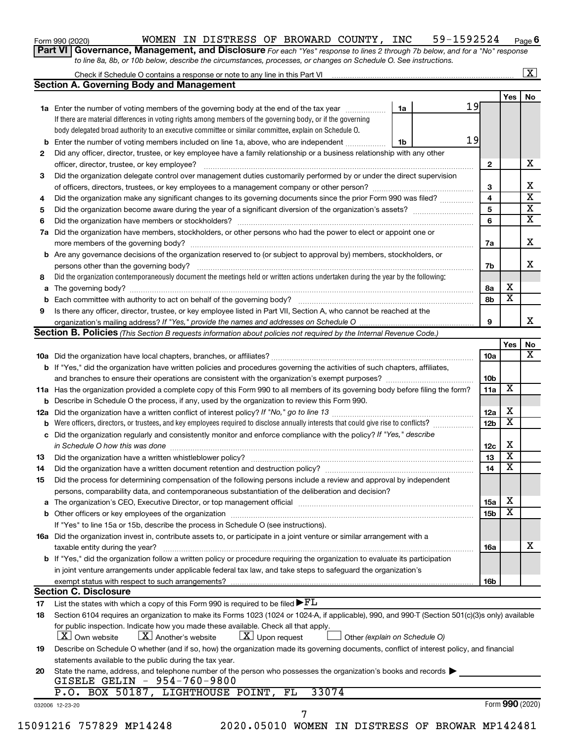Form 990 (2020) WOMEN IN DISTRESS OF BROWARD COUNTY, INC 59-1592524 Page 6

**Part VI Governance, Management, and Disclosure** *For each "Yes" response to lines 2 through 7b below, and for a "No" response to line 8a, 8b, or 10b below, describe the circumstances, processes, or changes on Schedule O. See instructions.*

Check if Schedule O contains a response or note to any line in this Part VI ..... [X]

## Section A. Governing Body and Management

| | | | Yes | No |
|---|---|---|---|---|
| **1a** | Enter the number of voting members of the governing body at the end of the tax year ..... 1a 19 If there are material differences in voting rights among members of the governing body, or if the governing body delegated broad authority to an executive committee or similar committee, explain on Schedule O. | | | |
| **b** | Enter the number of voting members included on line 1a, above, who are independent ..... 1b 19 | | | |
| **2** | Did any officer, director, trustee, or key employee have a family relationship or a business relationship with any other officer, director, trustee, or key employee? | 2 | | X |
| **3** | Did the organization delegate control over management duties customarily performed by or under the direct supervision of officers, directors, trustees, or key employees to a management company or other person? | 3 | | X |
| **4** | Did the organization make any significant changes to its governing documents since the prior Form 990 was filed? | 4 | | X |
| **5** | Did the organization become aware during the year of a significant diversion of the organization's assets? | 5 | | X |
| **6** | Did the organization have members or stockholders? | 6 | | X |
| **7a** | Did the organization have members, stockholders, or other persons who had the power to elect or appoint one or more members of the governing body? | 7a | | X |
| **b** | Are any governance decisions of the organization reserved to (or subject to approval by) members, stockholders, or persons other than the governing body? | 7b | | X |
| **8** | Did the organization contemporaneously document the meetings held or written actions undertaken during the year by the following: | | | |
| **a** | The governing body? | 8a | X | |
| **b** | Each committee with authority to act on behalf of the governing body? | 8b | X | |
| **9** | Is there any officer, director, trustee, or key employee listed in Part VII, Section A, who cannot be reached at the organization's mailing address? *If "Yes," provide the names and addresses on Schedule O* | 9 | | X |

## Section B. Policies *(This Section B requests information about policies not required by the Internal Revenue Code.)*

| | | | Yes | No |
|---|---|---|---|---|
| **10a** | Did the organization have local chapters, branches, or affiliates? | 10a | | X |
| **b** | If "Yes," did the organization have written policies and procedures governing the activities of such chapters, affiliates, and branches to ensure their operations are consistent with the organization's exempt purposes? | 10b | | |
| **11a** | Has the organization provided a complete copy of this Form 990 to all members of its governing body before filing the form? | 11a | X | |
| **b** | Describe in Schedule O the process, if any, used by the organization to review this Form 990. | | | |
| **12a** | Did the organization have a written conflict of interest policy? *If "No," go to line 13* | 12a | X | |
| **b** | Were officers, directors, or trustees, and key employees required to disclose annually interests that could give rise to conflicts? | 12b | X | |
| **c** | Did the organization regularly and consistently monitor and enforce compliance with the policy? *If "Yes," describe in Schedule O how this was done* | 12c | X | |
| **13** | Did the organization have a written whistleblower policy? | 13 | X | |
| **14** | Did the organization have a written document retention and destruction policy? | 14 | X | |
| **15** | Did the process for determining compensation of the following persons include a review and approval by independent persons, comparability data, and contemporaneous substantiation of the deliberation and decision? | | | |
| **a** | The organization's CEO, Executive Director, or top management official | 15a | X | |
| **b** | Other officers or key employees of the organization | 15b | X | |
| | If "Yes" to line 15a or 15b, describe the process in Schedule O (see instructions). | | | |
| **16a** | Did the organization invest in, contribute assets to, or participate in a joint venture or similar arrangement with a taxable entity during the year? | 16a | | X |
| **b** | If "Yes," did the organization follow a written policy or procedure requiring the organization to evaluate its participation in joint venture arrangements under applicable federal tax law, and take steps to safeguard the organization's exempt status with respect to such arrangements? | 16b | | |

## Section C. Disclosure

**17** List the states with which a copy of this Form 990 is required to be filed ▶ FL

**18** Section 6104 requires an organization to make its Forms 1023 (1024 or 1024-A, if applicable), 990, and 990-T (Section 501(c)(3)s only) available for public inspection. Indicate how you made these available. Check all that apply.

[X] Own website [X] Another's website [X] Upon request [ ] Other *(explain on Schedule O)*

**19** Describe on Schedule O whether (and if so, how) the organization made its governing documents, conflict of interest policy, and financial statements available to the public during the tax year.

**20** State the name, address, and telephone number of the person who possesses the organization's books and records ▶

GISELE GELIN - 954-760-9800

P.O. BOX 50187, LIGHTHOUSE POINT, FL 33074

032006 12-23-20 Form **990** (2020)

15091216 757829 MP14248 2020.05010 WOMEN IN DISTRESS OF BROWAR MP142481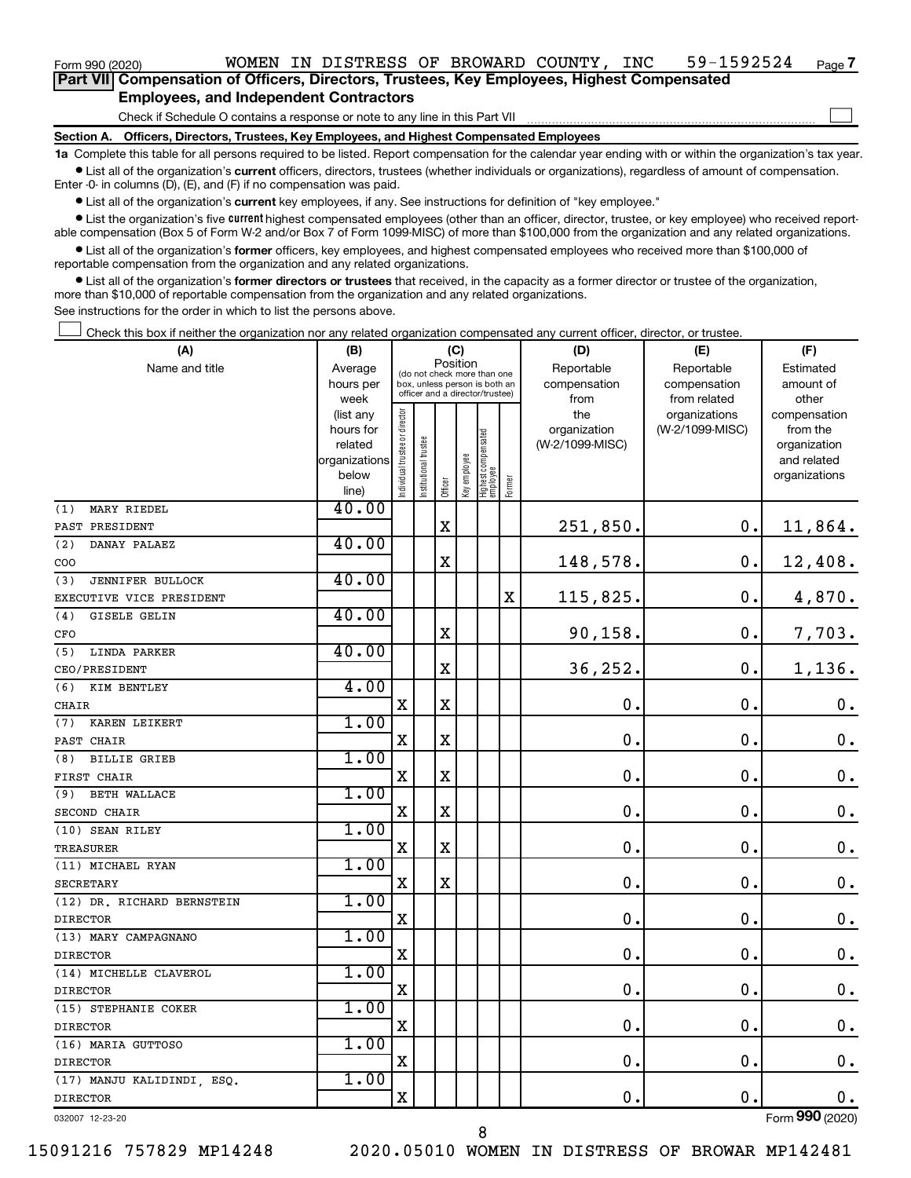Form 990 (2020) WOMEN IN DISTRESS OF BROWARD COUNTY, INC 59-1592524 Page 7

**Part VII Compensation of Officers, Directors, Trustees, Key Employees, Highest Compensated Employees, and Independent Contractors**

Check if Schedule O contains a response or note to any line in this Part VII ☐

**Section A. Officers, Directors, Trustees, Key Employees, and Highest Compensated Employees**

**1a** Complete this table for all persons required to be listed. Report compensation for the calendar year ending with or within the organization's tax year.

- List all of the organization's **current** officers, directors, trustees (whether individuals or organizations), regardless of amount of compensation. Enter -0- in columns (D), (E), and (F) if no compensation was paid.
- List all of the organization's **current** key employees, if any. See instructions for definition of "key employee."
- List the organization's five **current** highest compensated employees (other than an officer, director, trustee, or key employee) who received reportable compensation (Box 5 of Form W-2 and/or Box 7 of Form 1099-MISC) of more than $100,000 from the organization and any related organizations.
- List all of the organization's **former** officers, key employees, and highest compensated employees who received more than $100,000 of reportable compensation from the organization and any related organizations.
- List all of the organization's **former directors or trustees** that received, in the capacity as a former director or trustee of the organization, more than $10,000 of reportable compensation from the organization and any related organizations.

See instructions for the order in which to list the persons above.

☐ Check this box if neither the organization nor any related organization compensated any current officer, director, or trustee.

| (A) Name and title | (B) Average hours per week (list any hours for related organizations below line) | (C) Position: Individual trustee or director | Institutional trustee | Officer | Key employee | Highest compensated employee | Former | (D) Reportable compensation from the organization (W-2/1099-MISC) | (E) Reportable compensation from related organizations (W-2/1099-MISC) | (F) Estimated amount of other compensation from the organization and related organizations |
|---|---|---|---|---|---|---|---|---|---|---|
| (1) MARY RIEDEL<br>PAST PRESIDENT | 40.00 | | | X | | | | 251,850. | 0. | 11,864. |
| (2) DANAY PALAEZ<br>COO | 40.00 | | | X | | | | 148,578. | 0. | 12,408. |
| (3) JENNIFER BULLOCK<br>EXECUTIVE VICE PRESIDENT | 40.00 | | | | | | X | 115,825. | 0. | 4,870. |
| (4) GISELE GELIN<br>CFO | 40.00 | | | X | | | | 90,158. | 0. | 7,703. |
| (5) LINDA PARKER<br>CEO/PRESIDENT | 40.00 | | | X | | | | 36,252. | 0. | 1,136. |
| (6) KIM BENTLEY<br>CHAIR | 4.00 | X | | X | | | | 0. | 0. | 0. |
| (7) KAREN LEIKERT<br>PAST CHAIR | 1.00 | X | | X | | | | 0. | 0. | 0. |
| (8) BILLIE GRIEB<br>FIRST CHAIR | 1.00 | X | | X | | | | 0. | 0. | 0. |
| (9) BETH WALLACE<br>SECOND CHAIR | 1.00 | X | | X | | | | 0. | 0. | 0. |
| (10) SEAN RILEY<br>TREASURER | 1.00 | X | | X | | | | 0. | 0. | 0. |
| (11) MICHAEL RYAN<br>SECRETARY | 1.00 | X | | X | | | | 0. | 0. | 0. |
| (12) DR. RICHARD BERNSTEIN<br>DIRECTOR | 1.00 | X | | | | | | 0. | 0. | 0. |
| (13) MARY CAMPAGNANO<br>DIRECTOR | 1.00 | X | | | | | | 0. | 0. | 0. |
| (14) MICHELLE CLAVEROL<br>DIRECTOR | 1.00 | X | | | | | | 0. | 0. | 0. |
| (15) STEPHANIE COKER<br>DIRECTOR | 1.00 | X | | | | | | 0. | 0. | 0. |
| (16) MARIA GUTTOSO<br>DIRECTOR | 1.00 | X | | | | | | 0. | 0. | 0. |
| (17) MANJU KALIDINDI, ESQ.<br>DIRECTOR | 1.00 | X | | | | | | 0. | 0. | 0. |

032007 12-23-20 Form **990** (2020)

15091216 757829 MP14248 2020.05010 WOMEN IN DISTRESS OF BROWAR MP142481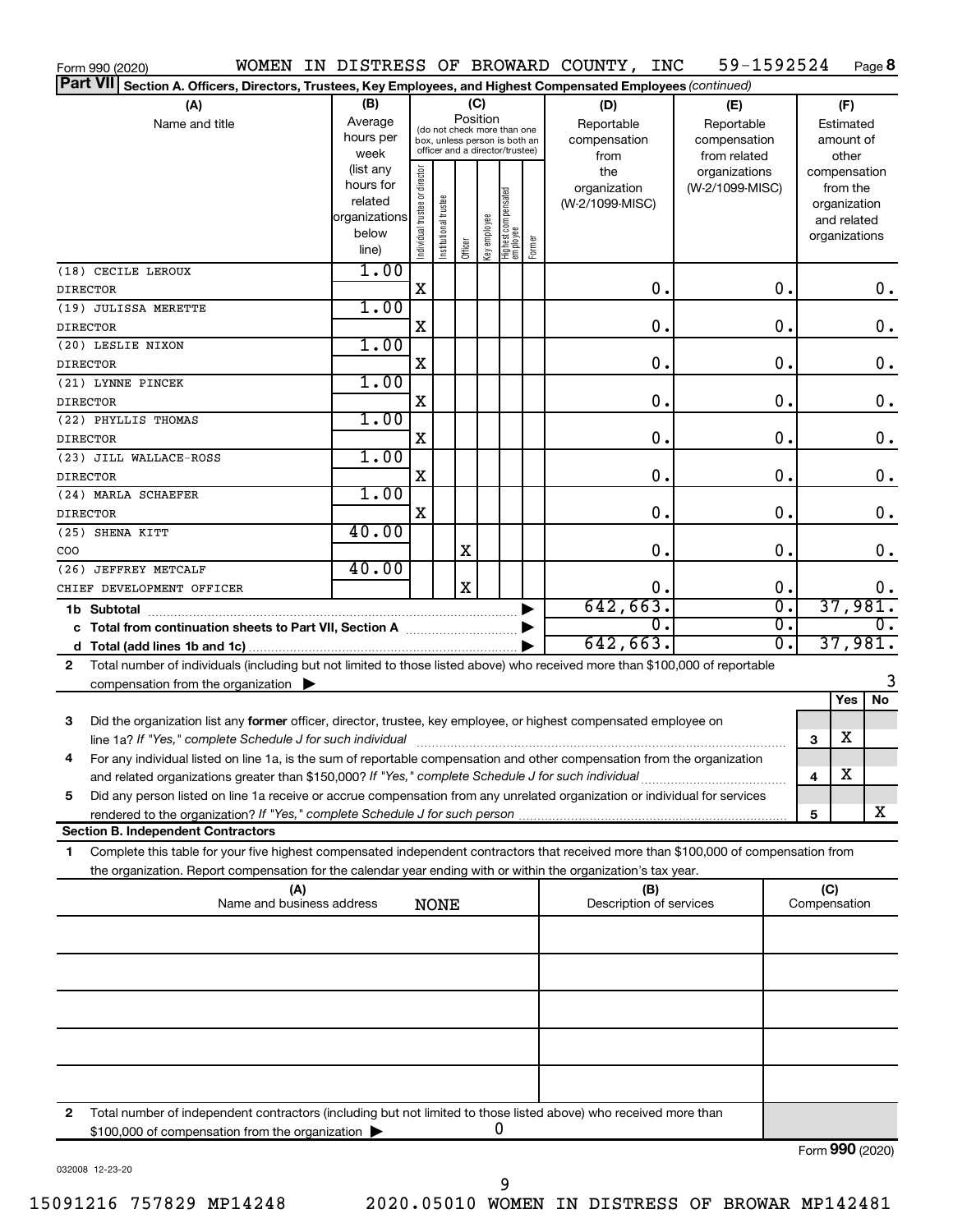Form 990 (2020) WOMEN IN DISTRESS OF BROWARD COUNTY, INC 59-1592524 Page **8**

**Part VII** **Section A. Officers, Directors, Trustees, Key Employees, and Highest Compensated Employees** *(continued)*

| (A) Name and title | (B) Average hours per week (list any hours for related organizations below line) | (C) Position (do not check more than one box, unless person is both an officer and a director/trustee): Individual trustee or director | Institutional trustee | Officer | Key employee | Highest compensated employee | Former | (D) Reportable compensation from the organization (W-2/1099-MISC) | (E) Reportable compensation from related organizations (W-2/1099-MISC) | (F) Estimated amount of other compensation from the organization and related organizations |
|---|---|---|---|---|---|---|---|---|---|---|
| (18) CECILE LEROUX<br>DIRECTOR | 1.00 | X | | | | | | 0. | 0. | 0. |
| (19) JULISSA MERETTE<br>DIRECTOR | 1.00 | X | | | | | | 0. | 0. | 0. |
| (20) LESLIE NIXON<br>DIRECTOR | 1.00 | X | | | | | | 0. | 0. | 0. |
| (21) LYNNE PINCEK<br>DIRECTOR | 1.00 | X | | | | | | 0. | 0. | 0. |
| (22) PHYLLIS THOMAS<br>DIRECTOR | 1.00 | X | | | | | | 0. | 0. | 0. |
| (23) JILL WALLACE-ROSS<br>DIRECTOR | 1.00 | X | | | | | | 0. | 0. | 0. |
| (24) MARLA SCHAEFER<br>DIRECTOR | 1.00 | X | | | | | | 0. | 0. | 0. |
| (25) SHENA KITT<br>COO | 40.00 | | | X | | | | 0. | 0. | 0. |
| (26) JEFFREY METCALF<br>CHIEF DEVELOPMENT OFFICER | 40.00 | | | X | | | | 0. | 0. | 0. |
| **1b Subtotal** | | | | | | | | 642,663. | 0. | 37,981. |
| **c Total from continuation sheets to Part VII, Section A** | | | | | | | | 0. | 0. | 0. |
| **d Total (add lines 1b and 1c)** | | | | | | | | 642,663. | 0. | 37,981. |

**2** Total number of individuals (including but not limited to those listed above) who received more than $100,000 of reportable compensation from the organization ▶ 3

| | | Yes | No |
|---|---|---|---|
| **3** Did the organization list any **former** officer, director, trustee, key employee, or highest compensated employee on line 1a? *If "Yes," complete Schedule J for such individual* | 3 | X | |
| **4** For any individual listed on line 1a, is the sum of reportable compensation and other compensation from the organization and related organizations greater than $150,000? *If "Yes," complete Schedule J for such individual* | 4 | X | |
| **5** Did any person listed on line 1a receive or accrue compensation from any unrelated organization or individual for services rendered to the organization? *If "Yes," complete Schedule J for such person* | 5 | | X |

**Section B. Independent Contractors**

**1** Complete this table for your five highest compensated independent contractors that received more than $100,000 of compensation from the organization. Report compensation for the calendar year ending with or within the organization's tax year.

| (A) Name and business address NONE | (B) Description of services | (C) Compensation |
|---|---|---|
| | | |
| | | |
| | | |
| | | |
| | | |

**2** Total number of independent contractors (including but not limited to those listed above) who received more than $100,000 of compensation from the organization ▶ 0

Form **990** (2020)

032008 12-23-20

15091216 757829 MP14248 2020.05010 WOMEN IN DISTRESS OF BROWAR MP142481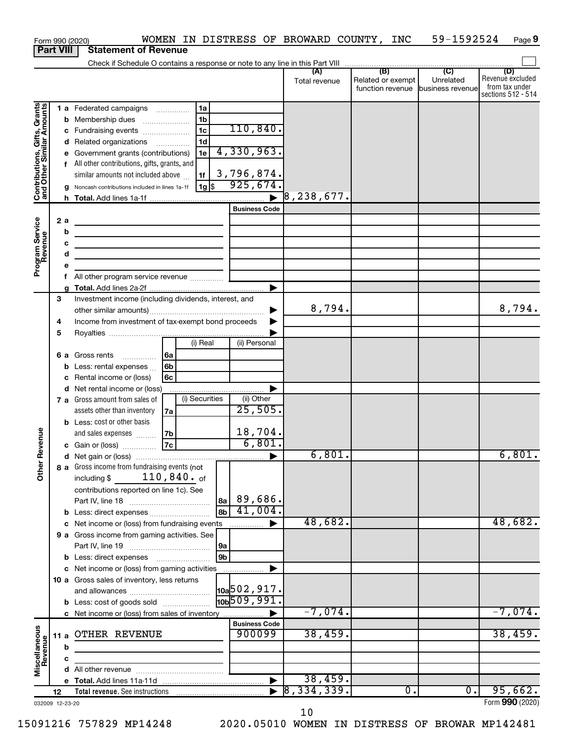Form 990 (2020) WOMEN IN DISTRESS OF BROWARD COUNTY, INC 59-1592524 Page **9**

**Part VIII** **Statement of Revenue**

Check if Schedule O contains a response or note to any line in this Part VIII

| | | | (A) Total revenue | (B) Related or exempt function revenue | (C) Unrelated business revenue | (D) Revenue excluded from tax under sections 512 - 514 |
|---|---|---|---|---|---|---|
| **Contributions, Gifts, Grants and Other Similar Amounts** | 1 a Federated campaigns | 1a | | | | |
| | b Membership dues | 1b | | | | |
| | c Fundraising events | 1c 110,840. | | | | |
| | d Related organizations | 1d | | | | |
| | e Government grants (contributions) | 1e 4,330,963. | | | | |
| | f All other contributions, gifts, grants, and similar amounts not included above | 1f 3,796,874. | | | | |
| | g Noncash contributions included in lines 1a-1f | 1g $ 925,674. | | | | |
| | h **Total.** Add lines 1a-1f | | 8,238,677. | | | |
| **Program Service Revenue** | | Business Code | | | | |
| | 2 a | | | | | |
| | b | | | | | |
| | c | | | | | |
| | d | | | | | |
| | e | | | | | |
| | f All other program service revenue | | | | | |
| | g **Total.** Add lines 2a-2f | | | | | |
| **Other Revenue** | 3 Investment income (including dividends, interest, and other similar amounts) | | 8,794. | | | 8,794. |
| | 4 Income from investment of tax-exempt bond proceeds | | | | | |
| | 5 Royalties | | | | | |
| | | (i) Real / (ii) Personal | | | | |
| | 6 a Gross rents | 6a | | | | |
| | b Less: rental expenses | 6b | | | | |
| | c Rental income or (loss) | 6c | | | | |
| | d Net rental income or (loss) | | | | | |
| | 7 a Gross amount from sales of assets other than inventory | 7a (i) Securities: / (ii) Other: 25,505. | | | | |
| | b Less: cost or other basis and sales expenses | 7b (ii) Other: 18,704. | | | | |
| | c Gain or (loss) | 7c (ii) Other: 6,801. | | | | |
| | d Net gain or (loss) | | 6,801. | | | 6,801. |
| | 8 a Gross income from fundraising events (not including $ 110,840. of contributions reported on line 1c). See Part IV, line 18 | 8a 89,686. | | | | |
| | b Less: direct expenses | 8b 41,004. | | | | |
| | c Net income or (loss) from fundraising events | | 48,682. | | | 48,682. |
| | 9 a Gross income from gaming activities. See Part IV, line 19 | 9a | | | | |
| | b Less: direct expenses | 9b | | | | |
| | c Net income or (loss) from gaming activities | | | | | |
| | 10 a Gross sales of inventory, less returns and allowances | 10a 502,917. | | | | |
| | b Less: cost of goods sold | 10b 509,991. | | | | |
| | c Net income or (loss) from sales of inventory | | -7,074. | | | -7,074. |
| **Miscellaneous Revenue** | | Business Code | | | | |
| | 11 a OTHER REVENUE | 900099 | 38,459. | | | 38,459. |
| | b | | | | | |
| | c | | | | | |
| | d All other revenue | | | | | |
| | e **Total.** Add lines 11a-11d | | 38,459. | | | |
| | 12 **Total revenue.** See instructions | | 8,334,339. | 0. | 0. | 95,662. |

032009 12-23-20 Form **990** (2020)

15091216 757829 MP14248 2020.05010 WOMEN IN DISTRESS OF BROWAR MP142481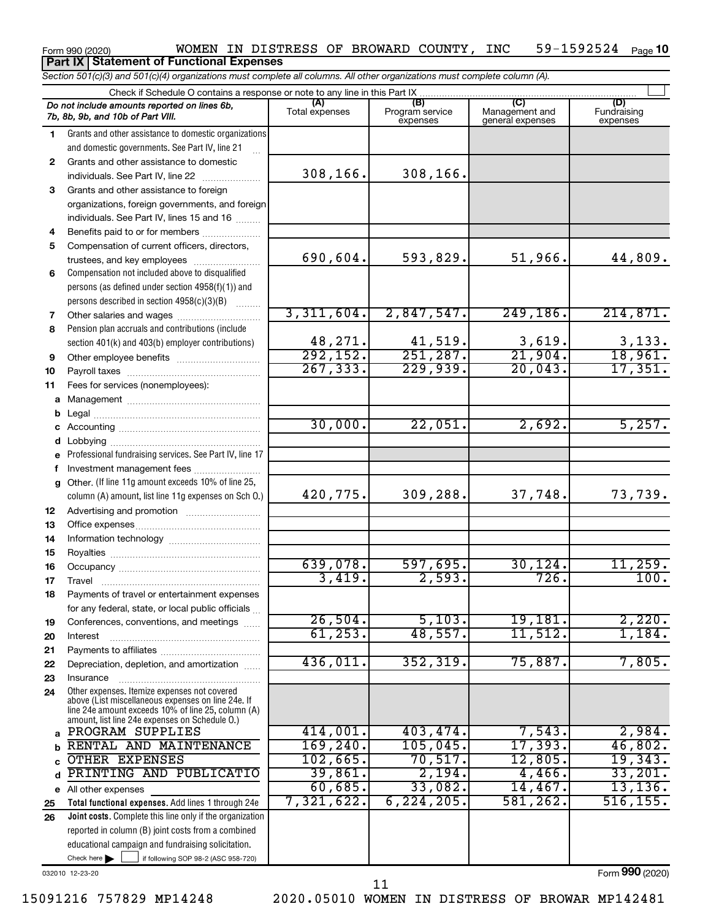Form 990 (2020) WOMEN IN DISTRESS OF BROWARD COUNTY, INC 59-1592524

## Part IX Statement of Functional Expenses

*Section 501(c)(3) and 501(c)(4) organizations must complete all columns. All other organizations must complete column (A).*

Check if Schedule O contains a response or note to any line in this Part IX

| | *Do not include amounts reported on lines 6b, 7b, 8b, 9b, and 10b of Part VIII.* | (A) Total expenses | (B) Program service expenses | (C) Management and general expenses | (D) Fundraising expenses |
|---|---|---|---|---|---|
| 1 | Grants and other assistance to domestic organizations and domestic governments. See Part IV, line 21 | | | | |
| 2 | Grants and other assistance to domestic individuals. See Part IV, line 22 | 308,166. | 308,166. | | |
| 3 | Grants and other assistance to foreign organizations, foreign governments, and foreign individuals. See Part IV, lines 15 and 16 | | | | |
| 4 | Benefits paid to or for members | | | | |
| 5 | Compensation of current officers, directors, trustees, and key employees | 690,604. | 593,829. | 51,966. | 44,809. |
| 6 | Compensation not included above to disqualified persons (as defined under section 4958(f)(1)) and persons described in section 4958(c)(3)(B) | | | | |
| 7 | Other salaries and wages | 3,311,604. | 2,847,547. | 249,186. | 214,871. |
| 8 | Pension plan accruals and contributions (include section 401(k) and 403(b) employer contributions) | 48,271. | 41,519. | 3,619. | 3,133. |
| 9 | Other employee benefits | 292,152. | 251,287. | 21,904. | 18,961. |
| 10 | Payroll taxes | 267,333. | 229,939. | 20,043. | 17,351. |
| 11 | Fees for services (nonemployees): | | | | |
| a | Management | | | | |
| b | Legal | | | | |
| c | Accounting | 30,000. | 22,051. | 2,692. | 5,257. |
| d | Lobbying | | | | |
| e | Professional fundraising services. See Part IV, line 17 | | | | |
| f | Investment management fees | | | | |
| g | Other. (If line 11g amount exceeds 10% of line 25, column (A) amount, list line 11g expenses on Sch O.) | 420,775. | 309,288. | 37,748. | 73,739. |
| 12 | Advertising and promotion | | | | |
| 13 | Office expenses | | | | |
| 14 | Information technology | | | | |
| 15 | Royalties | | | | |
| 16 | Occupancy | 639,078. | 597,695. | 30,124. | 11,259. |
| 17 | Travel | 3,419. | 2,593. | 726. | 100. |
| 18 | Payments of travel or entertainment expenses for any federal, state, or local public officials | | | | |
| 19 | Conferences, conventions, and meetings | 26,504. | 5,103. | 19,181. | 2,220. |
| 20 | Interest | 61,253. | 48,557. | 11,512. | 1,184. |
| 21 | Payments to affiliates | | | | |
| 22 | Depreciation, depletion, and amortization | 436,011. | 352,319. | 75,887. | 7,805. |
| 23 | Insurance | | | | |
| 24 | Other expenses. Itemize expenses not covered above (List miscellaneous expenses on line 24e. If line 24e amount exceeds 10% of line 25, column (A) amount, list line 24e expenses on Schedule O.) | | | | |
| a | PROGRAM SUPPLIES | 414,001. | 403,474. | 7,543. | 2,984. |
| b | RENTAL AND MAINTENANCE | 169,240. | 105,045. | 17,393. | 46,802. |
| c | OTHER EXPENSES | 102,665. | 70,517. | 12,805. | 19,343. |
| d | PRINTING AND PUBLICATIO | 39,861. | 2,194. | 4,466. | 33,201. |
| e | All other expenses | 60,685. | 33,082. | 14,467. | 13,136. |
| 25 | **Total functional expenses.** Add lines 1 through 24e | 7,321,622. | 6,224,205. | 581,262. | 516,155. |
| 26 | **Joint costs.** Complete this line only if the organization reported in column (B) joint costs from a combined educational campaign and fundraising solicitation. Check here ☐ if following SOP 98-2 (ASC 958-720) | | | | |

032010 12-23-20

Form **990** (2020)

15091216 757829 MP14248 2020.05010 WOMEN IN DISTRESS OF BROWAR MP142481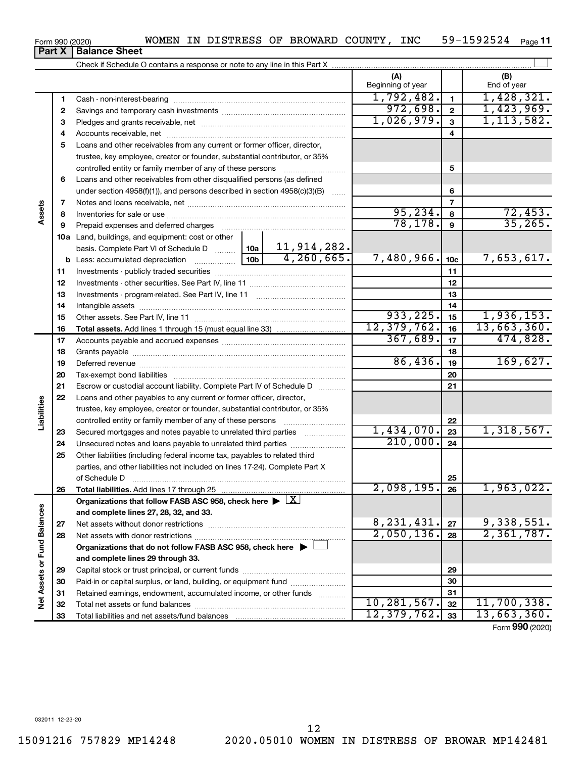Form 990 (2020) WOMEN IN DISTRESS OF BROWARD COUNTY, INC 59-1592524 Page 11

**Part X | Balance Sheet**

Check if Schedule O contains a response or note to any line in this Part X

| | | | | (A) Beginning of year | | (B) End of year |
|---|---|---|---|---|---|---|
| Assets | 1 | Cash - non-interest-bearing | | 1,792,482. | 1 | 1,428,321. |
| | 2 | Savings and temporary cash investments | | 972,698. | 2 | 1,423,969. |
| | 3 | Pledges and grants receivable, net | | 1,026,979. | 3 | 1,113,582. |
| | 4 | Accounts receivable, net | | | 4 | |
| | 5 | Loans and other receivables from any current or former officer, director, trustee, key employee, creator or founder, substantial contributor, or 35% controlled entity or family member of any of these persons | | | 5 | |
| | 6 | Loans and other receivables from other disqualified persons (as defined under section 4958(f)(1)), and persons described in section 4958(c)(3)(B) | | | 6 | |
| | 7 | Notes and loans receivable, net | | | 7 | |
| | 8 | Inventories for sale or use | | 95,234. | 8 | 72,453. |
| | 9 | Prepaid expenses and deferred charges | | 78,178. | 9 | 35,265. |
| | 10a | Land, buildings, and equipment: cost or other basis. Complete Part VI of Schedule D | 10a 11,914,282. | | | |
| | b | Less: accumulated depreciation | 10b 4,260,665. | 7,480,966. | 10c | 7,653,617. |
| | 11 | Investments - publicly traded securities | | | 11 | |
| | 12 | Investments - other securities. See Part IV, line 11 | | | 12 | |
| | 13 | Investments - program-related. See Part IV, line 11 | | | 13 | |
| | 14 | Intangible assets | | | 14 | |
| | 15 | Other assets. See Part IV, line 11 | | 933,225. | 15 | 1,936,153. |
| | 16 | **Total assets.** Add lines 1 through 15 (must equal line 33) | | 12,379,762. | 16 | 13,663,360. |
| Liabilities | 17 | Accounts payable and accrued expenses | | 367,689. | 17 | 474,828. |
| | 18 | Grants payable | | | 18 | |
| | 19 | Deferred revenue | | 86,436. | 19 | 169,627. |
| | 20 | Tax-exempt bond liabilities | | | 20 | |
| | 21 | Escrow or custodial account liability. Complete Part IV of Schedule D | | | 21 | |
| | 22 | Loans and other payables to any current or former officer, director, trustee, key employee, creator or founder, substantial contributor, or 35% controlled entity or family member of any of these persons | | | 22 | |
| | 23 | Secured mortgages and notes payable to unrelated third parties | | 1,434,070. | 23 | 1,318,567. |
| | 24 | Unsecured notes and loans payable to unrelated third parties | | 210,000. | 24 | |
| | 25 | Other liabilities (including federal income tax, payables to related third parties, and other liabilities not included on lines 17-24). Complete Part X of Schedule D | | | 25 | |
| | 26 | **Total liabilities.** Add lines 17 through 25 | | 2,098,195. | 26 | 1,963,022. |
| Net Assets or Fund Balances | | **Organizations that follow FASB ASC 958, check here** ▶ [X] **and complete lines 27, 28, 32, and 33.** | | | | |
| | 27 | Net assets without donor restrictions | | 8,231,431. | 27 | 9,338,551. |
| | 28 | Net assets with donor restrictions | | 2,050,136. | 28 | 2,361,787. |
| | | **Organizations that do not follow FASB ASC 958, check here** ▶ [ ] **and complete lines 29 through 33.** | | | | |
| | 29 | Capital stock or trust principal, or current funds | | | 29 | |
| | 30 | Paid-in or capital surplus, or land, building, or equipment fund | | | 30 | |
| | 31 | Retained earnings, endowment, accumulated income, or other funds | | | 31 | |
| | 32 | Total net assets or fund balances | | 10,281,567. | 32 | 11,700,338. |
| | 33 | Total liabilities and net assets/fund balances | | 12,379,762. | 33 | 13,663,360. |

Form **990** (2020)

032011 12-23-20

15091216 757829 MP14248 2020.05010 WOMEN IN DISTRESS OF BROWAR MP142481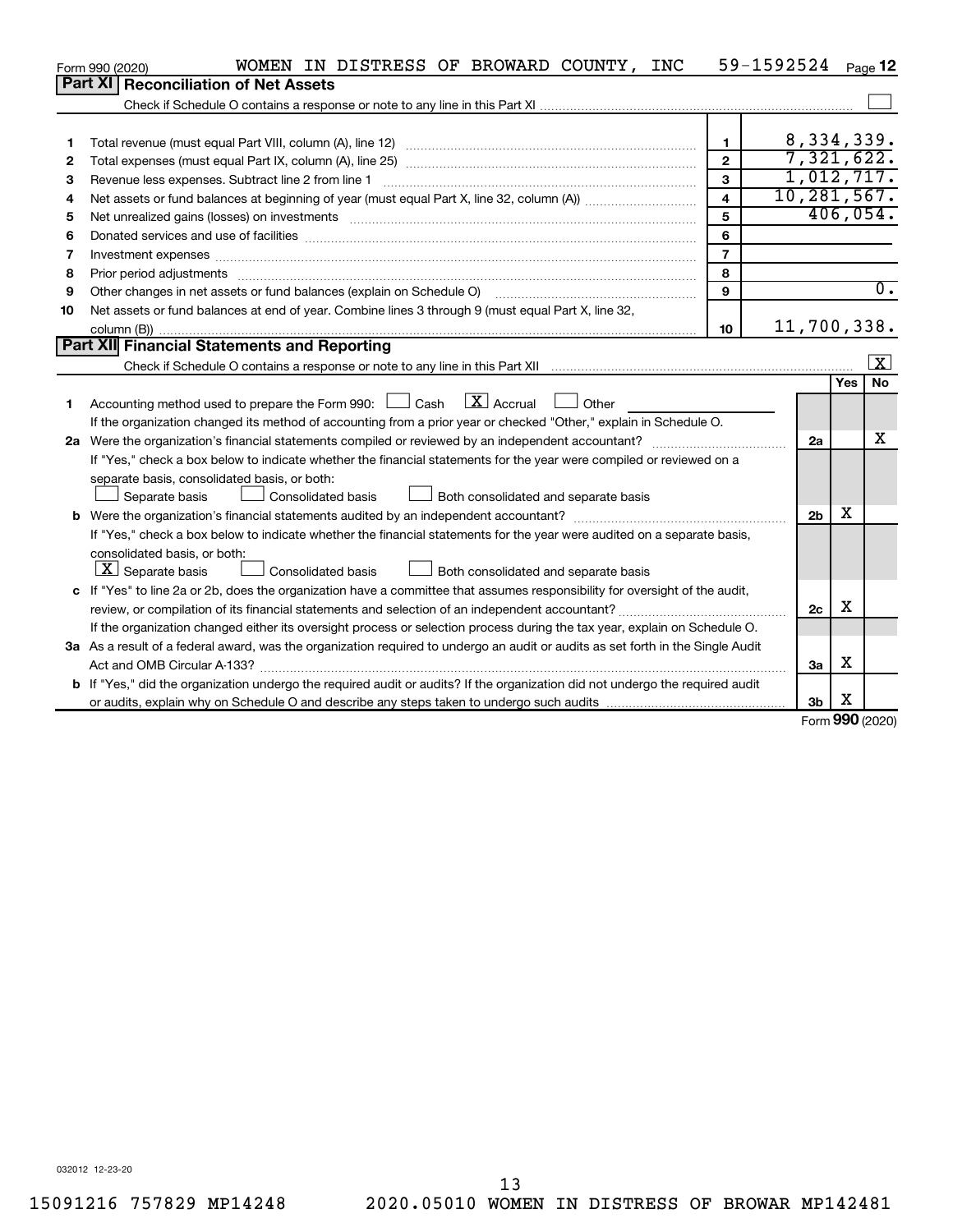Form 990 (2020) WOMEN IN DISTRESS OF BROWARD COUNTY, INC 59-1592524 Page **12**

## Part XI Reconciliation of Net Assets

Check if Schedule O contains a response or note to any line in this Part XI ☐

| | | | |
|---|---|---|---|
| 1 | Total revenue (must equal Part VIII, column (A), line 12) | 1 | 8,334,339. |
| 2 | Total expenses (must equal Part IX, column (A), line 25) | 2 | 7,321,622. |
| 3 | Revenue less expenses. Subtract line 2 from line 1 | 3 | 1,012,717. |
| 4 | Net assets or fund balances at beginning of year (must equal Part X, line 32, column (A)) | 4 | 10,281,567. |
| 5 | Net unrealized gains (losses) on investments | 5 | 406,054. |
| 6 | Donated services and use of facilities | 6 | |
| 7 | Investment expenses | 7 | |
| 8 | Prior period adjustments | 8 | |
| 9 | Other changes in net assets or fund balances (explain on Schedule O) | 9 | 0. |
| 10 | Net assets or fund balances at end of year. Combine lines 3 through 9 (must equal Part X, line 32, column (B)) | 10 | 11,700,338. |

## Part XII Financial Statements and Reporting

Check if Schedule O contains a response or note to any line in this Part XII ☒

| | | | Yes | No |
|---|---|---|---|---|
| 1 | Accounting method used to prepare the Form 990: ☐ Cash ☒ Accrual ☐ Other<br>If the organization changed its method of accounting from a prior year or checked "Other," explain in Schedule O. | | | |
| 2a | Were the organization's financial statements compiled or reviewed by an independent accountant?<br>If "Yes," check a box below to indicate whether the financial statements for the year were compiled or reviewed on a separate basis, consolidated basis, or both:<br>☐ Separate basis ☐ Consolidated basis ☐ Both consolidated and separate basis | 2a | | X |
| b | Were the organization's financial statements audited by an independent accountant?<br>If "Yes," check a box below to indicate whether the financial statements for the year were audited on a separate basis, consolidated basis, or both:<br>☒ Separate basis ☐ Consolidated basis ☐ Both consolidated and separate basis | 2b | X | |
| c | If "Yes" to line 2a or 2b, does the organization have a committee that assumes responsibility for oversight of the audit, review, or compilation of its financial statements and selection of an independent accountant?<br>If the organization changed either its oversight process or selection process during the tax year, explain on Schedule O. | 2c | X | |
| 3a | As a result of a federal award, was the organization required to undergo an audit or audits as set forth in the Single Audit Act and OMB Circular A-133? | 3a | X | |
| b | If "Yes," did the organization undergo the required audit or audits? If the organization did not undergo the required audit or audits, explain why on Schedule O and describe any steps taken to undergo such audits | 3b | X | |

Form **990** (2020)

032012 12-23-20

15091216 757829 MP14248 2020.05010 WOMEN IN DISTRESS OF BROWAR MP142481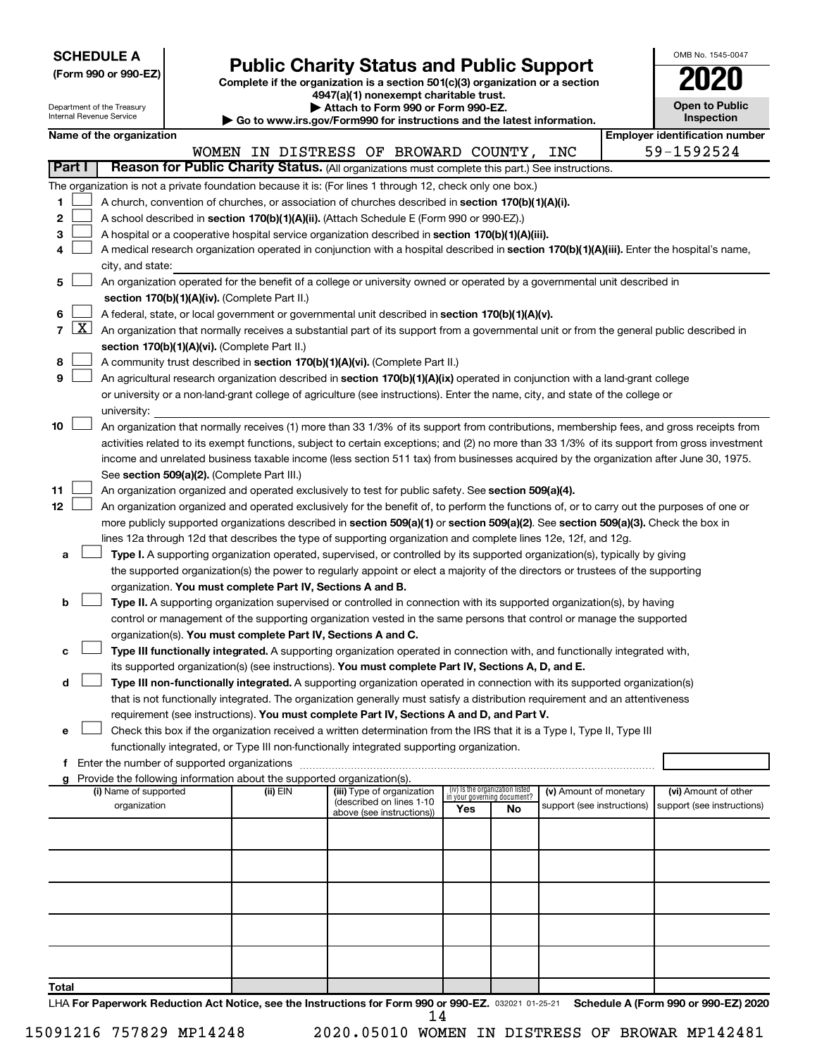**SCHEDULE A**
**(Form 990 or 990-EZ)**

Department of the Treasury
Internal Revenue Service

# Public Charity Status and Public Support

**Complete if the organization is a section 501(c)(3) organization or a section 4947(a)(1) nonexempt charitable trust.**
**▶ Attach to Form 990 or Form 990-EZ.**
**▶ Go to www.irs.gov/Form990 for instructions and the latest information.**

OMB No. 1545-0047
**2020**
**Open to Public Inspection**

**Name of the organization**
WOMEN IN DISTRESS OF BROWARD COUNTY, INC

**Employer identification number**
59-1592524

## Part I Reason for Public Charity Status. (All organizations must complete this part.) See instructions.

The organization is not a private foundation because it is: (For lines 1 through 12, check only one box.)

1 ☐ A church, convention of churches, or association of churches described in **section 170(b)(1)(A)(i).**

2 ☐ A school described in **section 170(b)(1)(A)(ii).** (Attach Schedule E (Form 990 or 990-EZ).)

3 ☐ A hospital or a cooperative hospital service organization described in **section 170(b)(1)(A)(iii).**

4 ☐ A medical research organization operated in conjunction with a hospital described in **section 170(b)(1)(A)(iii).** Enter the hospital's name, city, and state:

5 ☐ An organization operated for the benefit of a college or university owned or operated by a governmental unit described in **section 170(b)(1)(A)(iv).** (Complete Part II.)

6 ☐ A federal, state, or local government or governmental unit described in **section 170(b)(1)(A)(v).**

7 ☒ An organization that normally receives a substantial part of its support from a governmental unit or from the general public described in **section 170(b)(1)(A)(vi).** (Complete Part II.)

8 ☐ A community trust described in **section 170(b)(1)(A)(vi).** (Complete Part II.)

9 ☐ An agricultural research organization described in **section 170(b)(1)(A)(ix)** operated in conjunction with a land-grant college or university or a non-land-grant college of agriculture (see instructions). Enter the name, city, and state of the college or university:

10 ☐ An organization that normally receives (1) more than 33 1/3% of its support from contributions, membership fees, and gross receipts from activities related to its exempt functions, subject to certain exceptions; and (2) no more than 33 1/3% of its support from gross investment income and unrelated business taxable income (less section 511 tax) from businesses acquired by the organization after June 30, 1975. See **section 509(a)(2).** (Complete Part III.)

11 ☐ An organization organized and operated exclusively to test for public safety. See **section 509(a)(4).**

12 ☐ An organization organized and operated exclusively for the benefit of, to perform the functions of, or to carry out the purposes of one or more publicly supported organizations described in **section 509(a)(1)** or **section 509(a)(2).** See **section 509(a)(3).** Check the box in lines 12a through 12d that describes the type of supporting organization and complete lines 12e, 12f, and 12g.

a ☐ **Type I.** A supporting organization operated, supervised, or controlled by its supported organization(s), typically by giving the supported organization(s) the power to regularly appoint or elect a majority of the directors or trustees of the supporting organization. **You must complete Part IV, Sections A and B.**

b ☐ **Type II.** A supporting organization supervised or controlled in connection with its supported organization(s), by having control or management of the supporting organization vested in the same persons that control or manage the supported organization(s). **You must complete Part IV, Sections A and C.**

c ☐ **Type III functionally integrated.** A supporting organization operated in connection with, and functionally integrated with, its supported organization(s) (see instructions). **You must complete Part IV, Sections A, D, and E.**

d ☐ **Type III non-functionally integrated.** A supporting organization operated in connection with its supported organization(s) that is not functionally integrated. The organization generally must satisfy a distribution requirement and an attentiveness requirement (see instructions). **You must complete Part IV, Sections A and D, and Part V.**

e ☐ Check this box if the organization received a written determination from the IRS that it is a Type I, Type II, Type III functionally integrated, or Type III non-functionally integrated supporting organization.

f Enter the number of supported organizations

g Provide the following information about the supported organization(s).

| (i) Name of supported organization | (ii) EIN | (iii) Type of organization (described on lines 1-10 above (see instructions)) | (iv) Is the organization listed in your governing document? Yes | No | (v) Amount of monetary support (see instructions) | (vi) Amount of other support (see instructions) |
|---|---|---|---|---|---|---|
| | | | | | | |
| | | | | | | |
| | | | | | | |
| | | | | | | |
| | | | | | | |
| **Total** | | | | | | |

LHA **For Paperwork Reduction Act Notice, see the Instructions for Form 990 or 990-EZ.** 032021 01-25-21 **Schedule A (Form 990 or 990-EZ) 2020**

15091216 757829 MP14248 2020.05010 WOMEN IN DISTRESS OF BROWAR MP142481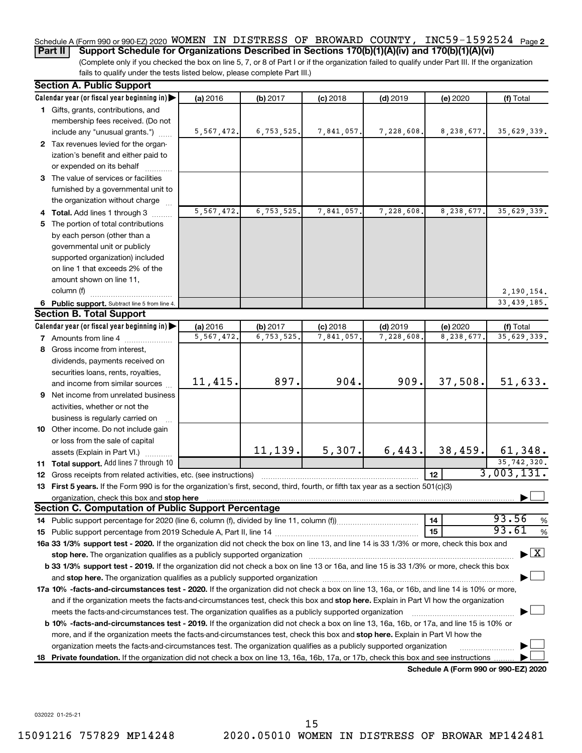Schedule A (Form 990 or 990-EZ) 2020 WOMEN IN DISTRESS OF BROWARD COUNTY, INC59-1592524 Page 2

**Part II Support Schedule for Organizations Described in Sections 170(b)(1)(A)(iv) and 170(b)(1)(A)(vi)**

(Complete only if you checked the box on line 5, 7, or 8 of Part I or if the organization failed to qualify under Part III. If the organization fails to qualify under the tests listed below, please complete Part III.)

## Section A. Public Support

| Calendar year (or fiscal year beginning in) ▶ | (a) 2016 | (b) 2017 | (c) 2018 | (d) 2019 | (e) 2020 | (f) Total |
|---|---|---|---|---|---|---|
| 1 Gifts, grants, contributions, and membership fees received. (Do not include any "unusual grants.") | 5,567,472. | 6,753,525. | 7,841,057. | 7,228,608. | 8,238,677. | 35,629,339. |
| 2 Tax revenues levied for the organization's benefit and either paid to or expended on its behalf | | | | | | |
| 3 The value of services or facilities furnished by a governmental unit to the organization without charge | | | | | | |
| 4 Total. Add lines 1 through 3 | 5,567,472. | 6,753,525. | 7,841,057. | 7,228,608. | 8,238,677. | 35,629,339. |
| 5 The portion of total contributions by each person (other than a governmental unit or publicly supported organization) included on line 1 that exceeds 2% of the amount shown on line 11, column (f) | | | | | | 2,190,154. |
| 6 Public support. Subtract line 5 from line 4. | | | | | | 33,439,185. |

## Section B. Total Support

| Calendar year (or fiscal year beginning in) ▶ | (a) 2016 | (b) 2017 | (c) 2018 | (d) 2019 | (e) 2020 | (f) Total |
|---|---|---|---|---|---|---|
| 7 Amounts from line 4 | 5,567,472. | 6,753,525. | 7,841,057. | 7,228,608. | 8,238,677. | 35,629,339. |
| 8 Gross income from interest, dividends, payments received on securities loans, rents, royalties, and income from similar sources | 11,415. | 897. | 904. | 909. | 37,508. | 51,633. |
| 9 Net income from unrelated business activities, whether or not the business is regularly carried on | | | | | | |
| 10 Other income. Do not include gain or loss from the sale of capital assets (Explain in Part VI.) | | 11,139. | 5,307. | 6,443. | 38,459. | 61,348. |
| 11 Total support. Add lines 7 through 10 | | | | | | 35,742,320. |

12 Gross receipts from related activities, etc. (see instructions) — 12 — 3,003,131.

13 **First 5 years.** If the Form 990 is for the organization's first, second, third, fourth, or fifth tax year as a section 501(c)(3) organization, check this box and **stop here** ▶ ☐

## Section C. Computation of Public Support Percentage

14 Public support percentage for 2020 (line 6, column (f), divided by line 11, column (f)) — 14 — 93.56 %

15 Public support percentage from 2019 Schedule A, Part II, line 14 — 15 — 93.61 %

**16a 33 1/3% support test - 2020.** If the organization did not check the box on line 13, and line 14 is 33 1/3% or more, check this box and **stop here.** The organization qualifies as a publicly supported organization ▶ ☒

**b 33 1/3% support test - 2019.** If the organization did not check a box on line 13 or 16a, and line 15 is 33 1/3% or more, check this box and **stop here.** The organization qualifies as a publicly supported organization ▶ ☐

**17a 10% -facts-and-circumstances test - 2020.** If the organization did not check a box on line 13, 16a, or 16b, and line 14 is 10% or more, and if the organization meets the facts-and-circumstances test, check this box and **stop here.** Explain in Part VI how the organization meets the facts-and-circumstances test. The organization qualifies as a publicly supported organization ▶ ☐

**b 10% -facts-and-circumstances test - 2019.** If the organization did not check a box on line 13, 16a, 16b, or 17a, and line 15 is 10% or more, and if the organization meets the facts-and-circumstances test, check this box and **stop here.** Explain in Part VI how the organization meets the facts-and-circumstances test. The organization qualifies as a publicly supported organization ▶ ☐

**18 Private foundation.** If the organization did not check a box on line 13, 16a, 16b, 17a, or 17b, check this box and see instructions ▶ ☐

**Schedule A (Form 990 or 990-EZ) 2020**

032022 01-25-21

15091216 757829 MP14248 2020.05010 WOMEN IN DISTRESS OF BROWAR MP142481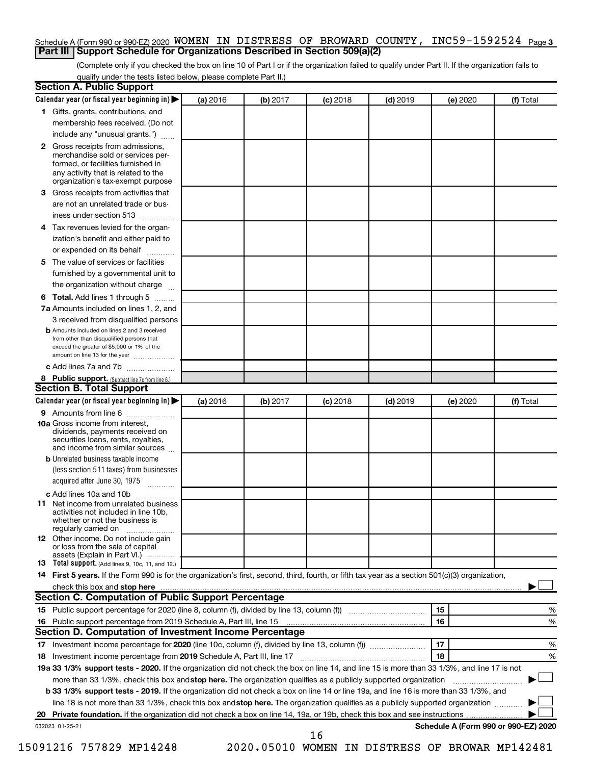Schedule A (Form 990 or 990-EZ) 2020 WOMEN IN DISTRESS OF BROWARD COUNTY, INC59-1592524 Page 3

## Part III Support Schedule for Organizations Described in Section 509(a)(2)

(Complete only if you checked the box on line 10 of Part I or if the organization failed to qualify under Part II. If the organization fails to qualify under the tests listed below, please complete Part II.)

### Section A. Public Support

| Calendar year (or fiscal year beginning in) ▶ | (a) 2016 | (b) 2017 | (c) 2018 | (d) 2019 | (e) 2020 | (f) Total |
|---|---|---|---|---|---|---|
| 1 Gifts, grants, contributions, and membership fees received. (Do not include any "unusual grants.") | | | | | | |
| 2 Gross receipts from admissions, merchandise sold or services performed, or facilities furnished in any activity that is related to the organization's tax-exempt purpose | | | | | | |
| 3 Gross receipts from activities that are not an unrelated trade or business under section 513 | | | | | | |
| 4 Tax revenues levied for the organization's benefit and either paid to or expended on its behalf | | | | | | |
| 5 The value of services or facilities furnished by a governmental unit to the organization without charge | | | | | | |
| 6 **Total.** Add lines 1 through 5 | | | | | | |
| 7a Amounts included on lines 1, 2, and 3 received from disqualified persons | | | | | | |
| b Amounts included on lines 2 and 3 received from other than disqualified persons that exceed the greater of $5,000 or 1% of the amount on line 13 for the year | | | | | | |
| c Add lines 7a and 7b | | | | | | |
| 8 **Public support.** (Subtract line 7c from line 6.) | | | | | | |

### Section B. Total Support

| Calendar year (or fiscal year beginning in) ▶ | (a) 2016 | (b) 2017 | (c) 2018 | (d) 2019 | (e) 2020 | (f) Total |
|---|---|---|---|---|---|---|
| 9 Amounts from line 6 | | | | | | |
| 10a Gross income from interest, dividends, payments received on securities loans, rents, royalties, and income from similar sources | | | | | | |
| b Unrelated business taxable income (less section 511 taxes) from businesses acquired after June 30, 1975 | | | | | | |
| c Add lines 10a and 10b | | | | | | |
| 11 Net income from unrelated business activities not included in line 10b, whether or not the business is regularly carried on | | | | | | |
| 12 Other income. Do not include gain or loss from the sale of capital assets (Explain in Part VI.) | | | | | | |
| 13 **Total support.** (Add lines 9, 10c, 11, and 12.) | | | | | | |

14 **First 5 years.** If the Form 990 is for the organization's first, second, third, fourth, or fifth tax year as a section 501(c)(3) organization, check this box and **stop here** ▶ ☐

### Section C. Computation of Public Support Percentage

| | | | |
|---|---|---|---|
| 15 Public support percentage for 2020 (line 8, column (f), divided by line 13, column (f)) | 15 | | % |
| 16 Public support percentage from 2019 Schedule A, Part III, line 15 | 16 | | % |

### Section D. Computation of Investment Income Percentage

| | | | |
|---|---|---|---|
| 17 Investment income percentage for **2020** (line 10c, column (f), divided by line 13, column (f)) | 17 | | % |
| 18 Investment income percentage from **2019** Schedule A, Part III, line 17 | 18 | | % |

**19a 33 1/3% support tests - 2020.** If the organization did not check the box on line 14, and line 15 is more than 33 1/3%, and line 17 is not more than 33 1/3%, check this box and **stop here.** The organization qualifies as a publicly supported organization ▶ ☐

**b 33 1/3% support tests - 2019.** If the organization did not check a box on line 14 or line 19a, and line 16 is more than 33 1/3%, and line 18 is not more than 33 1/3%, check this box and **stop here.** The organization qualifies as a publicly supported organization ▶ ☐

**20 Private foundation.** If the organization did not check a box on line 14, 19a, or 19b, check this box and see instructions ▶ ☐

032023 01-25-21

**Schedule A (Form 990 or 990-EZ) 2020**

15091216 757829 MP14248 2020.05010 WOMEN IN DISTRESS OF BROWAR MP142481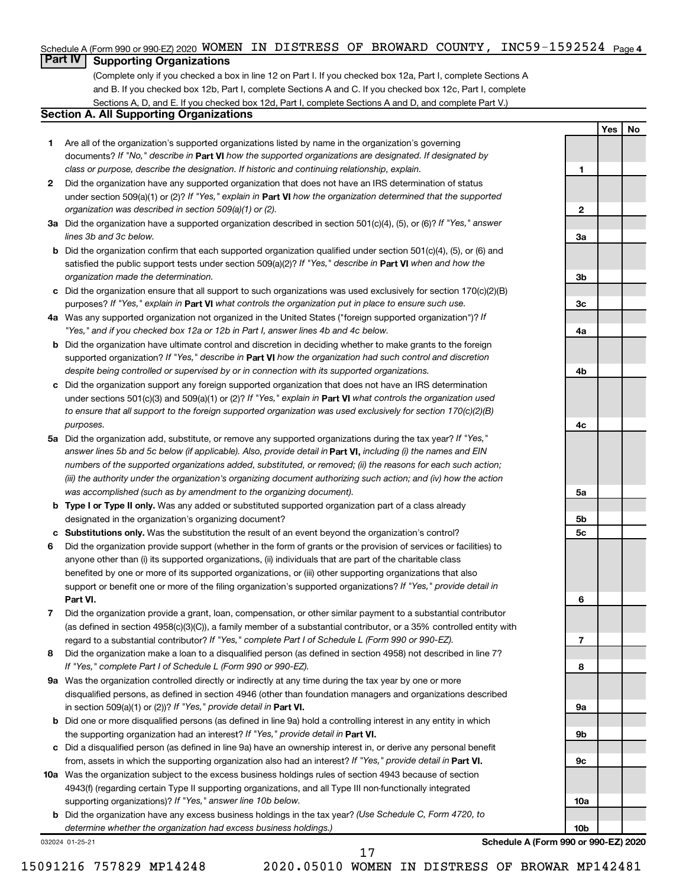Schedule A (Form 990 or 990-EZ) 2020 WOMEN IN DISTRESS OF BROWARD COUNTY, INC59-1592524 Page 4

## Part IV Supporting Organizations

(Complete only if you checked a box in line 12 on Part I. If you checked box 12a, Part I, complete Sections A and B. If you checked box 12b, Part I, complete Sections A and C. If you checked box 12c, Part I, complete Sections A, D, and E. If you checked box 12d, Part I, complete Sections A and D, and complete Part V.)

### Section A. All Supporting Organizations

| | | | Yes | No |
|---|---|---|---|---|
| 1 | Are all of the organization's supported organizations listed by name in the organization's governing documents? *If "No," describe in* **Part VI** *how the supported organizations are designated. If designated by class or purpose, describe the designation. If historic and continuing relationship, explain.* | 1 | | |
| 2 | Did the organization have any supported organization that does not have an IRS determination of status under section 509(a)(1) or (2)? *If "Yes," explain in* **Part VI** *how the organization determined that the supported organization was described in section 509(a)(1) or (2).* | 2 | | |
| 3a | Did the organization have a supported organization described in section 501(c)(4), (5), or (6)? *If "Yes," answer lines 3b and 3c below.* | 3a | | |
| b | Did the organization confirm that each supported organization qualified under section 501(c)(4), (5), or (6) and satisfied the public support tests under section 509(a)(2)? *If "Yes," describe in* **Part VI** *when and how the organization made the determination.* | 3b | | |
| c | Did the organization ensure that all support to such organizations was used exclusively for section 170(c)(2)(B) purposes? *If "Yes," explain in* **Part VI** *what controls the organization put in place to ensure such use.* | 3c | | |
| 4a | Was any supported organization not organized in the United States ("foreign supported organization")? *If "Yes," and if you checked box 12a or 12b in Part I, answer lines 4b and 4c below.* | 4a | | |
| b | Did the organization have ultimate control and discretion in deciding whether to make grants to the foreign supported organization? *If "Yes," describe in* **Part VI** *how the organization had such control and discretion despite being controlled or supervised by or in connection with its supported organizations.* | 4b | | |
| c | Did the organization support any foreign supported organization that does not have an IRS determination under sections 501(c)(3) and 509(a)(1) or (2)? *If "Yes," explain in* **Part VI** *what controls the organization used to ensure that all support to the foreign supported organization was used exclusively for section 170(c)(2)(B) purposes.* | 4c | | |
| 5a | Did the organization add, substitute, or remove any supported organizations during the tax year? *If "Yes," answer lines 5b and 5c below (if applicable). Also, provide detail in* **Part VI,** *including (i) the names and EIN numbers of the supported organizations added, substituted, or removed; (ii) the reasons for each such action; (iii) the authority under the organization's organizing document authorizing such action; and (iv) how the action was accomplished (such as by amendment to the organizing document).* | 5a | | |
| b | **Type I or Type II only.** Was any added or substituted supported organization part of a class already designated in the organization's organizing document? | 5b | | |
| c | **Substitutions only.** Was the substitution the result of an event beyond the organization's control? | 5c | | |
| 6 | Did the organization provide support (whether in the form of grants or the provision of services or facilities) to anyone other than (i) its supported organizations, (ii) individuals that are part of the charitable class benefited by one or more of its supported organizations, or (iii) other supporting organizations that also support or benefit one or more of the filing organization's supported organizations? *If "Yes," provide detail in* **Part VI.** | 6 | | |
| 7 | Did the organization provide a grant, loan, compensation, or other similar payment to a substantial contributor (as defined in section 4958(c)(3)(C)), a family member of a substantial contributor, or a 35% controlled entity with regard to a substantial contributor? *If "Yes," complete Part I of Schedule L (Form 990 or 990-EZ).* | 7 | | |
| 8 | Did the organization make a loan to a disqualified person (as defined in section 4958) not described in line 7? *If "Yes," complete Part I of Schedule L (Form 990 or 990-EZ).* | 8 | | |
| 9a | Was the organization controlled directly or indirectly at any time during the tax year by one or more disqualified persons, as defined in section 4946 (other than foundation managers and organizations described in section 509(a)(1) or (2))? *If "Yes," provide detail in* **Part VI.** | 9a | | |
| b | Did one or more disqualified persons (as defined in line 9a) hold a controlling interest in any entity in which the supporting organization had an interest? *If "Yes," provide detail in* **Part VI.** | 9b | | |
| c | Did a disqualified person (as defined in line 9a) have an ownership interest in, or derive any personal benefit from, assets in which the supporting organization also had an interest? *If "Yes," provide detail in* **Part VI.** | 9c | | |
| 10a | Was the organization subject to the excess business holdings rules of section 4943 because of section 4943(f) (regarding certain Type II supporting organizations, and all Type III non-functionally integrated supporting organizations)? *If "Yes," answer line 10b below.* | 10a | | |
| b | Did the organization have any excess business holdings in the tax year? *(Use Schedule C, Form 4720, to determine whether the organization had excess business holdings.)* | 10b | | |

032024 01-25-21 **Schedule A (Form 990 or 990-EZ) 2020**

15091216 757829 MP14248 2020.05010 WOMEN IN DISTRESS OF BROWAR MP142481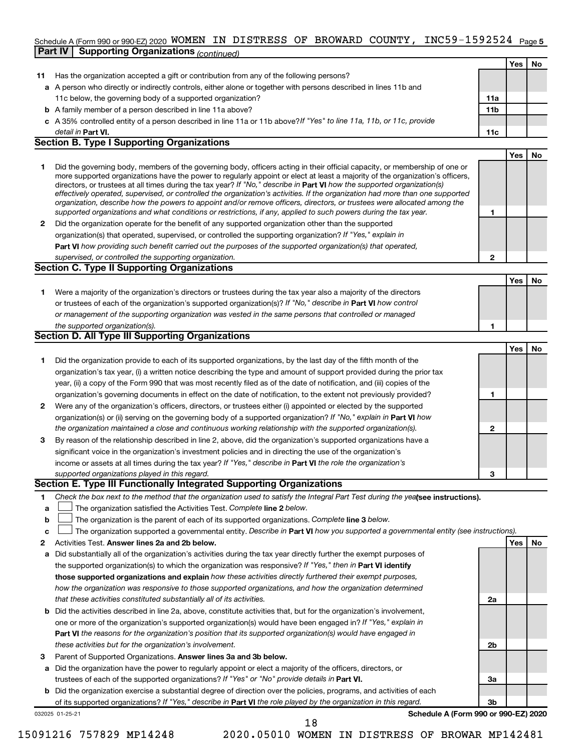Schedule A (Form 990 or 990-EZ) 2020 WOMEN IN DISTRESS OF BROWARD COUNTY, INC59-1592524 Page 5

**Part IV | Supporting Organizations** *(continued)*

| | | | Yes | No |
|---|---|---|---|---|
| **11** | Has the organization accepted a gift or contribution from any of the following persons? | | | |
| **a** | A person who directly or indirectly controls, either alone or together with persons described in lines 11b and 11c below, the governing body of a supported organization? | **11a** | | |
| **b** | A family member of a person described in line 11a above? | **11b** | | |
| **c** | A 35% controlled entity of a person described in line 11a or 11b above? *If "Yes" to line 11a, 11b, or 11c, provide detail in* **Part VI.** | **11c** | | |

**Section B. Type I Supporting Organizations**

| | | | Yes | No |
|---|---|---|---|---|
| **1** | Did the governing body, members of the governing body, officers acting in their official capacity, or membership of one or more supported organizations have the power to regularly appoint or elect at least a majority of the organization's officers, directors, or trustees at all times during the tax year? *If "No," describe in* **Part VI** *how the supported organization(s) effectively operated, supervised, or controlled the organization's activities. If the organization had more than one supported organization, describe how the powers to appoint and/or remove officers, directors, or trustees were allocated among the supported organizations and what conditions or restrictions, if any, applied to such powers during the tax year.* | **1** | | |
| **2** | Did the organization operate for the benefit of any supported organization other than the supported organization(s) that operated, supervised, or controlled the supporting organization? *If "Yes," explain in* **Part VI** *how providing such benefit carried out the purposes of the supported organization(s) that operated, supervised, or controlled the supporting organization.* | **2** | | |

**Section C. Type II Supporting Organizations**

| | | | Yes | No |
|---|---|---|---|---|
| **1** | Were a majority of the organization's directors or trustees during the tax year also a majority of the directors or trustees of each of the organization's supported organization(s)? *If "No," describe in* **Part VI** *how control or management of the supporting organization was vested in the same persons that controlled or managed the supported organization(s).* | **1** | | |

**Section D. All Type III Supporting Organizations**

| | | | Yes | No |
|---|---|---|---|---|
| **1** | Did the organization provide to each of its supported organizations, by the last day of the fifth month of the organization's tax year, (i) a written notice describing the type and amount of support provided during the prior tax year, (ii) a copy of the Form 990 that was most recently filed as of the date of notification, and (iii) copies of the organization's governing documents in effect on the date of notification, to the extent not previously provided? | **1** | | |
| **2** | Were any of the organization's officers, directors, or trustees either (i) appointed or elected by the supported organization(s) or (ii) serving on the governing body of a supported organization? *If "No," explain in* **Part VI** *how the organization maintained a close and continuous working relationship with the supported organization(s).* | **2** | | |
| **3** | By reason of the relationship described in line 2, above, did the organization's supported organizations have a significant voice in the organization's investment policies and in directing the use of the organization's income or assets at all times during the tax year? *If "Yes," describe in* **Part VI** *the role the organization's supported organizations played in this regard.* | **3** | | |

**Section E. Type III Functionally Integrated Supporting Organizations**

**1** *Check the box next to the method that the organization used to satisfy the Integral Part Test during the year* **(see instructions).**

- **a** ☐ The organization satisfied the Activities Test. *Complete* **line 2** *below.*
- **b** ☐ The organization is the parent of each of its supported organizations. *Complete* **line 3** *below.*
- **c** ☐ The organization supported a governmental entity. *Describe in* **Part VI** *how you supported a governmental entity (see instructions).*

| | | | Yes | No |
|---|---|---|---|---|
| **2** | Activities Test. **Answer lines 2a and 2b below.** | | | |
| **a** | Did substantially all of the organization's activities during the tax year directly further the exempt purposes of the supported organization(s) to which the organization was responsive? *If "Yes," then in* **Part VI identify those supported organizations and explain** *how these activities directly furthered their exempt purposes, how the organization was responsive to those supported organizations, and how the organization determined that these activities constituted substantially all of its activities.* | **2a** | | |
| **b** | Did the activities described in line 2a, above, constitute activities that, but for the organization's involvement, one or more of the organization's supported organization(s) would have been engaged in? *If "Yes," explain in* **Part VI** *the reasons for the organization's position that its supported organization(s) would have engaged in these activities but for the organization's involvement.* | **2b** | | |
| **3** | Parent of Supported Organizations. **Answer lines 3a and 3b below.** | | | |
| **a** | Did the organization have the power to regularly appoint or elect a majority of the officers, directors, or trustees of each of the supported organizations? *If "Yes" or "No" provide details in* **Part VI.** | **3a** | | |
| **b** | Did the organization exercise a substantial degree of direction over the policies, programs, and activities of each of its supported organizations? *If "Yes," describe in* **Part VI** *the role played by the organization in this regard.* | **3b** | | |

032025 01-25-21 **Schedule A (Form 990 or 990-EZ) 2020**

15091216 757829 MP14248 2020.05010 WOMEN IN DISTRESS OF BROWAR MP142481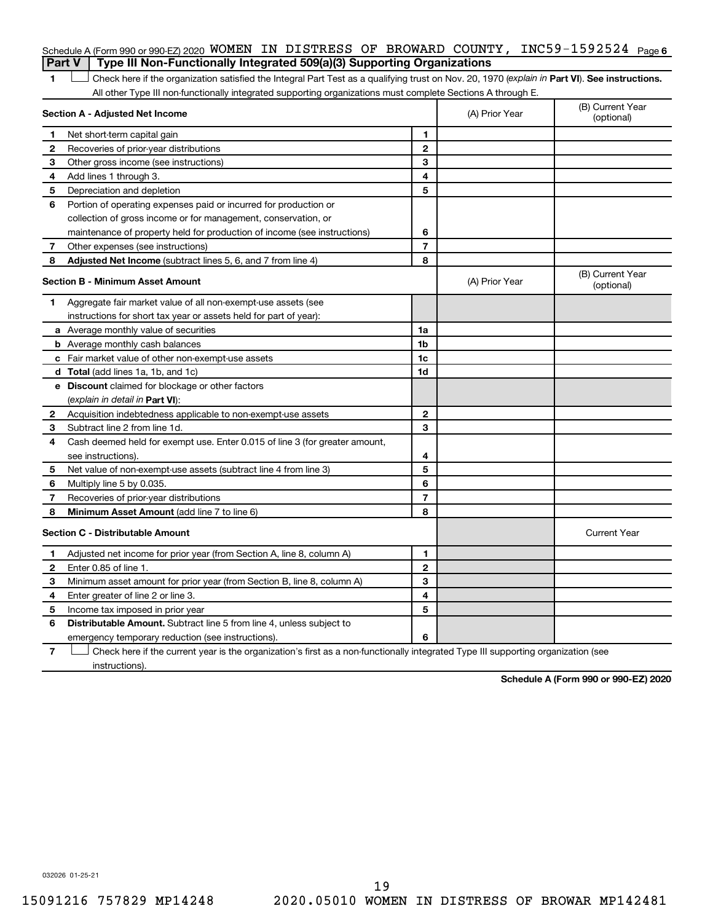Schedule A (Form 990 or 990-EZ) 2020 WOMEN IN DISTRESS OF BROWARD COUNTY, INC59-1592524 Page 6

## Part V | Type III Non-Functionally Integrated 509(a)(3) Supporting Organizations

1 ☐ Check here if the organization satisfied the Integral Part Test as a qualifying trust on Nov. 20, 1970 (*explain in* **Part VI**). **See instructions.** All other Type III non-functionally integrated supporting organizations must complete Sections A through E.

| **Section A - Adjusted Net Income** | | | (A) Prior Year | (B) Current Year (optional) |
|---|---|---|---|---|
| 1 | Net short-term capital gain | 1 | | |
| 2 | Recoveries of prior-year distributions | 2 | | |
| 3 | Other gross income (see instructions) | 3 | | |
| 4 | Add lines 1 through 3. | 4 | | |
| 5 | Depreciation and depletion | 5 | | |
| 6 | Portion of operating expenses paid or incurred for production or collection of gross income or for management, conservation, or maintenance of property held for production of income (see instructions) | 6 | | |
| 7 | Other expenses (see instructions) | 7 | | |
| 8 | **Adjusted Net Income** (subtract lines 5, 6, and 7 from line 4) | 8 | | |

| **Section B - Minimum Asset Amount** | | | (A) Prior Year | (B) Current Year (optional) |
|---|---|---|---|---|
| 1 | Aggregate fair market value of all non-exempt-use assets (see instructions for short tax year or assets held for part of year): | | | |
| a | Average monthly value of securities | 1a | | |
| b | Average monthly cash balances | 1b | | |
| c | Fair market value of other non-exempt-use assets | 1c | | |
| d | **Total** (add lines 1a, 1b, and 1c) | 1d | | |
| e | **Discount** claimed for blockage or other factors (*explain in detail in* **Part VI**): | | | |
| 2 | Acquisition indebtedness applicable to non-exempt-use assets | 2 | | |
| 3 | Subtract line 2 from line 1d. | 3 | | |
| 4 | Cash deemed held for exempt use. Enter 0.015 of line 3 (for greater amount, see instructions). | 4 | | |
| 5 | Net value of non-exempt-use assets (subtract line 4 from line 3) | 5 | | |
| 6 | Multiply line 5 by 0.035. | 6 | | |
| 7 | Recoveries of prior-year distributions | 7 | | |
| 8 | **Minimum Asset Amount** (add line 7 to line 6) | 8 | | |

| **Section C - Distributable Amount** | | | | Current Year |
|---|---|---|---|---|
| 1 | Adjusted net income for prior year (from Section A, line 8, column A) | 1 | | |
| 2 | Enter 0.85 of line 1. | 2 | | |
| 3 | Minimum asset amount for prior year (from Section B, line 8, column A) | 3 | | |
| 4 | Enter greater of line 2 or line 3. | 4 | | |
| 5 | Income tax imposed in prior year | 5 | | |
| 6 | **Distributable Amount.** Subtract line 5 from line 4, unless subject to emergency temporary reduction (see instructions). | 6 | | |

7 ☐ Check here if the current year is the organization's first as a non-functionally integrated Type III supporting organization (see instructions).

**Schedule A (Form 990 or 990-EZ) 2020**

032026 01-25-21

15091216 757829 MP14248 2020.05010 WOMEN IN DISTRESS OF BROWAR MP142481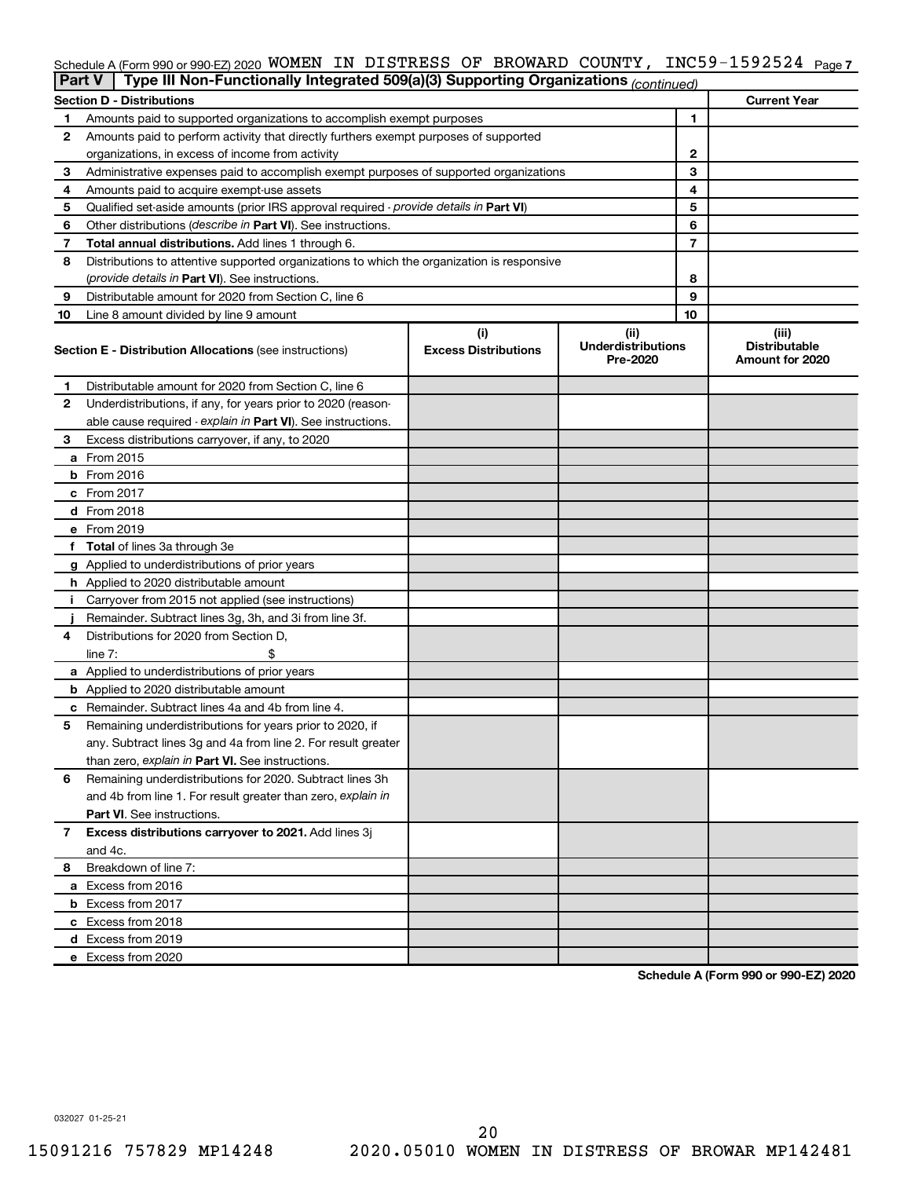Schedule A (Form 990 or 990-EZ) 2020 WOMEN IN DISTRESS OF BROWARD COUNTY, INC59-1592524 Page 7

**Part V | Type III Non-Functionally Integrated 509(a)(3) Supporting Organizations** *(continued)*

| Section D - Distributions | | | Current Year |
|---|---|---|---|
| 1 | Amounts paid to supported organizations to accomplish exempt purposes | 1 | |
| 2 | Amounts paid to perform activity that directly furthers exempt purposes of supported organizations, in excess of income from activity | 2 | |
| 3 | Administrative expenses paid to accomplish exempt purposes of supported organizations | 3 | |
| 4 | Amounts paid to acquire exempt-use assets | 4 | |
| 5 | Qualified set-aside amounts (prior IRS approval required - *provide details in* **Part VI**) | 5 | |
| 6 | Other distributions (*describe in* **Part VI**). See instructions. | 6 | |
| 7 | **Total annual distributions.** Add lines 1 through 6. | 7 | |
| 8 | Distributions to attentive supported organizations to which the organization is responsive (*provide details in* **Part VI**). See instructions. | 8 | |
| 9 | Distributable amount for 2020 from Section C, line 6 | 9 | |
| 10 | Line 8 amount divided by line 9 amount | 10 | |

| **Section E - Distribution Allocations** (see instructions) | (i) Excess Distributions | (ii) Underdistributions Pre-2020 | (iii) Distributable Amount for 2020 |
|---|---|---|---|
| **1** Distributable amount for 2020 from Section C, line 6 | | | |
| **2** Underdistributions, if any, for years prior to 2020 (reasonable cause required - *explain in* **Part VI**). See instructions. | | | |
| **3** Excess distributions carryover, if any, to 2020 | | | |
| **a** From 2015 | | | |
| **b** From 2016 | | | |
| **c** From 2017 | | | |
| **d** From 2018 | | | |
| **e** From 2019 | | | |
| **f** **Total** of lines 3a through 3e | | | |
| **g** Applied to underdistributions of prior years | | | |
| **h** Applied to 2020 distributable amount | | | |
| **i** Carryover from 2015 not applied (see instructions) | | | |
| **j** Remainder. Subtract lines 3g, 3h, and 3i from line 3f. | | | |
| **4** Distributions for 2020 from Section D, line 7: $ | | | |
| **a** Applied to underdistributions of prior years | | | |
| **b** Applied to 2020 distributable amount | | | |
| **c** Remainder. Subtract lines 4a and 4b from line 4. | | | |
| **5** Remaining underdistributions for years prior to 2020, if any. Subtract lines 3g and 4a from line 2. For result greater than zero, *explain in* **Part VI.** See instructions. | | | |
| **6** Remaining underdistributions for 2020. Subtract lines 3h and 4b from line 1. For result greater than zero, *explain in* **Part VI**. See instructions. | | | |
| **7** **Excess distributions carryover to 2021.** Add lines 3j and 4c. | | | |
| **8** Breakdown of line 7: | | | |
| **a** Excess from 2016 | | | |
| **b** Excess from 2017 | | | |
| **c** Excess from 2018 | | | |
| **d** Excess from 2019 | | | |
| **e** Excess from 2020 | | | |

**Schedule A (Form 990 or 990-EZ) 2020**

032027 01-25-21

15091216 757829 MP14248 2020.05010 WOMEN IN DISTRESS OF BROWAR MP142481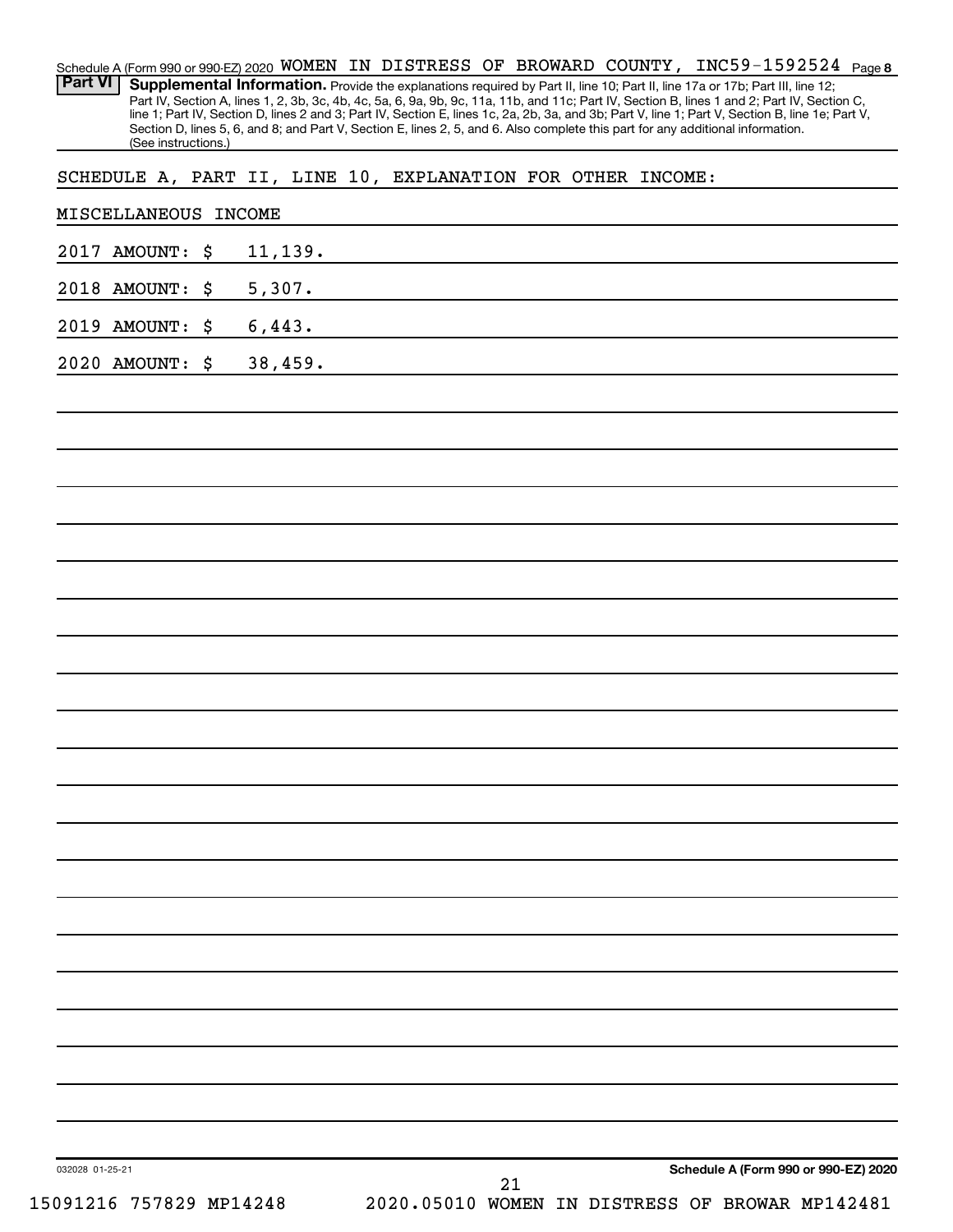Schedule A (Form 990 or 990-EZ) 2020 WOMEN IN DISTRESS OF BROWARD COUNTY, INC59-1592524 Page 8

## Part VI Supplemental Information.

Provide the explanations required by Part II, line 10; Part II, line 17a or 17b; Part III, line 12; Part IV, Section A, lines 1, 2, 3b, 3c, 4b, 4c, 5a, 6, 9a, 9b, 9c, 11a, 11b, and 11c; Part IV, Section B, lines 1 and 2; Part IV, Section C, line 1; Part IV, Section D, lines 2 and 3; Part IV, Section E, lines 1c, 2a, 2b, 3a, and 3b; Part V, line 1; Part V, Section B, line 1e; Part V, Section D, lines 5, 6, and 8; and Part V, Section E, lines 2, 5, and 6. Also complete this part for any additional information. (See instructions.)

SCHEDULE A, PART II, LINE 10, EXPLANATION FOR OTHER INCOME:

MISCELLANEOUS INCOME

2017 AMOUNT: $ 11,139.

2018 AMOUNT: $ 5,307.

2019 AMOUNT: $ 6,443.

2020 AMOUNT: $ 38,459.

032028 01-25-21

Schedule A (Form 990 or 990-EZ) 2020

15091216 757829 MP14248 2020.05010 WOMEN IN DISTRESS OF BROWAR MP142481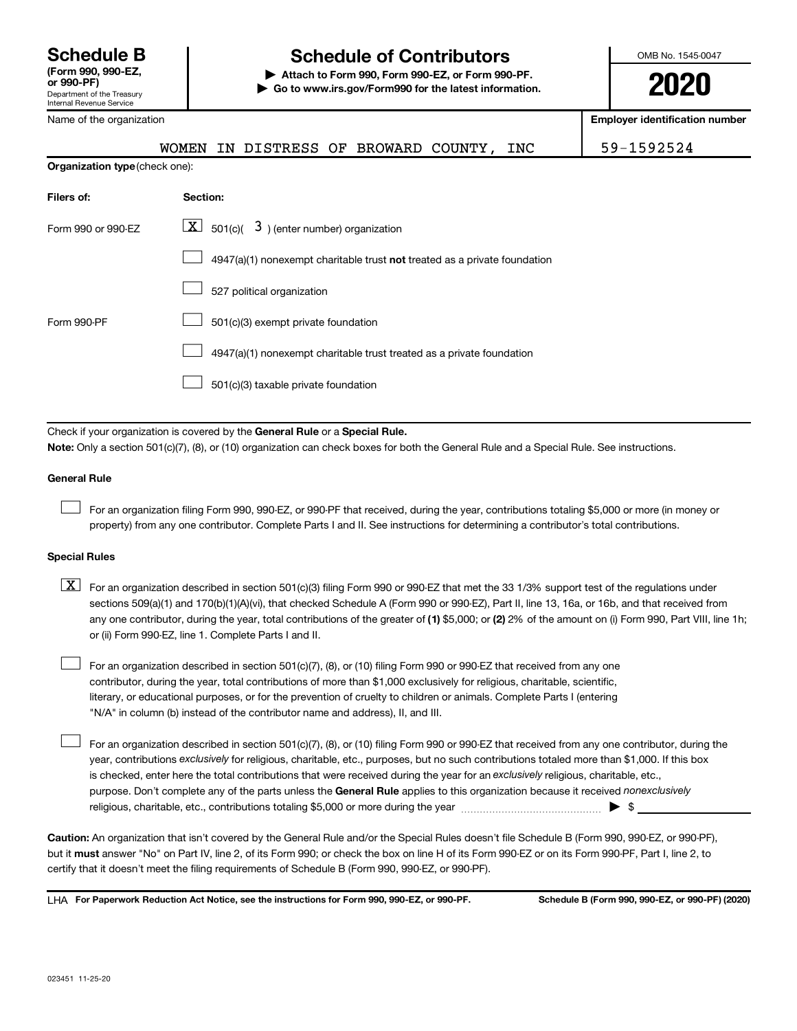# Schedule B

**(Form 990, 990-EZ, or 990-PF)**

Department of the Treasury
Internal Revenue Service

## Schedule of Contributors

**▶ Attach to Form 990, Form 990-EZ, or Form 990-PF.**

**▶ Go to www.irs.gov/Form990 for the latest information.**

OMB No. 1545-0047

**2020**

| Name of the organization | Employer identification number |
|---|---|
| WOMEN IN DISTRESS OF BROWARD COUNTY, INC | 59-1592524 |

**Organization type** (check one):

| Filers of: | Section: |
|---|---|
| Form 990 or 990-EZ | [X] 501(c)( 3 ) (enter number) organization |
| | [ ] 4947(a)(1) nonexempt charitable trust **not** treated as a private foundation |
| | [ ] 527 political organization |
| Form 990-PF | [ ] 501(c)(3) exempt private foundation |
| | [ ] 4947(a)(1) nonexempt charitable trust treated as a private foundation |
| | [ ] 501(c)(3) taxable private foundation |

Check if your organization is covered by the **General Rule** or a **Special Rule.**

**Note:** Only a section 501(c)(7), (8), or (10) organization can check boxes for both the General Rule and a Special Rule. See instructions.

**General Rule**

[ ] For an organization filing Form 990, 990-EZ, or 990-PF that received, during the year, contributions totaling $5,000 or more (in money or property) from any one contributor. Complete Parts I and II. See instructions for determining a contributor's total contributions.

**Special Rules**

[X] For an organization described in section 501(c)(3) filing Form 990 or 990-EZ that met the 33 1/3% support test of the regulations under sections 509(a)(1) and 170(b)(1)(A)(vi), that checked Schedule A (Form 990 or 990-EZ), Part II, line 13, 16a, or 16b, and that received from any one contributor, during the year, total contributions of the greater of **(1)** $5,000; or **(2)** 2% of the amount on (i) Form 990, Part VIII, line 1h; or (ii) Form 990-EZ, line 1. Complete Parts I and II.

[ ] For an organization described in section 501(c)(7), (8), or (10) filing Form 990 or 990-EZ that received from any one contributor, during the year, total contributions of more than $1,000 exclusively for religious, charitable, scientific, literary, or educational purposes, or for the prevention of cruelty to children or animals. Complete Parts I (entering "N/A" in column (b) instead of the contributor name and address), II, and III.

[ ] For an organization described in section 501(c)(7), (8), or (10) filing Form 990 or 990-EZ that received from any one contributor, during the year, contributions *exclusively* for religious, charitable, etc., purposes, but no such contributions totaled more than $1,000. If this box is checked, enter here the total contributions that were received during the year for an *exclusively* religious, charitable, etc., purpose. Don't complete any of the parts unless the **General Rule** applies to this organization because it received *nonexclusively* religious, charitable, etc., contributions totaling $5,000 or more during the year ▶ $ ______

**Caution:** An organization that isn't covered by the General Rule and/or the Special Rules doesn't file Schedule B (Form 990, 990-EZ, or 990-PF), but it **must** answer "No" on Part IV, line 2, of its Form 990; or check the box on line H of its Form 990-EZ or on its Form 990-PF, Part I, line 2, to certify that it doesn't meet the filing requirements of Schedule B (Form 990, 990-EZ, or 990-PF).

LHA **For Paperwork Reduction Act Notice, see the instructions for Form 990, 990-EZ, or 990-PF.** **Schedule B (Form 990, 990-EZ, or 990-PF) (2020)**

023451 11-25-20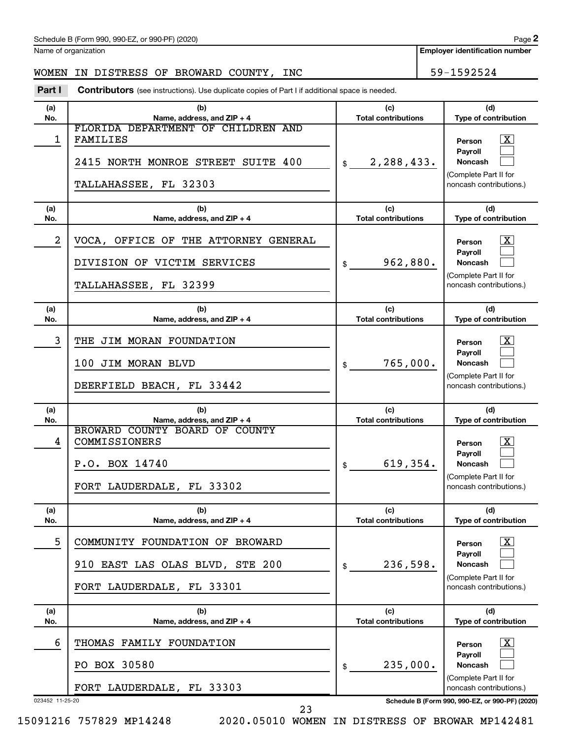Schedule B (Form 990, 990-EZ, or 990-PF) (2020)

Name of organization: WOMEN IN DISTRESS OF BROWARD COUNTY, INC

Employer identification number: 59-1592524

**Part I** **Contributors** (see instructions). Use duplicate copies of Part I if additional space is needed.

| (a) No. | (b) Name, address, and ZIP + 4 | (c) Total contributions | (d) Type of contribution |
|---|---|---|---|
| 1 | FLORIDA DEPARTMENT OF CHILDREN AND FAMILIES<br>2415 NORTH MONROE STREET SUITE 400<br>TALLAHASSEE, FL 32303 | $ 2,288,433. | Person [X]<br>Payroll [ ]<br>Noncash [ ]<br>(Complete Part II for noncash contributions.) |
| 2 | VOCA, OFFICE OF THE ATTORNEY GENERAL<br>DIVISION OF VICTIM SERVICES<br>TALLAHASSEE, FL 32399 | $ 962,880. | Person [X]<br>Payroll [ ]<br>Noncash [ ]<br>(Complete Part II for noncash contributions.) |
| 3 | THE JIM MORAN FOUNDATION<br>100 JIM MORAN BLVD<br>DEERFIELD BEACH, FL 33442 | $ 765,000. | Person [X]<br>Payroll [ ]<br>Noncash [ ]<br>(Complete Part II for noncash contributions.) |
| 4 | BROWARD COUNTY BOARD OF COUNTY COMMISSIONERS<br>P.O. BOX 14740<br>FORT LAUDERDALE, FL 33302 | $ 619,354. | Person [X]<br>Payroll [ ]<br>Noncash [ ]<br>(Complete Part II for noncash contributions.) |
| 5 | COMMUNITY FOUNDATION OF BROWARD<br>910 EAST LAS OLAS BLVD, STE 200<br>FORT LAUDERDALE, FL 33301 | $ 236,598. | Person [X]<br>Payroll [ ]<br>Noncash [ ]<br>(Complete Part II for noncash contributions.) |
| 6 | THOMAS FAMILY FOUNDATION<br>PO BOX 30580<br>FORT LAUDERDALE, FL 33303 | $ 235,000. | Person [X]<br>Payroll [ ]<br>Noncash [ ]<br>(Complete Part II for noncash contributions.) |

023452 11-25-20

Schedule B (Form 990, 990-EZ, or 990-PF) (2020)

15091216 757829 MP14248 2020.05010 WOMEN IN DISTRESS OF BROWAR MP142481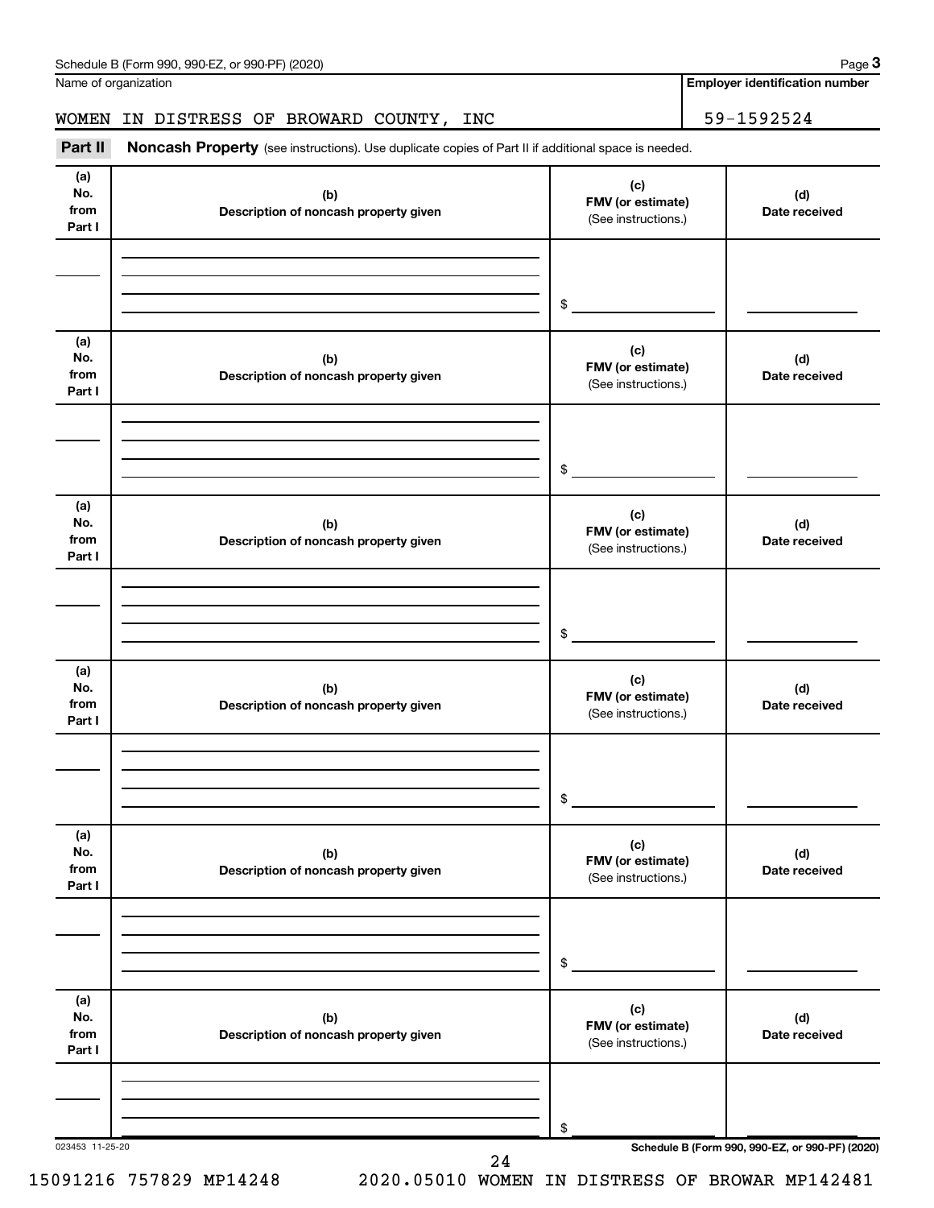Name of organization

WOMEN IN DISTRESS OF BROWARD COUNTY, INC

**Employer identification number**

59-1592524

**Part II** **Noncash Property** (see instructions). Use duplicate copies of Part II if additional space is needed.

| (a) No. from Part I | (b) Description of noncash property given | (c) FMV (or estimate) (See instructions.) | (d) Date received |
|---|---|---|---|
| | | $ | |

| (a) No. from Part I | (b) Description of noncash property given | (c) FMV (or estimate) (See instructions.) | (d) Date received |
|---|---|---|---|
| | | $ | |

| (a) No. from Part I | (b) Description of noncash property given | (c) FMV (or estimate) (See instructions.) | (d) Date received |
|---|---|---|---|
| | | $ | |

| (a) No. from Part I | (b) Description of noncash property given | (c) FMV (or estimate) (See instructions.) | (d) Date received |
|---|---|---|---|
| | | $ | |

| (a) No. from Part I | (b) Description of noncash property given | (c) FMV (or estimate) (See instructions.) | (d) Date received |
|---|---|---|---|
| | | $ | |

| (a) No. from Part I | (b) Description of noncash property given | (c) FMV (or estimate) (See instructions.) | (d) Date received |
|---|---|---|---|
| | | $ | |

023453 11-25-20

**Schedule B (Form 990, 990-EZ, or 990-PF) (2020)**

15091216 757829 MP14248 2020.05010 WOMEN IN DISTRESS OF BROWAR MP142481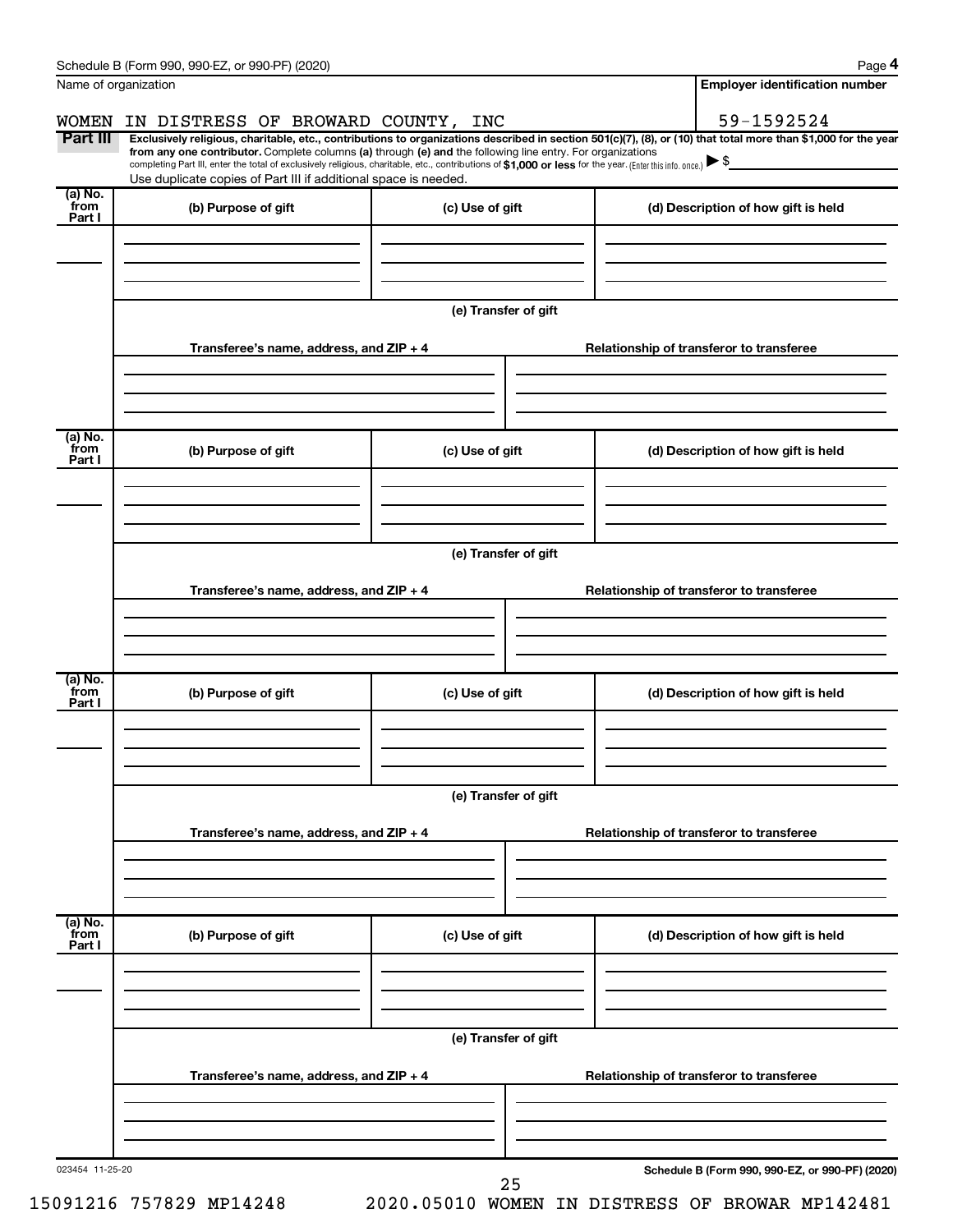Schedule B (Form 990, 990-EZ, or 990-PF) (2020)

Name of organization: WOMEN IN DISTRESS OF BROWARD COUNTY, INC

Employer identification number: 59-1592524

**Part III** **Exclusively religious, charitable, etc., contributions to organizations described in section 501(c)(7), (8), or (10) that total more than $1,000 for the year from any one contributor.** Complete columns **(a)** through **(e) and** the following line entry. For organizations completing Part III, enter the total of exclusively religious, charitable, etc., contributions of **$1,000 or less** for the year. (Enter this info. once.) ▶ $

Use duplicate copies of Part III if additional space is needed.

| (a) No. from Part I | (b) Purpose of gift | (c) Use of gift | (d) Description of how gift is held |
|---|---|---|---|
| | | | |

(e) Transfer of gift

| Transferee's name, address, and ZIP + 4 | Relationship of transferor to transferee |
|---|---|
| | |

| (a) No. from Part I | (b) Purpose of gift | (c) Use of gift | (d) Description of how gift is held |
|---|---|---|---|
| | | | |

(e) Transfer of gift

| Transferee's name, address, and ZIP + 4 | Relationship of transferor to transferee |
|---|---|
| | |

| (a) No. from Part I | (b) Purpose of gift | (c) Use of gift | (d) Description of how gift is held |
|---|---|---|---|
| | | | |

(e) Transfer of gift

| Transferee's name, address, and ZIP + 4 | Relationship of transferor to transferee |
|---|---|
| | |

| (a) No. from Part I | (b) Purpose of gift | (c) Use of gift | (d) Description of how gift is held |
|---|---|---|---|
| | | | |

(e) Transfer of gift

| Transferee's name, address, and ZIP + 4 | Relationship of transferor to transferee |
|---|---|
| | |

023454 11-25-20

Schedule B (Form 990, 990-EZ, or 990-PF) (2020)

15091216 757829 MP14248 2020.05010 WOMEN IN DISTRESS OF BROWAR MP142481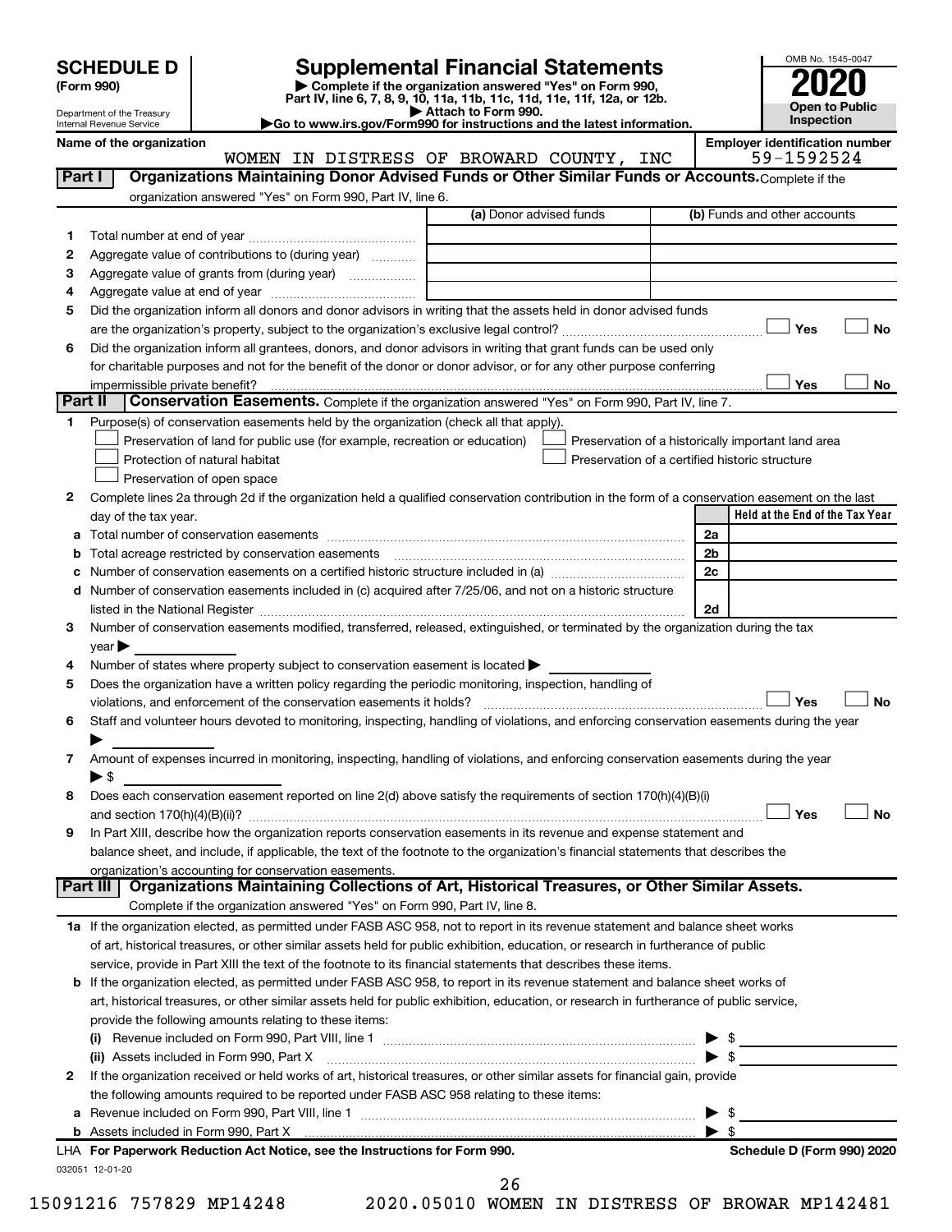# SCHEDULE D (Form 990)

Department of the Treasury
Internal Revenue Service

## Supplemental Financial Statements

▶ Complete if the organization answered "Yes" on Form 990, Part IV, line 6, 7, 8, 9, 10, 11a, 11b, 11c, 11d, 11e, 11f, 12a, or 12b.
▶ Attach to Form 990.
▶Go to www.irs.gov/Form990 for instructions and the latest information.

OMB No. 1545-0047

**2020**

**Open to Public Inspection**

**Name of the organization:** WOMEN IN DISTRESS OF BROWARD COUNTY, INC

**Employer identification number:** 59-1592524

### Part I — Organizations Maintaining Donor Advised Funds or Other Similar Funds or Accounts.

Complete if the organization answered "Yes" on Form 990, Part IV, line 6.

| | | (a) Donor advised funds | (b) Funds and other accounts |
|---|---|---|---|
| 1 | Total number at end of year | | |
| 2 | Aggregate value of contributions to (during year) | | |
| 3 | Aggregate value of grants from (during year) | | |
| 4 | Aggregate value at end of year | | |

5 Did the organization inform all donors and donor advisors in writing that the assets held in donor advised funds are the organization's property, subject to the organization's exclusive legal control? ☐ Yes ☐ No

6 Did the organization inform all grantees, donors, and donor advisors in writing that grant funds can be used only for charitable purposes and not for the benefit of the donor or donor advisor, or for any other purpose conferring impermissible private benefit? ☐ Yes ☐ No

### Part II — Conservation Easements.

Complete if the organization answered "Yes" on Form 990, Part IV, line 7.

1 Purpose(s) of conservation easements held by the organization (check all that apply).

- ☐ Preservation of land for public use (for example, recreation or education)
- ☐ Protection of natural habitat
- ☐ Preservation of open space
- ☐ Preservation of a historically important land area
- ☐ Preservation of a certified historic structure

2 Complete lines 2a through 2d if the organization held a qualified conservation contribution in the form of a conservation easement on the last day of the tax year.

| | | | Held at the End of the Tax Year |
|---|---|---|---|
| a | Total number of conservation easements | 2a | |
| b | Total acreage restricted by conservation easements | 2b | |
| c | Number of conservation easements on a certified historic structure included in (a) | 2c | |
| d | Number of conservation easements included in (c) acquired after 7/25/06, and not on a historic structure listed in the National Register | 2d | |

3 Number of conservation easements modified, transferred, released, extinguished, or terminated by the organization during the tax year ▶

4 Number of states where property subject to conservation easement is located ▶

5 Does the organization have a written policy regarding the periodic monitoring, inspection, handling of violations, and enforcement of the conservation easements it holds? ☐ Yes ☐ No

6 Staff and volunteer hours devoted to monitoring, inspecting, handling of violations, and enforcing conservation easements during the year ▶

7 Amount of expenses incurred in monitoring, inspecting, handling of violations, and enforcing conservation easements during the year ▶ $

8 Does each conservation easement reported on line 2(d) above satisfy the requirements of section 170(h)(4)(B)(i) and section 170(h)(4)(B)(ii)? ☐ Yes ☐ No

9 In Part XIII, describe how the organization reports conservation easements in its revenue and expense statement and balance sheet, and include, if applicable, the text of the footnote to the organization's financial statements that describes the organization's accounting for conservation easements.

### Part III — Organizations Maintaining Collections of Art, Historical Treasures, or Other Similar Assets.

Complete if the organization answered "Yes" on Form 990, Part IV, line 8.

1a If the organization elected, as permitted under FASB ASC 958, not to report in its revenue statement and balance sheet works of art, historical treasures, or other similar assets held for public exhibition, education, or research in furtherance of public service, provide in Part XIII the text of the footnote to its financial statements that describes these items.

b If the organization elected, as permitted under FASB ASC 958, to report in its revenue statement and balance sheet works of art, historical treasures, or other similar assets held for public exhibition, education, or research in furtherance of public service, provide the following amounts relating to these items:

(i) Revenue included on Form 990, Part VIII, line 1 ▶ $

(ii) Assets included in Form 990, Part X ▶ $

2 If the organization received or held works of art, historical treasures, or other similar assets for financial gain, provide the following amounts required to be reported under FASB ASC 958 relating to these items:

a Revenue included on Form 990, Part VIII, line 1 ▶ $

b Assets included in Form 990, Part X ▶ $

LHA **For Paperwork Reduction Act Notice, see the Instructions for Form 990.** **Schedule D (Form 990) 2020**

032051 12-01-20

15091216 757829 MP14248 2020.05010 WOMEN IN DISTRESS OF BROWAR MP142481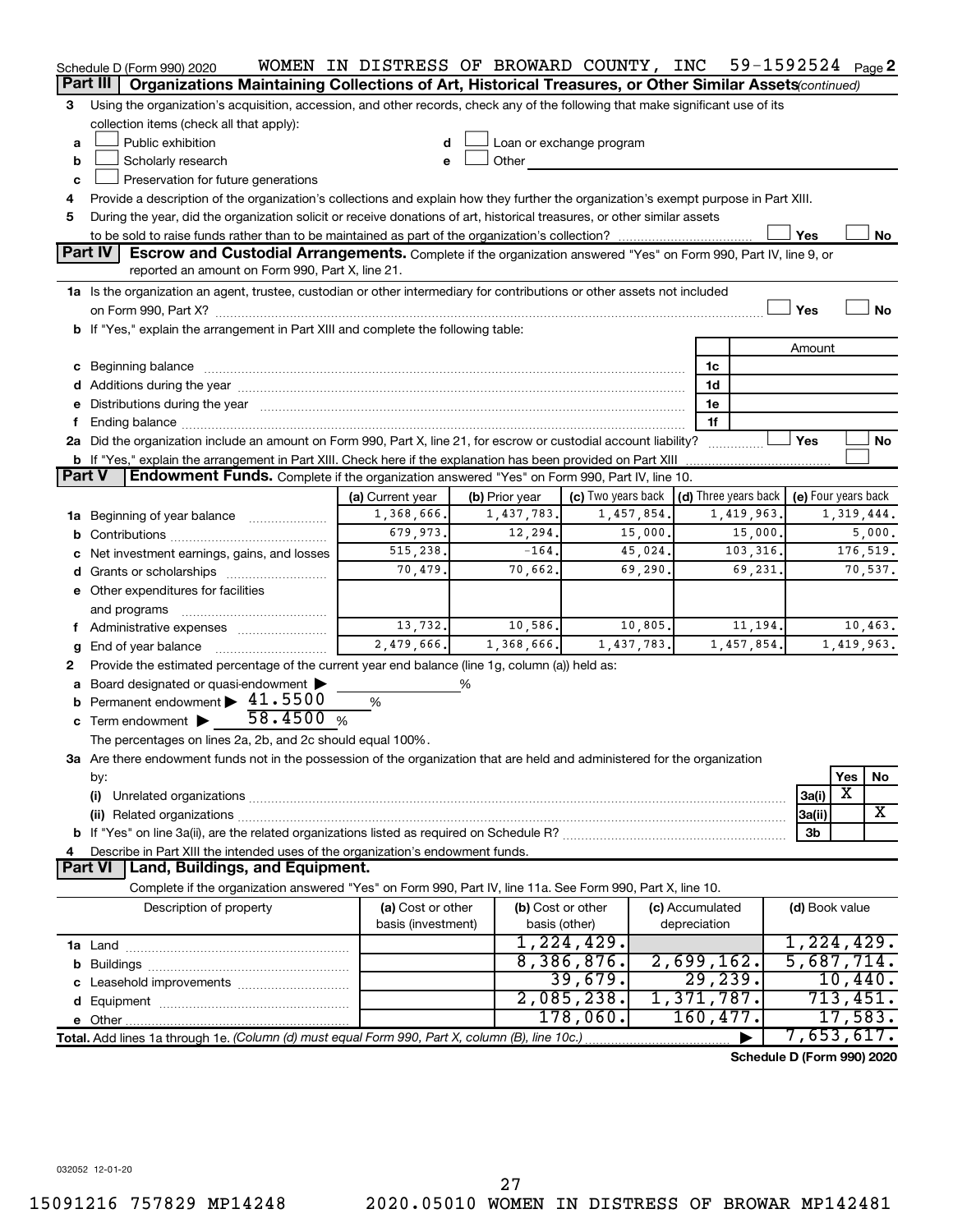Schedule D (Form 990) 2020 WOMEN IN DISTRESS OF BROWARD COUNTY, INC 59-1592524 Page 2

**Part III** Organizations Maintaining Collections of Art, Historical Treasures, or Other Similar Assets *(continued)*

3 Using the organization's acquisition, accession, and other records, check any of the following that make significant use of its collection items (check all that apply):

- a ☐ Public exhibition
- b ☐ Scholarly research
- c ☐ Preservation for future generations
- d ☐ Loan or exchange program
- e ☐ Other

4 Provide a description of the organization's collections and explain how they further the organization's exempt purpose in Part XIII.

5 During the year, did the organization solicit or receive donations of art, historical treasures, or other similar assets to be sold to raise funds rather than to be maintained as part of the organization's collection? ☐ Yes ☐ No

**Part IV** Escrow and Custodial Arrangements. Complete if the organization answered "Yes" on Form 990, Part IV, line 9, or reported an amount on Form 990, Part X, line 21.

1a Is the organization an agent, trustee, custodian or other intermediary for contributions or other assets not included on Form 990, Part X? ☐ Yes ☐ No

b If "Yes," explain the arrangement in Part XIII and complete the following table:

| | | Amount |
|---|---|---|
| c Beginning balance | 1c | |
| d Additions during the year | 1d | |
| e Distributions during the year | 1e | |
| f Ending balance | 1f | |

2a Did the organization include an amount on Form 990, Part X, line 21, for escrow or custodial account liability? ☐ Yes ☐ No

b If "Yes," explain the arrangement in Part XIII. Check here if the explanation has been provided on Part XIII ☐

**Part V** Endowment Funds. Complete if the organization answered "Yes" on Form 990, Part IV, line 10.

| | (a) Current year | (b) Prior year | (c) Two years back | (d) Three years back | (e) Four years back |
|---|---|---|---|---|---|
| 1a Beginning of year balance | 1,368,666. | 1,437,783. | 1,457,854. | 1,419,963. | 1,319,444. |
| b Contributions | 679,973. | 12,294. | 15,000. | 15,000. | 5,000. |
| c Net investment earnings, gains, and losses | 515,238. | -164. | 45,024. | 103,316. | 176,519. |
| d Grants or scholarships | 70,479. | 70,662. | 69,290. | 69,231. | 70,537. |
| e Other expenditures for facilities and programs | | | | | |
| f Administrative expenses | 13,732. | 10,586. | 10,805. | 11,194. | 10,463. |
| g End of year balance | 2,479,666. | 1,368,666. | 1,437,783. | 1,457,854. | 1,419,963. |

2 Provide the estimated percentage of the current year end balance (line 1g, column (a)) held as:

a Board designated or quasi-endowment ▶ ______ %

b Permanent endowment ▶ 41.5500 %

c Term endowment ▶ 58.4500 %

The percentages on lines 2a, 2b, and 2c should equal 100%.

3a Are there endowment funds not in the possession of the organization that are held and administered for the organization by:

| | | Yes | No |
|---|---|---|---|
| (i) Unrelated organizations | 3a(i) | X | |
| (ii) Related organizations | 3a(ii) | | X |
| b If "Yes" on line 3a(ii), are the related organizations listed as required on Schedule R? | 3b | | |

4 Describe in Part XIII the intended uses of the organization's endowment funds.

**Part VI** Land, Buildings, and Equipment.

Complete if the organization answered "Yes" on Form 990, Part IV, line 11a. See Form 990, Part X, line 10.

| Description of property | (a) Cost or other basis (investment) | (b) Cost or other basis (other) | (c) Accumulated depreciation | (d) Book value |
|---|---|---|---|---|
| 1a Land | | 1,224,429. | | 1,224,429. |
| b Buildings | | 8,386,876. | 2,699,162. | 5,687,714. |
| c Leasehold improvements | | 39,679. | 29,239. | 10,440. |
| d Equipment | | 2,085,238. | 1,371,787. | 713,451. |
| e Other | | 178,060. | 160,477. | 17,583. |
| Total. Add lines 1a through 1e. *(Column (d) must equal Form 990, Part X, column (B), line 10c.)* | | | ▶ | 7,653,617. |

Schedule D (Form 990) 2020

032052 12-01-20

15091216 757829 MP14248 2020.05010 WOMEN IN DISTRESS OF BROWAR MP142481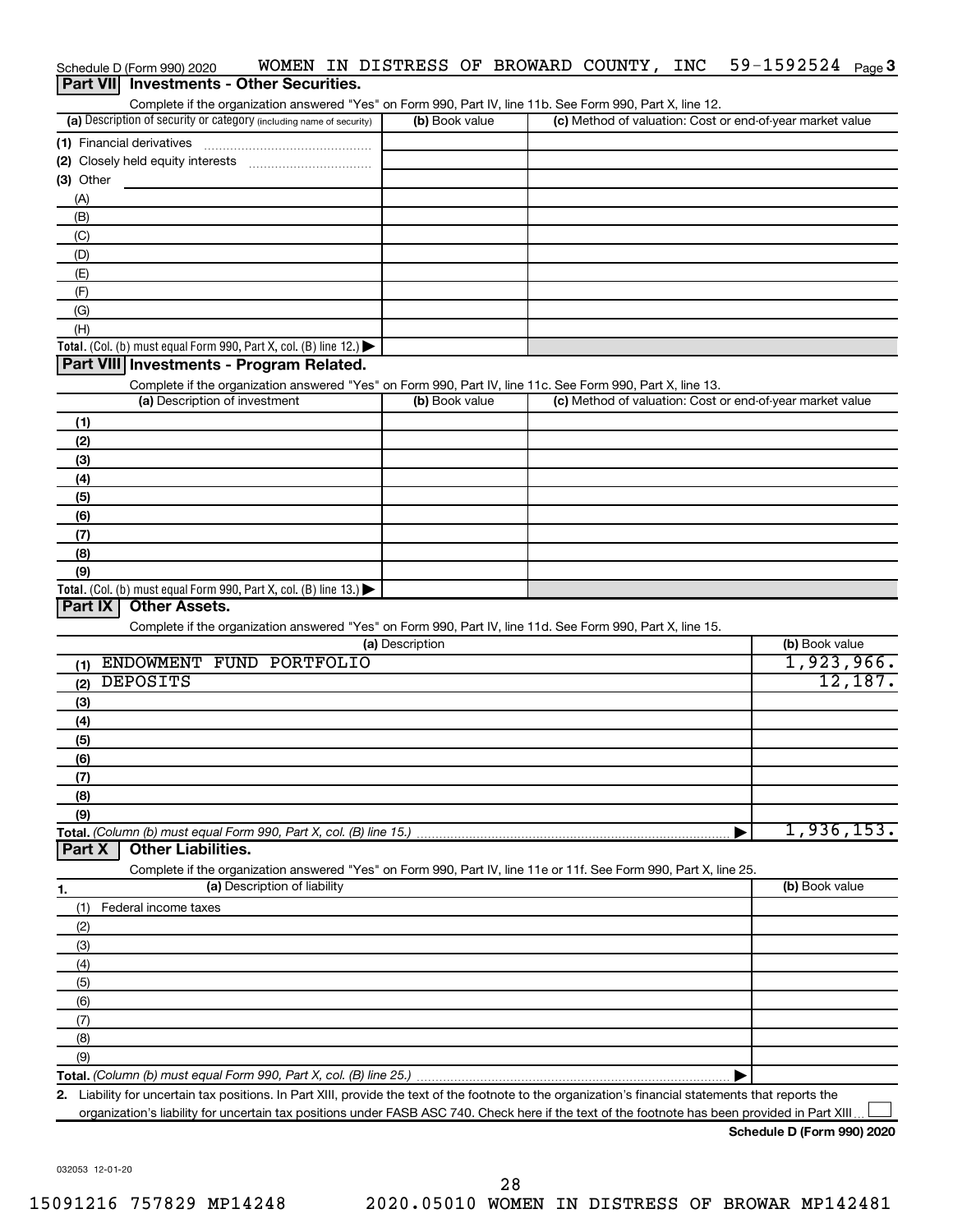Schedule D (Form 990) 2020 WOMEN IN DISTRESS OF BROWARD COUNTY, INC 59-1592524 Page 3

## Part VII Investments - Other Securities.

Complete if the organization answered "Yes" on Form 990, Part IV, line 11b. See Form 990, Part X, line 12.

| (a) Description of security or category (including name of security) | (b) Book value | (c) Method of valuation: Cost or end-of-year market value |
|---|---|---|
| (1) Financial derivatives | | |
| (2) Closely held equity interests | | |
| (3) Other | | |
| (A) | | |
| (B) | | |
| (C) | | |
| (D) | | |
| (E) | | |
| (F) | | |
| (G) | | |
| (H) | | |
| **Total.** (Col. (b) must equal Form 990, Part X, col. (B) line 12.) ▶ | | |

## Part VIII Investments - Program Related.

Complete if the organization answered "Yes" on Form 990, Part IV, line 11c. See Form 990, Part X, line 13.

| (a) Description of investment | (b) Book value | (c) Method of valuation: Cost or end-of-year market value |
|---|---|---|
| (1) | | |
| (2) | | |
| (3) | | |
| (4) | | |
| (5) | | |
| (6) | | |
| (7) | | |
| (8) | | |
| (9) | | |
| **Total.** (Col. (b) must equal Form 990, Part X, col. (B) line 13.) ▶ | | |

## Part IX Other Assets.

Complete if the organization answered "Yes" on Form 990, Part IV, line 11d. See Form 990, Part X, line 15.

| (a) Description | (b) Book value |
|---|---|
| (1) ENDOWMENT FUND PORTFOLIO | 1,923,966. |
| (2) DEPOSITS | 12,187. |
| (3) | |
| (4) | |
| (5) | |
| (6) | |
| (7) | |
| (8) | |
| (9) | |
| **Total.** *(Column (b) must equal Form 990, Part X, col. (B) line 15.)* ▶ | 1,936,153. |

## Part X Other Liabilities.

Complete if the organization answered "Yes" on Form 990, Part IV, line 11e or 11f. See Form 990, Part X, line 25.

| 1. (a) Description of liability | (b) Book value |
|---|---|
| (1) Federal income taxes | |
| (2) | |
| (3) | |
| (4) | |
| (5) | |
| (6) | |
| (7) | |
| (8) | |
| (9) | |
| **Total.** *(Column (b) must equal Form 990, Part X, col. (B) line 25.)* ▶ | |

2. Liability for uncertain tax positions. In Part XIII, provide the text of the footnote to the organization's financial statements that reports the organization's liability for uncertain tax positions under FASB ASC 740. Check here if the text of the footnote has been provided in Part XIII ☐

**Schedule D (Form 990) 2020**

032053 12-01-20

15091216 757829 MP14248 2020.05010 WOMEN IN DISTRESS OF BROWAR MP142481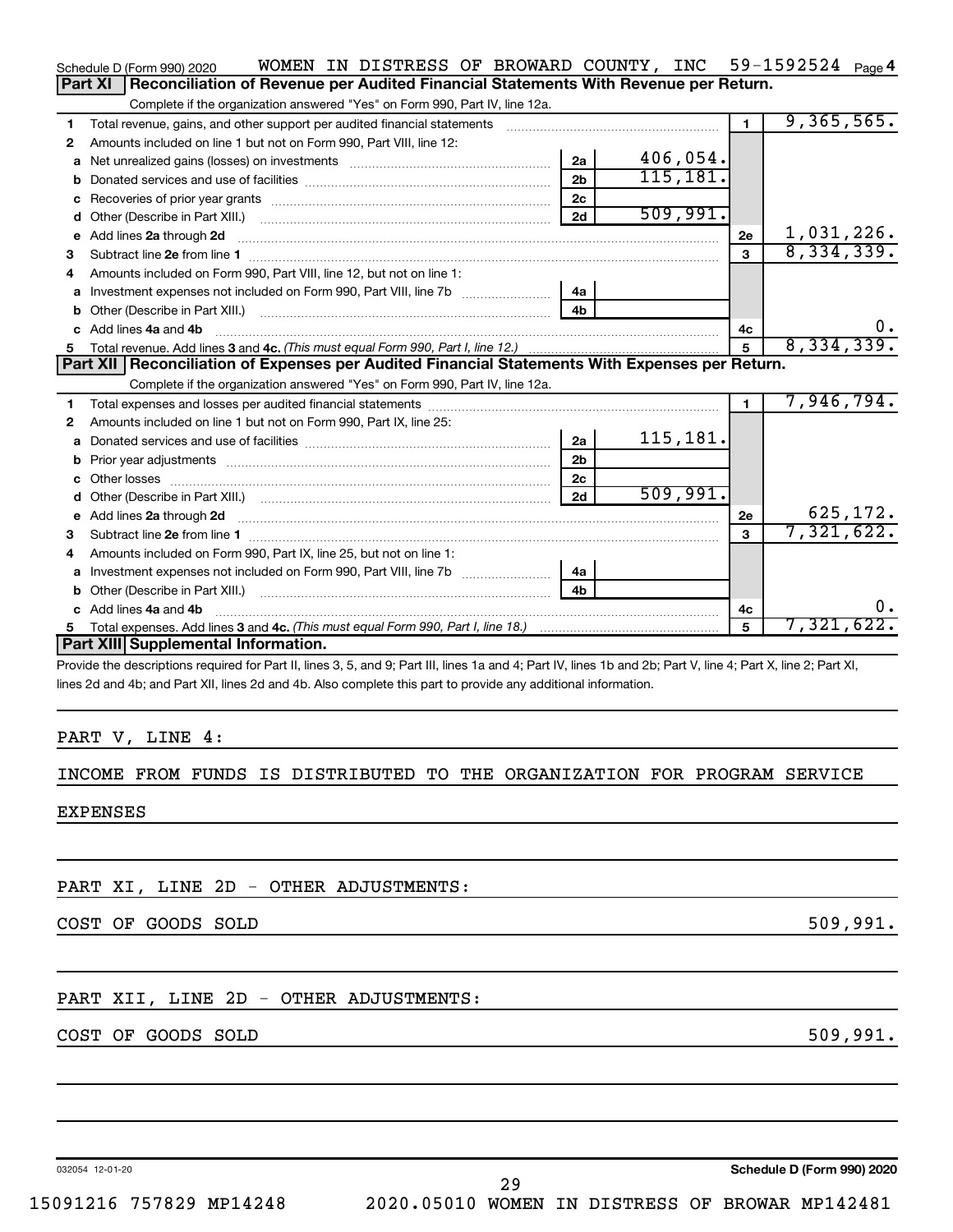Schedule D (Form 990) 2020 WOMEN IN DISTRESS OF BROWARD COUNTY, INC 59-1592524 Page 4

## Part XI Reconciliation of Revenue per Audited Financial Statements With Revenue per Return.

Complete if the organization answered "Yes" on Form 990, Part IV, line 12a.

| | | | | | |
|---|---|---|---|---|---|
| 1 | Total revenue, gains, and other support per audited financial statements | | | 1 | 9,365,565. |
| 2 | Amounts included on line 1 but not on Form 990, Part VIII, line 12: | | | | |
| a | Net unrealized gains (losses) on investments | 2a | 406,054. | | |
| b | Donated services and use of facilities | 2b | 115,181. | | |
| c | Recoveries of prior year grants | 2c | | | |
| d | Other (Describe in Part XIII.) | 2d | 509,991. | | |
| e | Add lines 2a through 2d | | | 2e | 1,031,226. |
| 3 | Subtract line 2e from line 1 | | | 3 | 8,334,339. |
| 4 | Amounts included on Form 990, Part VIII, line 12, but not on line 1: | | | | |
| a | Investment expenses not included on Form 990, Part VIII, line 7b | 4a | | | |
| b | Other (Describe in Part XIII.) | 4b | | | |
| c | Add lines 4a and 4b | | | 4c | 0. |
| 5 | Total revenue. Add lines 3 and 4c. *(This must equal Form 990, Part I, line 12.)* | | | 5 | 8,334,339. |

## Part XII Reconciliation of Expenses per Audited Financial Statements With Expenses per Return.

Complete if the organization answered "Yes" on Form 990, Part IV, line 12a.

| | | | | | |
|---|---|---|---|---|---|
| 1 | Total expenses and losses per audited financial statements | | | 1 | 7,946,794. |
| 2 | Amounts included on line 1 but not on Form 990, Part IX, line 25: | | | | |
| a | Donated services and use of facilities | 2a | 115,181. | | |
| b | Prior year adjustments | 2b | | | |
| c | Other losses | 2c | | | |
| d | Other (Describe in Part XIII.) | 2d | 509,991. | | |
| e | Add lines 2a through 2d | | | 2e | 625,172. |
| 3 | Subtract line 2e from line 1 | | | 3 | 7,321,622. |
| 4 | Amounts included on Form 990, Part IX, line 25, but not on line 1: | | | | |
| a | Investment expenses not included on Form 990, Part VIII, line 7b | 4a | | | |
| b | Other (Describe in Part XIII.) | 4b | | | |
| c | Add lines 4a and 4b | | | 4c | 0. |
| 5 | Total expenses. Add lines 3 and 4c. *(This must equal Form 990, Part I, line 18.)* | | | 5 | 7,321,622. |

## Part XIII Supplemental Information.

Provide the descriptions required for Part II, lines 3, 5, and 9; Part III, lines 1a and 4; Part IV, lines 1b and 2b; Part V, line 4; Part X, line 2; Part XI, lines 2d and 4b; and Part XII, lines 2d and 4b. Also complete this part to provide any additional information.

PART V, LINE 4:

INCOME FROM FUNDS IS DISTRIBUTED TO THE ORGANIZATION FOR PROGRAM SERVICE EXPENSES

PART XI, LINE 2D - OTHER ADJUSTMENTS:

COST OF GOODS SOLD 509,991.

PART XII, LINE 2D - OTHER ADJUSTMENTS:

COST OF GOODS SOLD 509,991.

032054 12-01-20 Schedule D (Form 990) 2020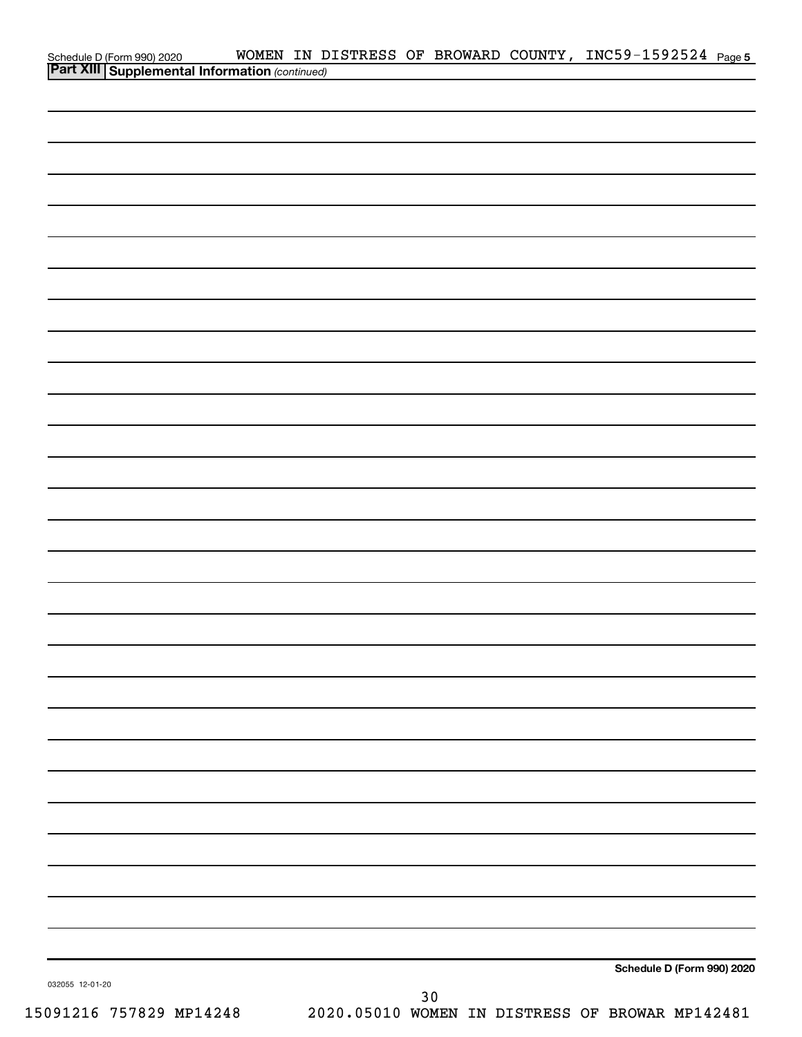Schedule D (Form 990) 2020 WOMEN IN DISTRESS OF BROWARD COUNTY, INC 59-1592524 Page 5

**Part XIII Supplemental Information** *(continued)*

**Schedule D (Form 990) 2020**

032055 12-01-20

15091216 757829 MP14248 2020.05010 WOMEN IN DISTRESS OF BROWAR MP142481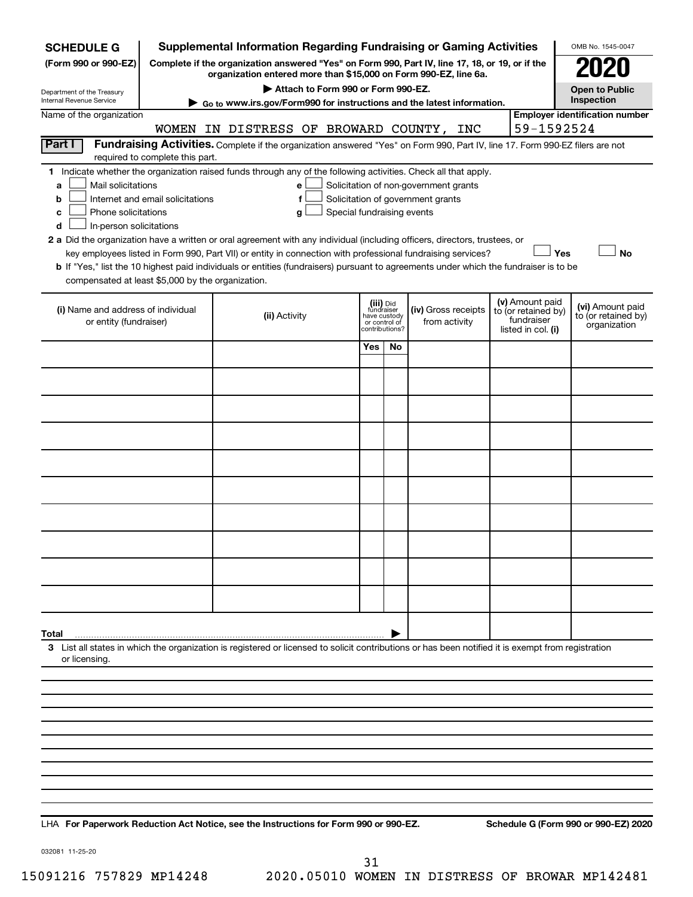**SCHEDULE G** (Form 990 or 990-EZ)

Department of the Treasury
Internal Revenue Service

# Supplemental Information Regarding Fundraising or Gaming Activities

**Complete if the organization answered "Yes" on Form 990, Part IV, line 17, 18, or 19, or if the organization entered more than $15,000 on Form 990-EZ, line 6a.**

**▶ Attach to Form 990 or Form 990-EZ.**

**▶ Go to www.irs.gov/Form990 for instructions and the latest information.**

OMB No. 1545-0047

**2020**

**Open to Public Inspection**

Name of the organization: WOMEN IN DISTRESS OF BROWARD COUNTY, INC

**Employer identification number**: 59-1592524

**Part I** **Fundraising Activities.** Complete if the organization answered "Yes" on Form 990, Part IV, line 17. Form 990-EZ filers are not required to complete this part.

**1** Indicate whether the organization raised funds through any of the following activities. Check all that apply.

- **a** ☐ Mail solicitations
- **b** ☐ Internet and email solicitations
- **c** ☐ Phone solicitations
- **d** ☐ In-person solicitations
- **e** ☐ Solicitation of non-government grants
- **f** ☐ Solicitation of government grants
- **g** ☐ Special fundraising events

**2 a** Did the organization have a written or oral agreement with any individual (including officers, directors, trustees, or key employees listed in Form 990, Part VII) or entity in connection with professional fundraising services? ☐ Yes ☐ No

**b** If "Yes," list the 10 highest paid individuals or entities (fundraisers) pursuant to agreements under which the fundraiser is to be compensated at least $5,000 by the organization.

| (i) Name and address of individual or entity (fundraiser) | (ii) Activity | (iii) Did fundraiser have custody or control of contributions? | | (iv) Gross receipts from activity | (v) Amount paid to (or retained by) fundraiser listed in col. (i) | (vi) Amount paid to (or retained by) organization |
|---|---|---|---|---|---|---|
| | | Yes | No | | | |
| | | | | | | |
| | | | | | | |
| | | | | | | |
| | | | | | | |
| | | | | | | |
| | | | | | | |
| | | | | | | |
| | | | | | | |
| | | | | | | |
| **Total** ▶ | | | | | | |

**3** List all states in which the organization is registered or licensed to solicit contributions or has been notified it is exempt from registration or licensing.

LHA **For Paperwork Reduction Act Notice, see the Instructions for Form 990 or 990-EZ.** **Schedule G (Form 990 or 990-EZ) 2020**

032081 11-25-20

15091216 757829 MP14248 2020.05010 WOMEN IN DISTRESS OF BROWAR MP142481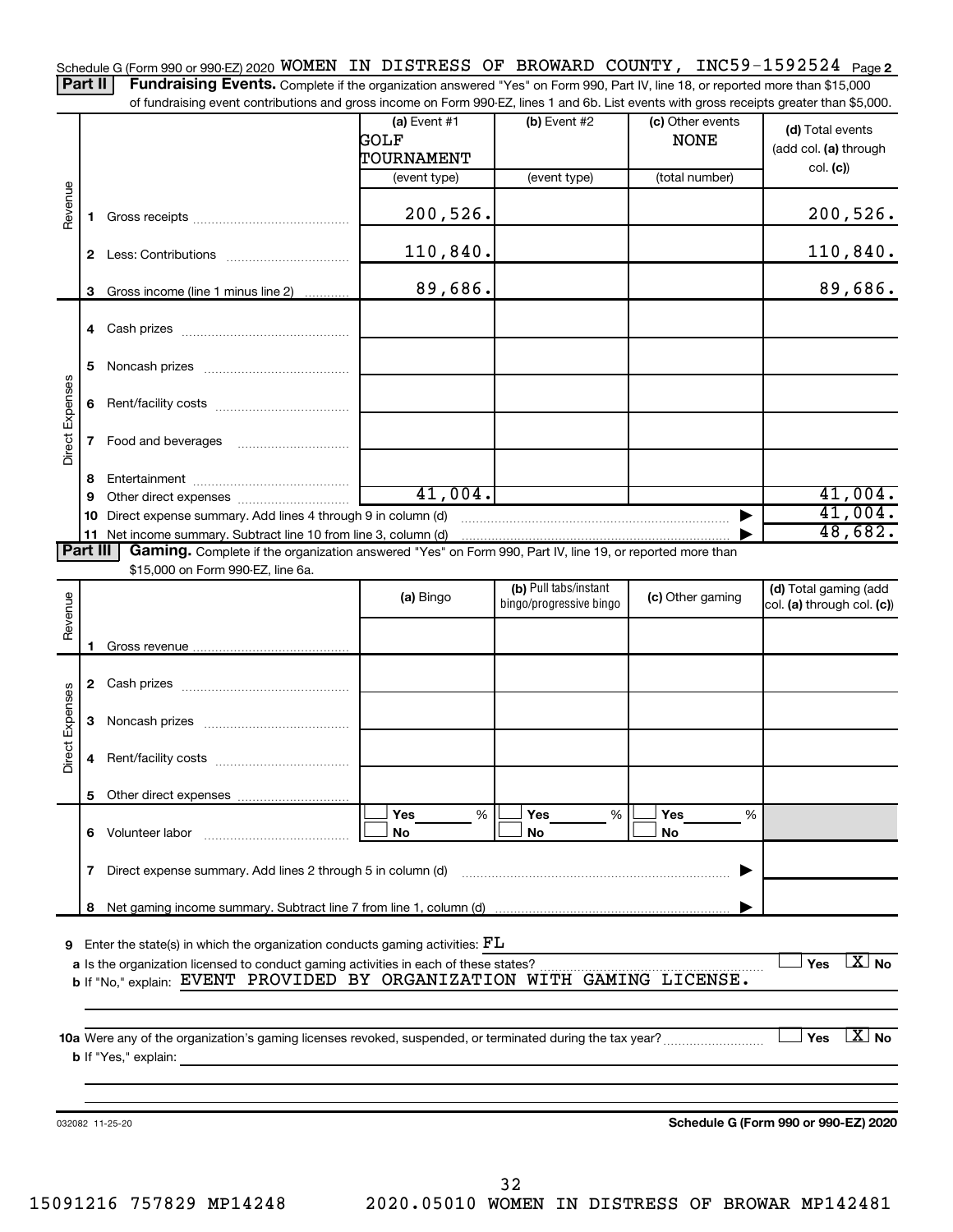Schedule G (Form 990 or 990-EZ) 2020 WOMEN IN DISTRESS OF BROWARD COUNTY, INC59-1592524 Page 2

**Part II** **Fundraising Events.** Complete if the organization answered "Yes" on Form 990, Part IV, line 18, or reported more than $15,000 of fundraising event contributions and gross income on Form 990-EZ, lines 1 and 6b. List events with gross receipts greater than $5,000.

| | | (a) Event #1 GOLF TOURNAMENT (event type) | (b) Event #2 (event type) | (c) Other events NONE (total number) | (d) Total events (add col. (a) through col. (c)) |
|---|---|---|---|---|---|
| Revenue | 1 Gross receipts | 200,526. | | | 200,526. |
| | 2 Less: Contributions | 110,840. | | | 110,840. |
| | 3 Gross income (line 1 minus line 2) | 89,686. | | | 89,686. |
| Direct Expenses | 4 Cash prizes | | | | |
| | 5 Noncash prizes | | | | |
| | 6 Rent/facility costs | | | | |
| | 7 Food and beverages | | | | |
| | 8 Entertainment | | | | |
| | 9 Other direct expenses | 41,004. | | | 41,004. |
| | 10 Direct expense summary. Add lines 4 through 9 in column (d) | | | | 41,004. |
| | 11 Net income summary. Subtract line 10 from line 3, column (d) | | | | 48,682. |

**Part III** **Gaming.** Complete if the organization answered "Yes" on Form 990, Part IV, line 19, or reported more than $15,000 on Form 990-EZ, line 6a.

| | | (a) Bingo | (b) Pull tabs/instant bingo/progressive bingo | (c) Other gaming | (d) Total gaming (add col. (a) through col. (c)) |
|---|---|---|---|---|---|
| Revenue | 1 Gross revenue | | | | |
| Direct Expenses | 2 Cash prizes | | | | |
| | 3 Noncash prizes | | | | |
| | 4 Rent/facility costs | | | | |
| | 5 Other direct expenses | | | | |
| | 6 Volunteer labor | ☐ Yes ___ % ☐ No | ☐ Yes ___ % ☐ No | ☐ Yes ___ % ☐ No | |
| | 7 Direct expense summary. Add lines 2 through 5 in column (d) | | | | |
| | 8 Net gaming income summary. Subtract line 7 from line 1, column (d) | | | | |

9 Enter the state(s) in which the organization conducts gaming activities: FL

a Is the organization licensed to conduct gaming activities in each of these states? ☐ Yes ☒ No

b If "No," explain: EVENT PROVIDED BY ORGANIZATION WITH GAMING LICENSE.

10a Were any of the organization's gaming licenses revoked, suspended, or terminated during the tax year? ☐ Yes ☒ No

b If "Yes," explain:

032082 11-25-20 **Schedule G (Form 990 or 990-EZ) 2020**

15091216 757829 MP14248 2020.05010 WOMEN IN DISTRESS OF BROWAR MP142481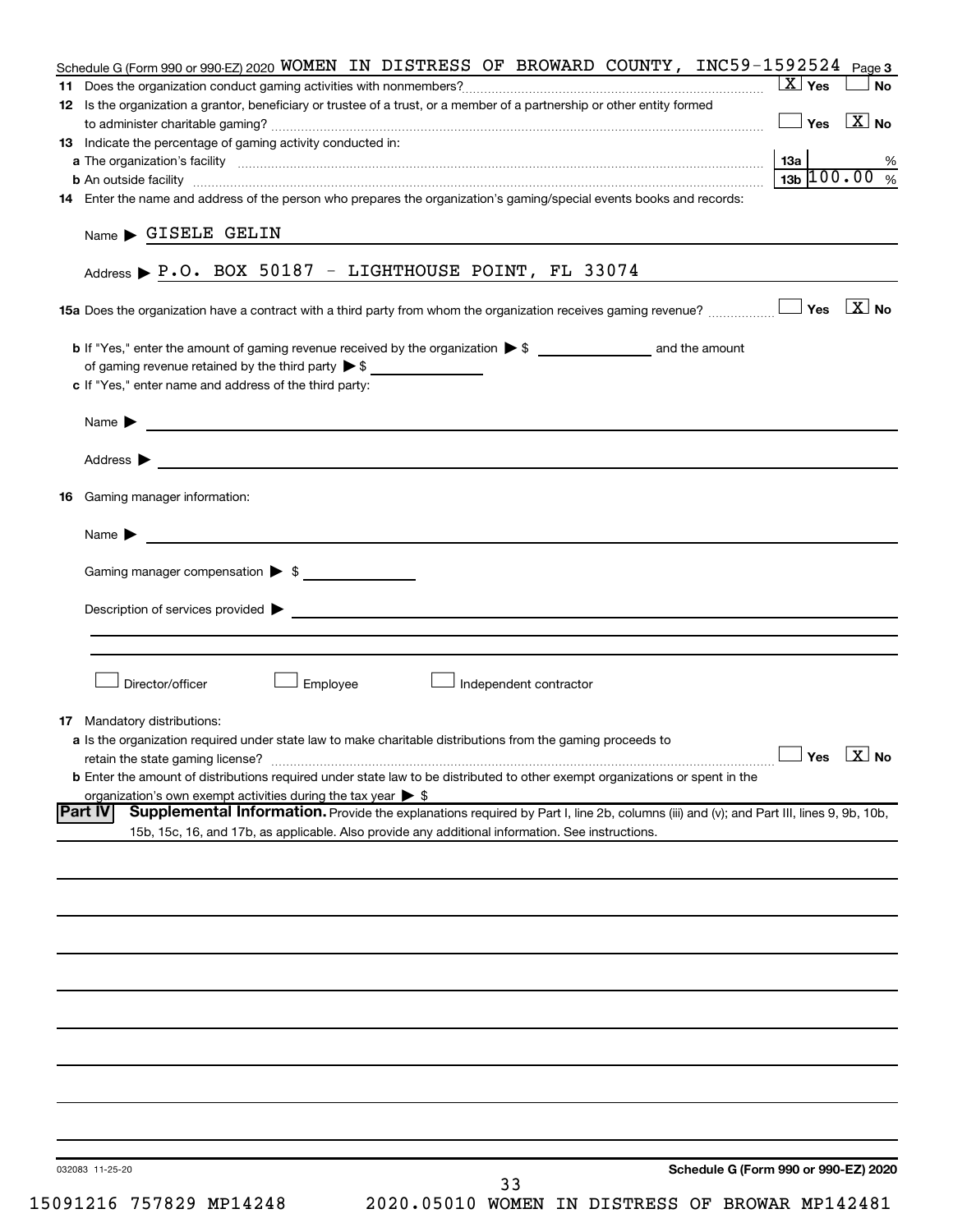Schedule G (Form 990 or 990-EZ) 2020 WOMEN IN DISTRESS OF BROWARD COUNTY, INC59-1592524 Page 3

**11** Does the organization conduct gaming activities with nonmembers? [X] Yes [ ] No

**12** Is the organization a grantor, beneficiary or trustee of a trust, or a member of a partnership or other entity formed to administer charitable gaming? [ ] Yes [X] No

**13** Indicate the percentage of gaming activity conducted in:

**a** The organization's facility ... **13a** %

**b** An outside facility ... **13b** 100.00 %

**14** Enter the name and address of the person who prepares the organization's gaming/special events books and records:

Name ▶ GISELE GELIN

Address ▶ P.O. BOX 50187 - LIGHTHOUSE POINT, FL 33074

**15a** Does the organization have a contract with a third party from whom the organization receives gaming revenue? [ ] Yes [X] No

**b** If "Yes," enter the amount of gaming revenue received by the organization ▶ $ ______ and the amount of gaming revenue retained by the third party ▶ $ ______

**c** If "Yes," enter name and address of the third party:

Name ▶

Address ▶

**16** Gaming manager information:

Name ▶

Gaming manager compensation ▶ $

Description of services provided ▶

[ ] Director/officer [ ] Employee [ ] Independent contractor

**17** Mandatory distributions:

**a** Is the organization required under state law to make charitable distributions from the gaming proceeds to retain the state gaming license? [ ] Yes [X] No

**b** Enter the amount of distributions required under state law to be distributed to other exempt organizations or spent in the organization's own exempt activities during the tax year ▶ $

**Part IV** **Supplemental Information.** Provide the explanations required by Part I, line 2b, columns (iii) and (v); and Part III, lines 9, 9b, 10b, 15b, 15c, 16, and 17b, as applicable. Also provide any additional information. See instructions.

032083 11-25-20

**Schedule G (Form 990 or 990-EZ) 2020**

15091216 757829 MP14248 2020.05010 WOMEN IN DISTRESS OF BROWAR MP142481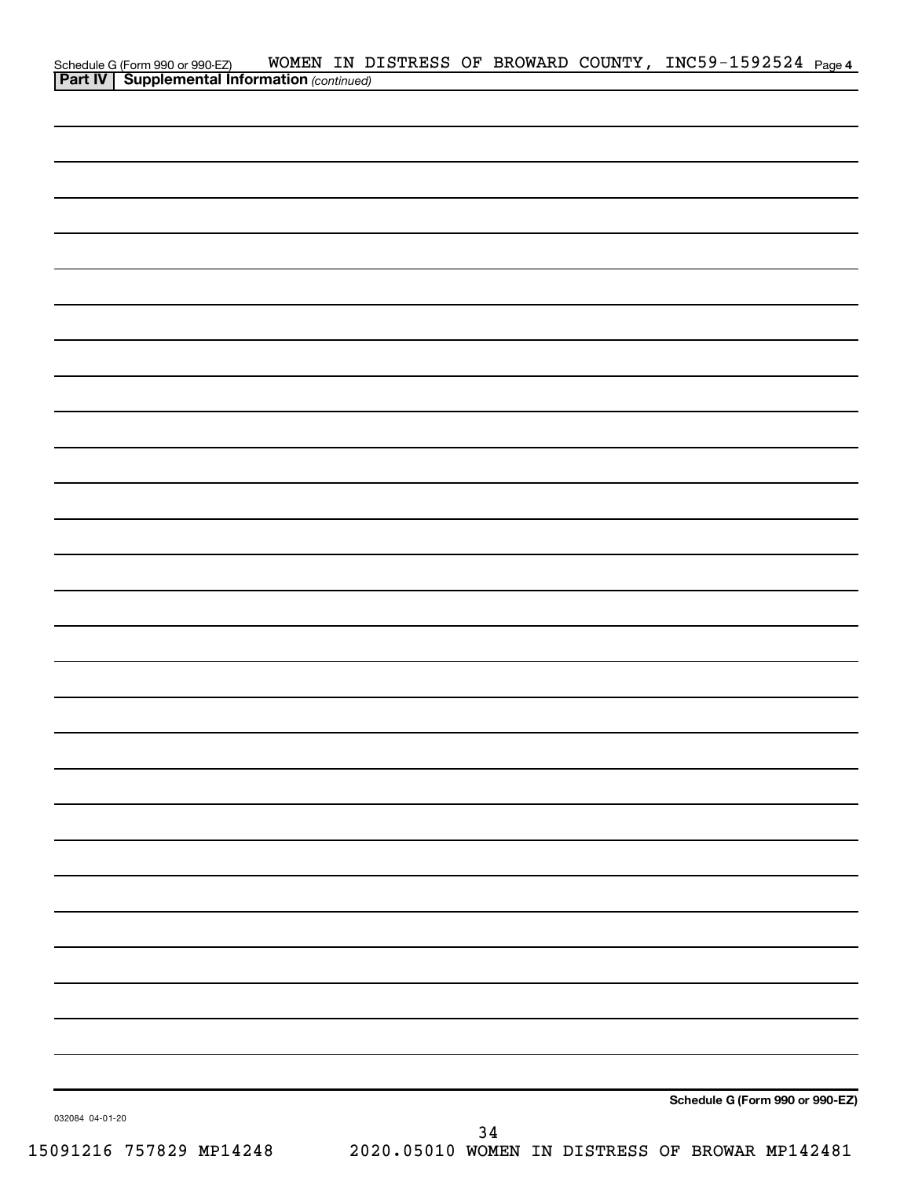Schedule G (Form 990 or 990-EZ) WOMEN IN DISTRESS OF BROWARD COUNTY, INC 59-1592524 Page 4

**Part IV | Supplemental Information** *(continued)*

**Schedule G (Form 990 or 990-EZ)**

032084 04-01-20

15091216 757829 MP14248 2020.05010 WOMEN IN DISTRESS OF BROWAR MP142481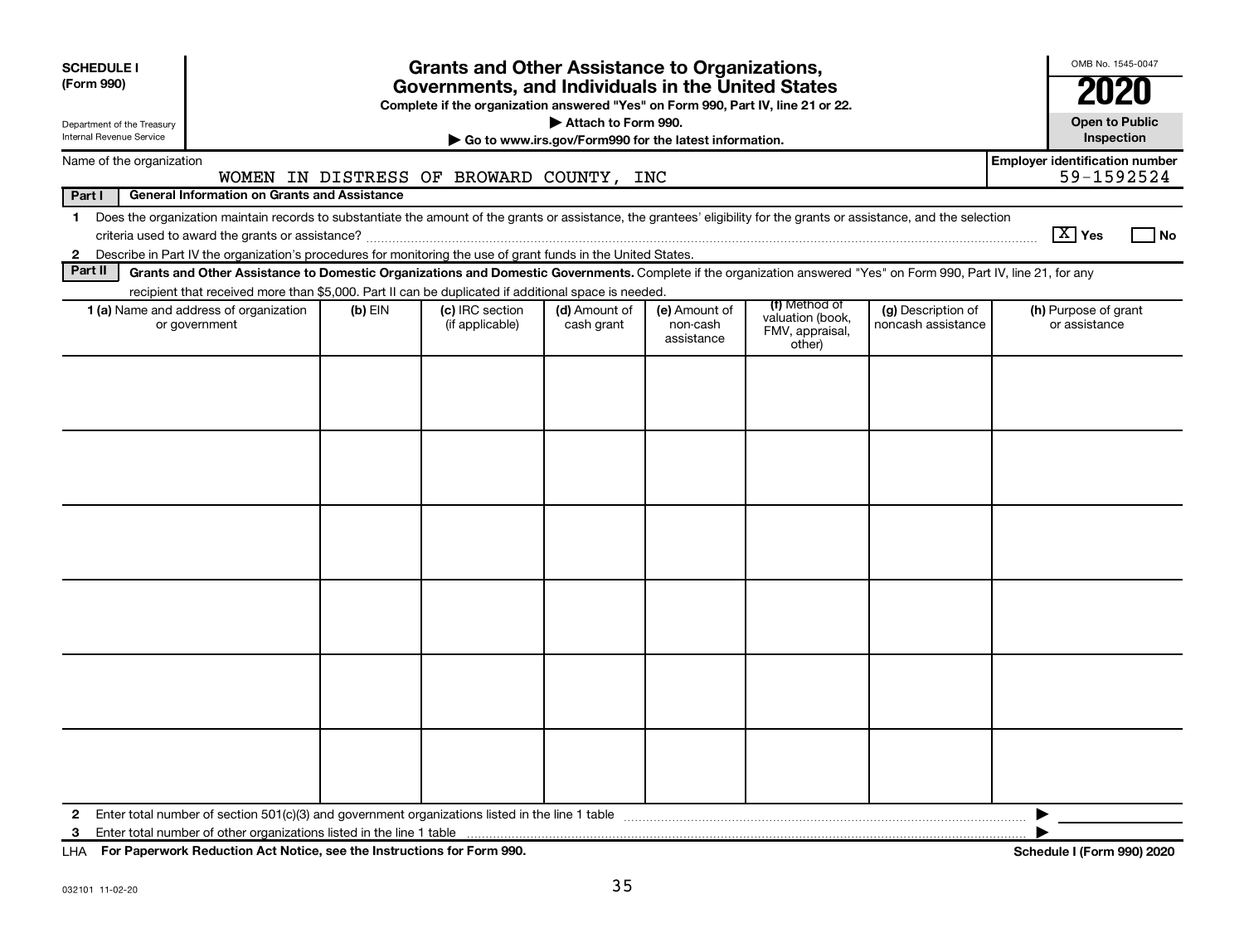**SCHEDULE I (Form 990)**

Department of the Treasury
Internal Revenue Service

# Grants and Other Assistance to Organizations, Governments, and Individuals in the United States

**Complete if the organization answered "Yes" on Form 990, Part IV, line 21 or 22.**

**▶ Attach to Form 990.**

**▶ Go to www.irs.gov/Form990 for the latest information.**

OMB No. 1545-0047

**2020**

**Open to Public Inspection**

Name of the organization: WOMEN IN DISTRESS OF BROWARD COUNTY, INC

**Employer identification number** 59-1592524

**Part I General Information on Grants and Assistance**

1 Does the organization maintain records to substantiate the amount of the grants or assistance, the grantees' eligibility for the grants or assistance, and the selection criteria used to award the grants or assistance? [X] Yes [ ] No

2 Describe in Part IV the organization's procedures for monitoring the use of grant funds in the United States.

**Part II Grants and Other Assistance to Domestic Organizations and Domestic Governments.** Complete if the organization answered "Yes" on Form 990, Part IV, line 21, for any recipient that received more than $5,000. Part II can be duplicated if additional space is needed.

| 1 (a) Name and address of organization or government | (b) EIN | (c) IRC section (if applicable) | (d) Amount of cash grant | (e) Amount of non-cash assistance | (f) Method of valuation (book, FMV, appraisal, other) | (g) Description of noncash assistance | (h) Purpose of grant or assistance |
|---|---|---|---|---|---|---|---|
| | | | | | | | |
| | | | | | | | |
| | | | | | | | |
| | | | | | | | |
| | | | | | | | |
| | | | | | | | |

2 Enter total number of section 501(c)(3) and government organizations listed in the line 1 table ▶

3 Enter total number of other organizations listed in the line 1 table ▶

LHA **For Paperwork Reduction Act Notice, see the Instructions for Form 990.** **Schedule I (Form 990) 2020**

032101 11-02-20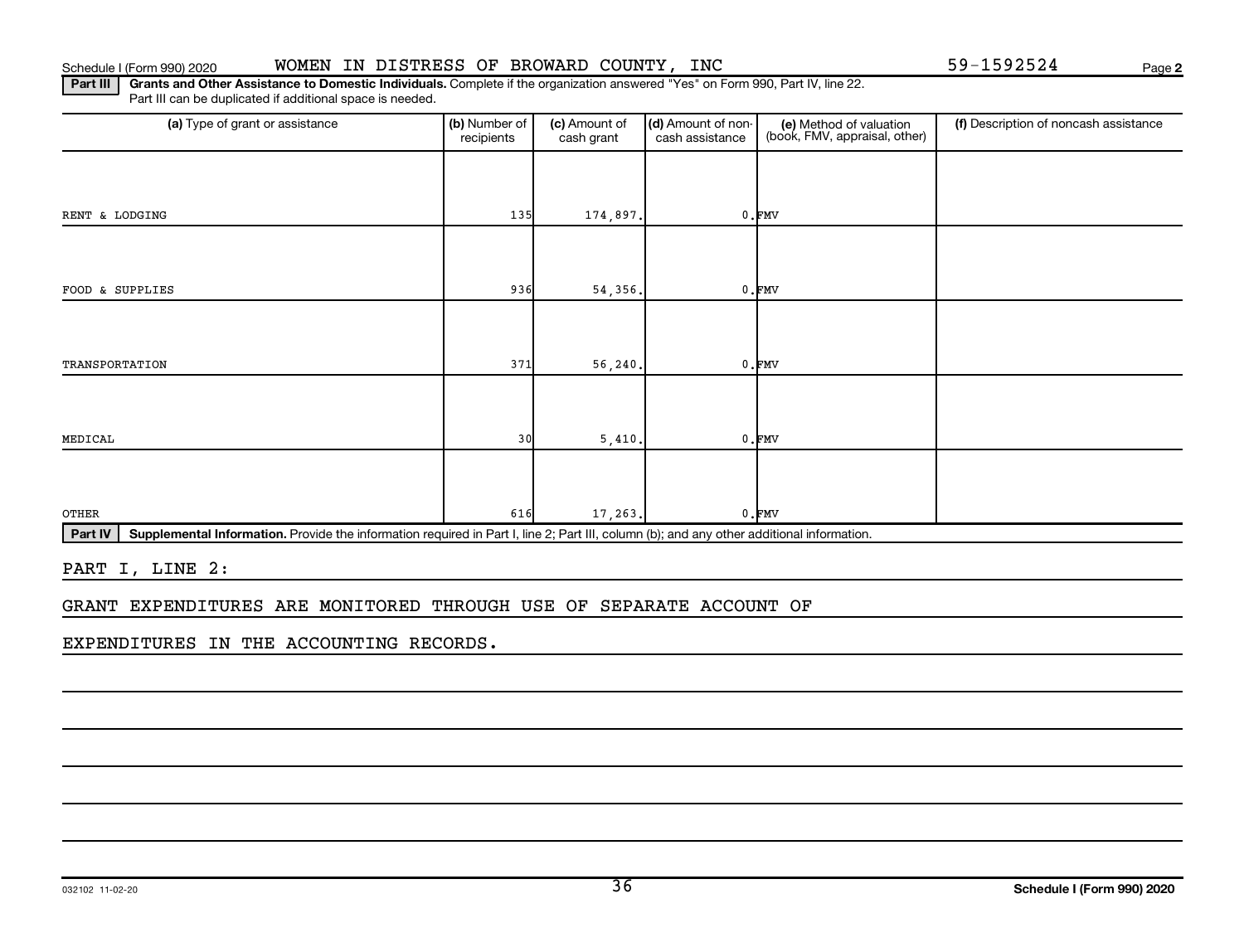Schedule I (Form 990) 2020 WOMEN IN DISTRESS OF BROWARD COUNTY, INC 59-1592524

**Part III** **Grants and Other Assistance to Domestic Individuals.** Complete if the organization answered "Yes" on Form 990, Part IV, line 22. Part III can be duplicated if additional space is needed.

| (a) Type of grant or assistance | (b) Number of recipients | (c) Amount of cash grant | (d) Amount of non-cash assistance | (e) Method of valuation (book, FMV, appraisal, other) | (f) Description of noncash assistance |
|---|---|---|---|---|---|
| RENT & LODGING | 135 | 174,897. | 0. | FMV | |
| FOOD & SUPPLIES | 936 | 54,356. | 0. | FMV | |
| TRANSPORTATION | 371 | 56,240. | 0. | FMV | |
| MEDICAL | 30 | 5,410. | 0. | FMV | |
| OTHER | 616 | 17,263. | 0. | FMV | |

**Part IV** **Supplemental Information.** Provide the information required in Part I, line 2; Part III, column (b); and any other additional information.

PART I, LINE 2:

GRANT EXPENDITURES ARE MONITORED THROUGH USE OF SEPARATE ACCOUNT OF EXPENDITURES IN THE ACCOUNTING RECORDS.

032102 11-02-20 **Schedule I (Form 990) 2020**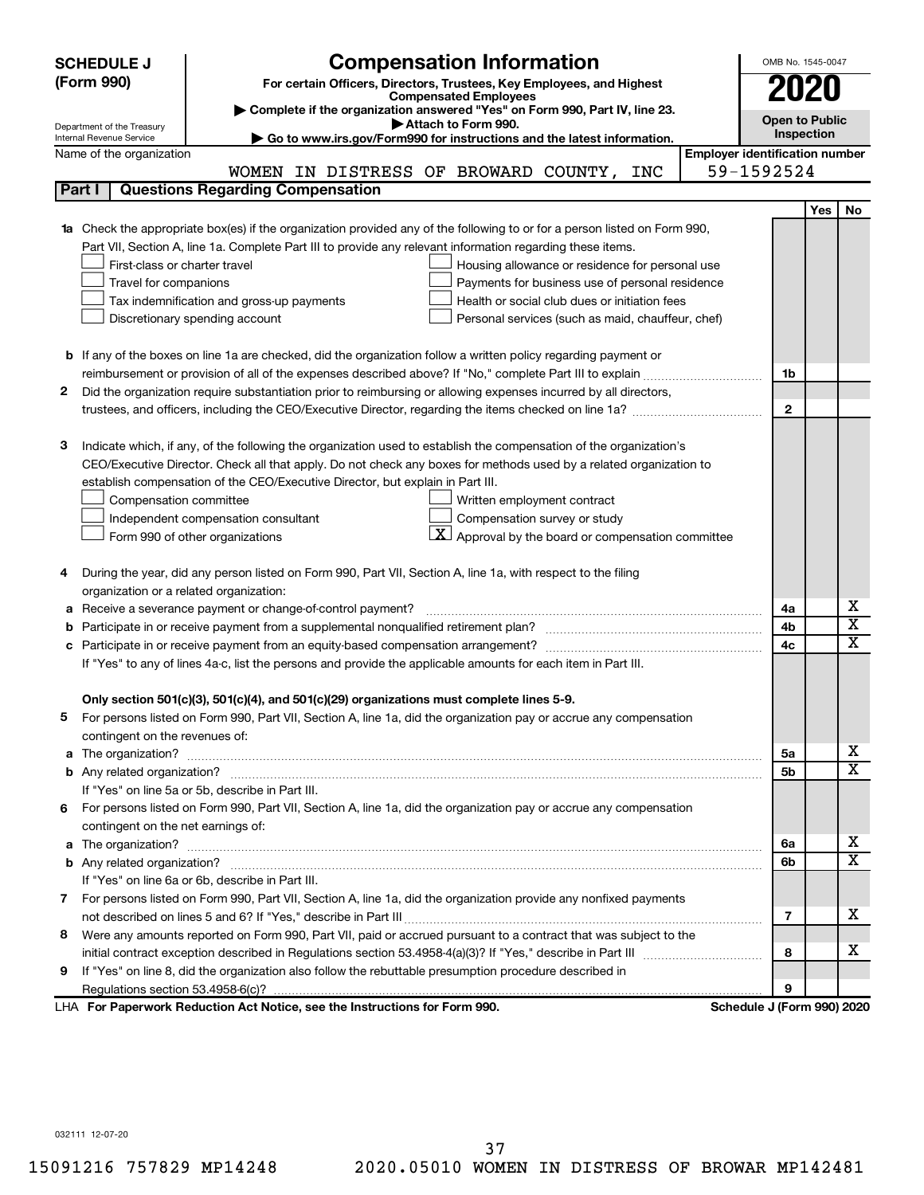**SCHEDULE J (Form 990)**

Department of the Treasury
Internal Revenue Service

# Compensation Information

**For certain Officers, Directors, Trustees, Key Employees, and Highest Compensated Employees**

▶ **Complete if the organization answered "Yes" on Form 990, Part IV, line 23.**

▶ **Attach to Form 990.**

▶ **Go to www.irs.gov/Form990 for instructions and the latest information.**

OMB No. 1545-0047

**2020**

**Open to Public Inspection**

Name of the organization: WOMEN IN DISTRESS OF BROWARD COUNTY, INC

**Employer identification number:** 59-1592524

## Part I Questions Regarding Compensation

| | | | Yes | No |
|---|---|---|---|---|
| **1a** | Check the appropriate box(es) if the organization provided any of the following to or for a person listed on Form 990, Part VII, Section A, line 1a. Complete Part III to provide any relevant information regarding these items.<br>☐ First-class or charter travel ☐ Housing allowance or residence for personal use<br>☐ Travel for companions ☐ Payments for business use of personal residence<br>☐ Tax indemnification and gross-up payments ☐ Health or social club dues or initiation fees<br>☐ Discretionary spending account ☐ Personal services (such as maid, chauffeur, chef) | | | |
| **b** | If any of the boxes on line 1a are checked, did the organization follow a written policy regarding payment or reimbursement or provision of all of the expenses described above? If "No," complete Part III to explain | 1b | | |
| **2** | Did the organization require substantiation prior to reimbursing or allowing expenses incurred by all directors, trustees, and officers, including the CEO/Executive Director, regarding the items checked on line 1a? | 2 | | |
| **3** | Indicate which, if any, of the following the organization used to establish the compensation of the organization's CEO/Executive Director. Check all that apply. Do not check any boxes for methods used by a related organization to establish compensation of the CEO/Executive Director, but explain in Part III.<br>☐ Compensation committee ☐ Written employment contract<br>☐ Independent compensation consultant ☐ Compensation survey or study<br>☐ Form 990 of other organizations ☒ Approval by the board or compensation committee | | | |
| **4** | During the year, did any person listed on Form 990, Part VII, Section A, line 1a, with respect to the filing organization or a related organization: | | | |
| **a** | Receive a severance payment or change-of-control payment? | 4a | | X |
| **b** | Participate in or receive payment from a supplemental nonqualified retirement plan? | 4b | | X |
| **c** | Participate in or receive payment from an equity-based compensation arrangement? | 4c | | X |
| | If "Yes" to any of lines 4a-c, list the persons and provide the applicable amounts for each item in Part III. | | | |
| | **Only section 501(c)(3), 501(c)(4), and 501(c)(29) organizations must complete lines 5-9.** | | | |
| **5** | For persons listed on Form 990, Part VII, Section A, line 1a, did the organization pay or accrue any compensation contingent on the revenues of: | | | |
| **a** | The organization? | 5a | | X |
| **b** | Any related organization? | 5b | | X |
| | If "Yes" on line 5a or 5b, describe in Part III. | | | |
| **6** | For persons listed on Form 990, Part VII, Section A, line 1a, did the organization pay or accrue any compensation contingent on the net earnings of: | | | |
| **a** | The organization? | 6a | | X |
| **b** | Any related organization? | 6b | | X |
| | If "Yes" on line 6a or 6b, describe in Part III. | | | |
| **7** | For persons listed on Form 990, Part VII, Section A, line 1a, did the organization provide any nonfixed payments not described on lines 5 and 6? If "Yes," describe in Part III | 7 | | X |
| **8** | Were any amounts reported on Form 990, Part VII, paid or accrued pursuant to a contract that was subject to the initial contract exception described in Regulations section 53.4958-4(a)(3)? If "Yes," describe in Part III | 8 | | X |
| **9** | If "Yes" on line 8, did the organization also follow the rebuttable presumption procedure described in Regulations section 53.4958-6(c)? | 9 | | |

LHA **For Paperwork Reduction Act Notice, see the Instructions for Form 990.** **Schedule J (Form 990) 2020**

032111 12-07-20

15091216 757829 MP14248 2020.05010 WOMEN IN DISTRESS OF BROWAR MP142481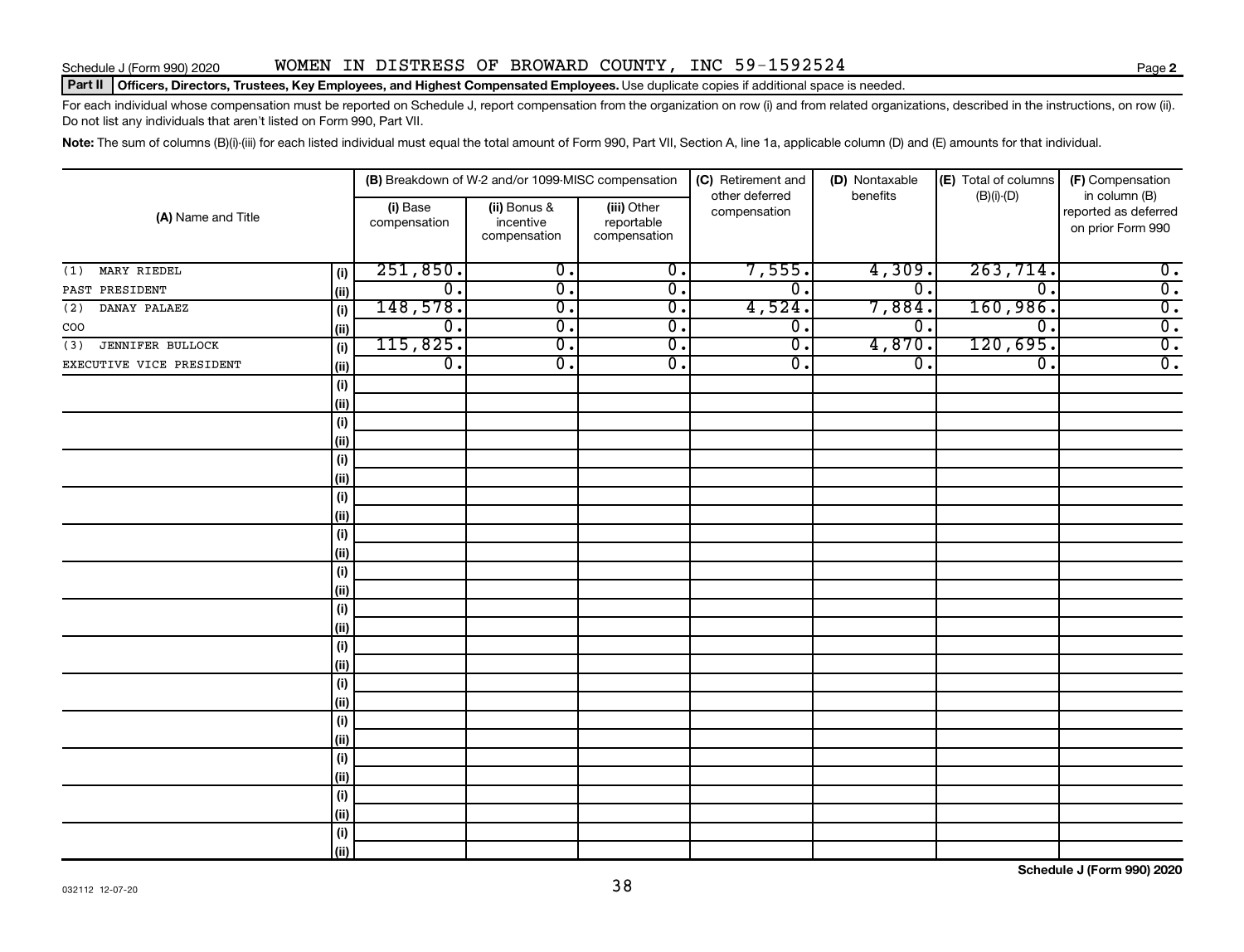Schedule J (Form 990) 2020 WOMEN IN DISTRESS OF BROWARD COUNTY, INC 59-1592524

## Part II Officers, Directors, Trustees, Key Employees, and Highest Compensated Employees. Use duplicate copies if additional space is needed.

For each individual whose compensation must be reported on Schedule J, report compensation from the organization on row (i) and from related organizations, described in the instructions, on row (ii). Do not list any individuals that aren't listed on Form 990, Part VII.

**Note:** The sum of columns (B)(i)-(iii) for each listed individual must equal the total amount of Form 990, Part VII, Section A, line 1a, applicable column (D) and (E) amounts for that individual.

| (A) Name and Title | | (B) Breakdown of W-2 and/or 1099-MISC compensation | | | (C) Retirement and other deferred compensation | (D) Nontaxable benefits | (E) Total of columns (B)(i)-(D) | (F) Compensation in column (B) reported as deferred on prior Form 990 |
|---|---|---|---|---|---|---|---|---|
| | | (i) Base compensation | (ii) Bonus & incentive compensation | (iii) Other reportable compensation | | | | |
| (1) MARY RIEDEL | (i) | 251,850. | 0. | 0. | 7,555. | 4,309. | 263,714. | 0. |
| PAST PRESIDENT | (ii) | 0. | 0. | 0. | 0. | 0. | 0. | 0. |
| (2) DANAY PALAEZ | (i) | 148,578. | 0. | 0. | 4,524. | 7,884. | 160,986. | 0. |
| COO | (ii) | 0. | 0. | 0. | 0. | 0. | 0. | 0. |
| (3) JENNIFER BULLOCK | (i) | 115,825. | 0. | 0. | 0. | 4,870. | 120,695. | 0. |
| EXECUTIVE VICE PRESIDENT | (ii) | 0. | 0. | 0. | 0. | 0. | 0. | 0. |

Schedule J (Form 990) 2020

032112 12-07-20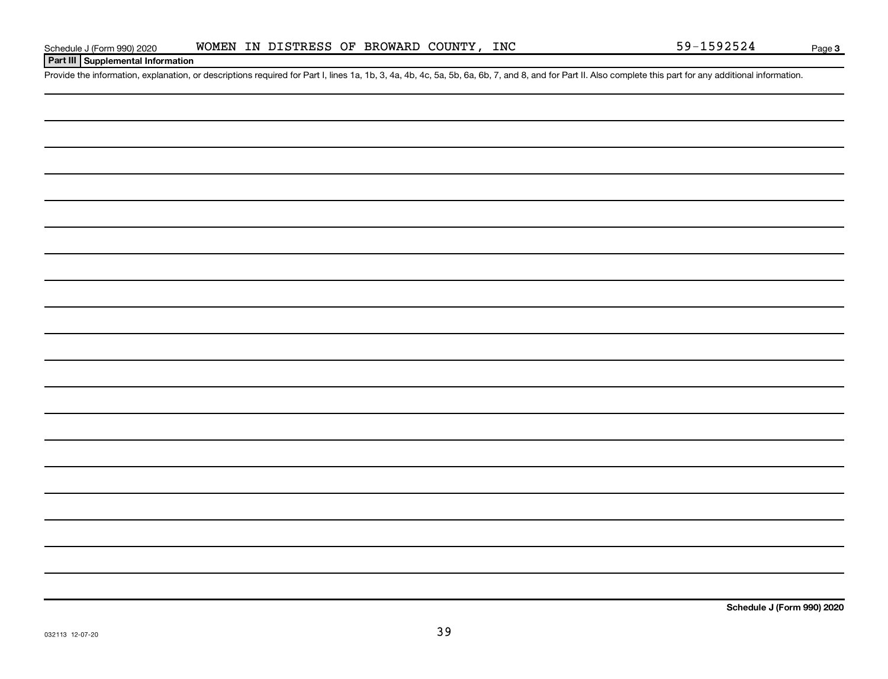Schedule J (Form 990) 2020 WOMEN IN DISTRESS OF BROWARD COUNTY, INC 59-1592524 Page 3

## Part III Supplemental Information

Provide the information, explanation, or descriptions required for Part I, lines 1a, 1b, 3, 4a, 4b, 4c, 5a, 5b, 6a, 6b, 7, and 8, and for Part II. Also complete this part for any additional information.

Schedule J (Form 990) 2020

032113 12-07-20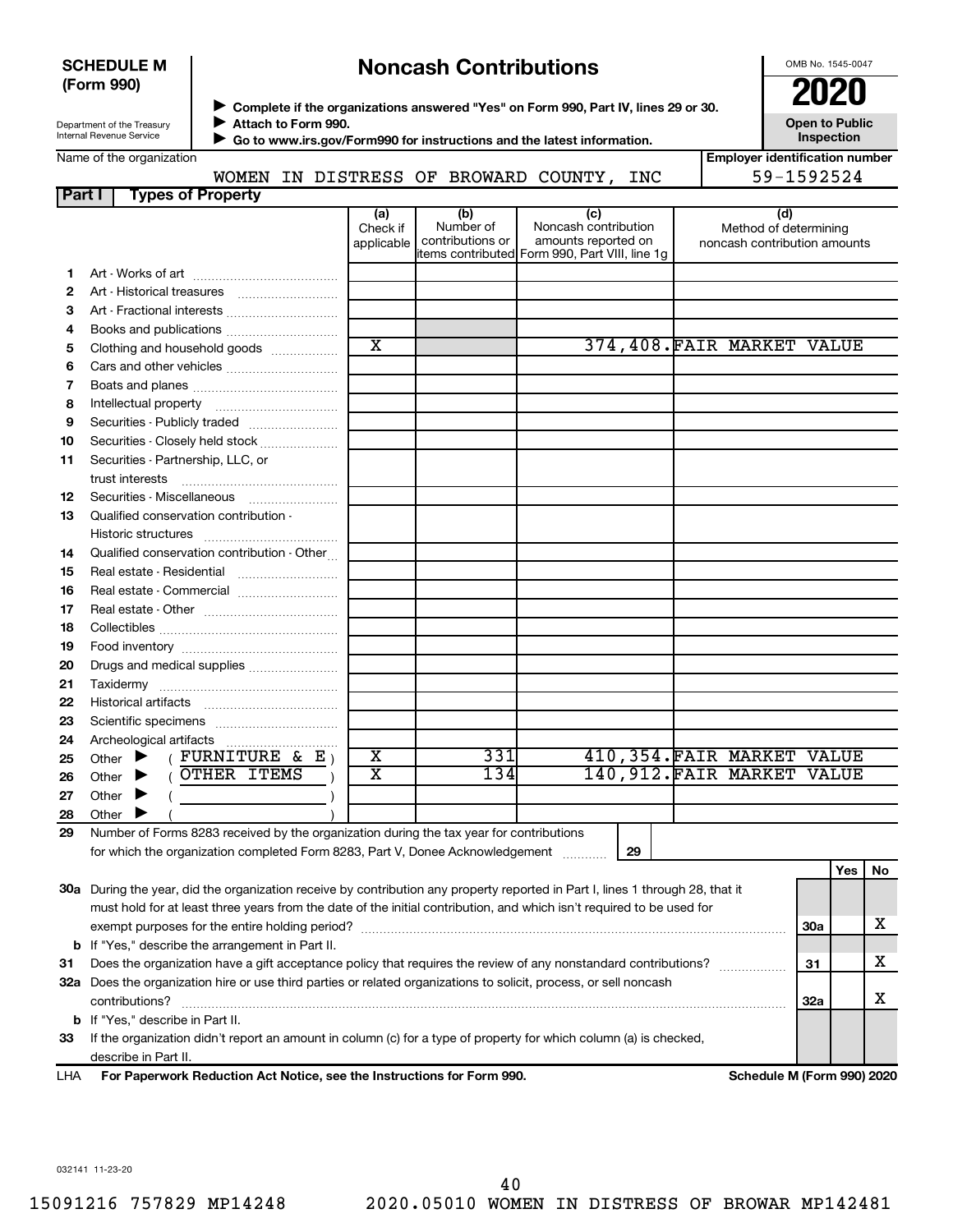**SCHEDULE M (Form 990)**

Department of the Treasury
Internal Revenue Service

# Noncash Contributions

▶ **Complete if the organizations answered "Yes" on Form 990, Part IV, lines 29 or 30.**
▶ **Attach to Form 990.**
▶ **Go to www.irs.gov/Form990 for instructions and the latest information.**

OMB No. 1545-0047

**2020**

**Open to Public Inspection**

Name of the organization: WOMEN IN DISTRESS OF BROWARD COUNTY, INC

Employer identification number: 59-1592524

## Part I Types of Property

| | | (a) Check if applicable | (b) Number of contributions or items contributed | (c) Noncash contribution amounts reported on Form 990, Part VIII, line 1g | (d) Method of determining noncash contribution amounts |
|---|---|---|---|---|---|
| 1 | Art - Works of art | | | | |
| 2 | Art - Historical treasures | | | | |
| 3 | Art - Fractional interests | | | | |
| 4 | Books and publications | | | | |
| 5 | Clothing and household goods | X | | 374,408. | FAIR MARKET VALUE |
| 6 | Cars and other vehicles | | | | |
| 7 | Boats and planes | | | | |
| 8 | Intellectual property | | | | |
| 9 | Securities - Publicly traded | | | | |
| 10 | Securities - Closely held stock | | | | |
| 11 | Securities - Partnership, LLC, or trust interests | | | | |
| 12 | Securities - Miscellaneous | | | | |
| 13 | Qualified conservation contribution - Historic structures | | | | |
| 14 | Qualified conservation contribution - Other | | | | |
| 15 | Real estate - Residential | | | | |
| 16 | Real estate - Commercial | | | | |
| 17 | Real estate - Other | | | | |
| 18 | Collectibles | | | | |
| 19 | Food inventory | | | | |
| 20 | Drugs and medical supplies | | | | |
| 21 | Taxidermy | | | | |
| 22 | Historical artifacts | | | | |
| 23 | Scientific specimens | | | | |
| 24 | Archeological artifacts | | | | |
| 25 | Other ▶ ( FURNITURE & E ) | X | 331 | 410,354. | FAIR MARKET VALUE |
| 26 | Other ▶ ( OTHER ITEMS ) | X | 134 | 140,912. | FAIR MARKET VALUE |
| 27 | Other ▶ ( ) | | | | |
| 28 | Other ▶ ( ) | | | | |

29 Number of Forms 8283 received by the organization during the tax year for contributions for which the organization completed Form 8283, Part V, Donee Acknowledgement ..... 29

| | | | Yes | No |
|---|---|---|---|---|
| 30a | During the year, did the organization receive by contribution any property reported in Part I, lines 1 through 28, that it must hold for at least three years from the date of the initial contribution, and which isn't required to be used for exempt purposes for the entire holding period? | 30a | | X |
| b | If "Yes," describe the arrangement in Part II. | | | |
| 31 | Does the organization have a gift acceptance policy that requires the review of any nonstandard contributions? | 31 | | X |
| 32a | Does the organization hire or use third parties or related organizations to solicit, process, or sell noncash contributions? | 32a | | X |
| b | If "Yes," describe in Part II. | | | |
| 33 | If the organization didn't report an amount in column (c) for a type of property for which column (a) is checked, describe in Part II. | | | |

LHA **For Paperwork Reduction Act Notice, see the Instructions for Form 990.** **Schedule M (Form 990) 2020**

032141 11-23-20

15091216 757829 MP14248 2020.05010 WOMEN IN DISTRESS OF BROWAR MP142481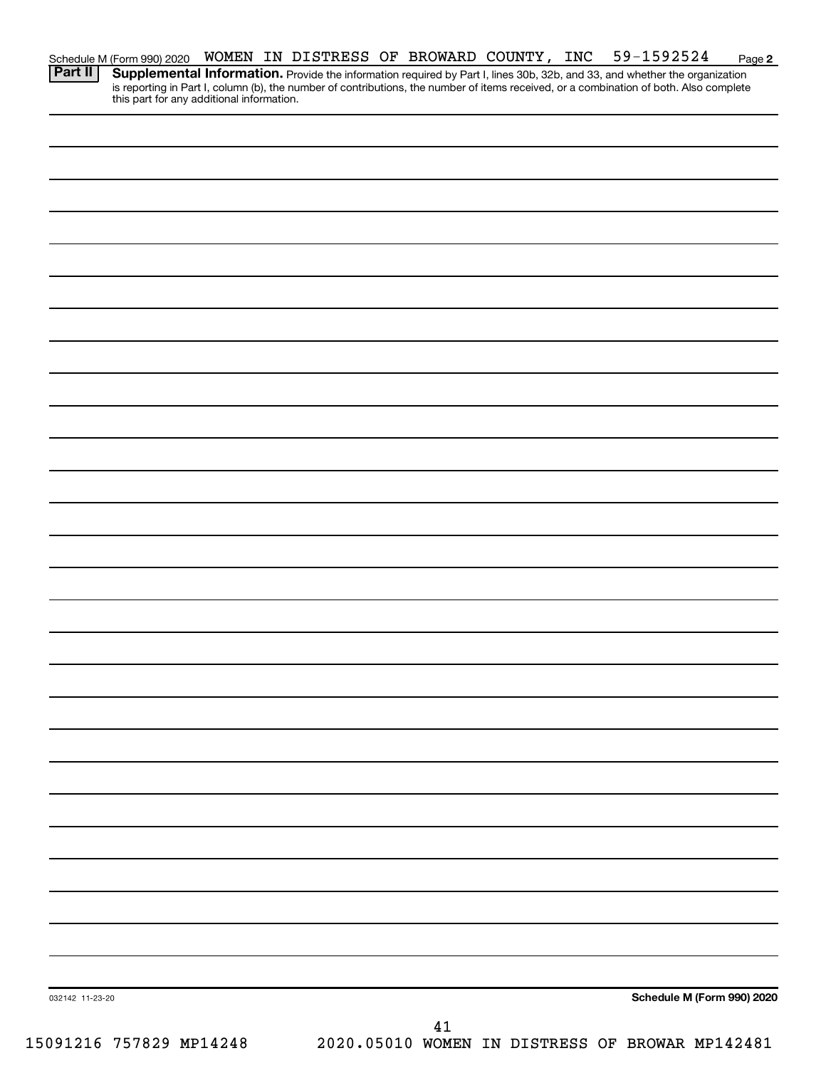Schedule M (Form 990) 2020 WOMEN IN DISTRESS OF BROWARD COUNTY, INC 59-1592524 Page 2

**Part II** **Supplemental Information.** Provide the information required by Part I, lines 30b, 32b, and 33, and whether the organization is reporting in Part I, column (b), the number of contributions, the number of items received, or a combination of both. Also complete this part for any additional information.

032142 11-23-20

**Schedule M (Form 990) 2020**

15091216 757829 MP14248 2020.05010 WOMEN IN DISTRESS OF BROWAR MP142481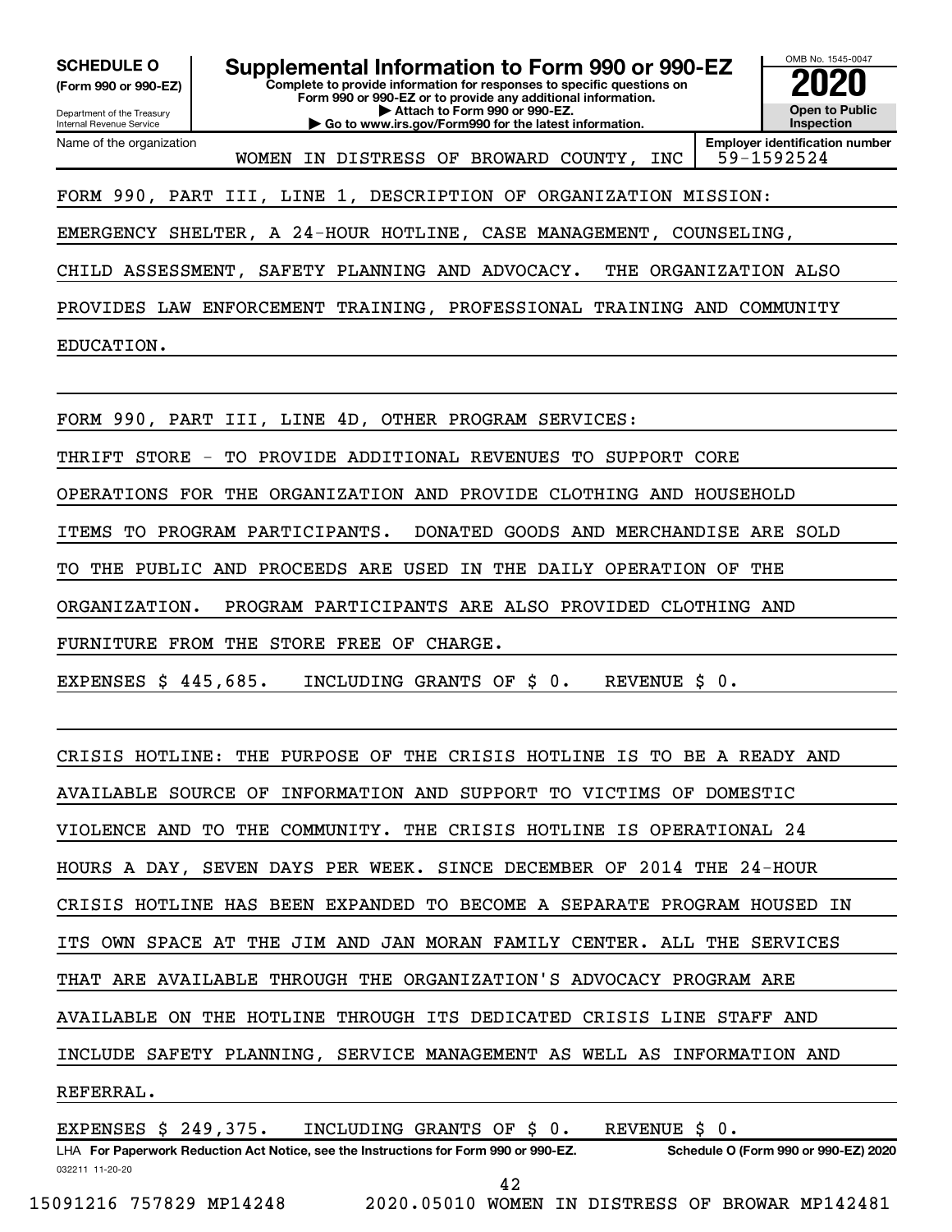**SCHEDULE O**
**(Form 990 or 990-EZ)**

Department of the Treasury
Internal Revenue Service

# Supplemental Information to Form 990 or 990-EZ

**Complete to provide information for responses to specific questions on Form 990 or 990-EZ or to provide any additional information.**
**▶ Attach to Form 990 or 990-EZ.**
**▶ Go to www.irs.gov/Form990 for the latest information.**

OMB No. 1545-0047

**2020**

**Open to Public Inspection**

| Name of the organization | Employer identification number |
|---|---|
| WOMEN IN DISTRESS OF BROWARD COUNTY, INC | 59-1592524 |

FORM 990, PART III, LINE 1, DESCRIPTION OF ORGANIZATION MISSION:

EMERGENCY SHELTER, A 24-HOUR HOTLINE, CASE MANAGEMENT, COUNSELING, CHILD ASSESSMENT, SAFETY PLANNING AND ADVOCACY. THE ORGANIZATION ALSO PROVIDES LAW ENFORCEMENT TRAINING, PROFESSIONAL TRAINING AND COMMUNITY EDUCATION.

FORM 990, PART III, LINE 4D, OTHER PROGRAM SERVICES:

THRIFT STORE - TO PROVIDE ADDITIONAL REVENUES TO SUPPORT CORE OPERATIONS FOR THE ORGANIZATION AND PROVIDE CLOTHING AND HOUSEHOLD ITEMS TO PROGRAM PARTICIPANTS. DONATED GOODS AND MERCHANDISE ARE SOLD TO THE PUBLIC AND PROCEEDS ARE USED IN THE DAILY OPERATION OF THE ORGANIZATION. PROGRAM PARTICIPANTS ARE ALSO PROVIDED CLOTHING AND FURNITURE FROM THE STORE FREE OF CHARGE.

EXPENSES $ 445,685. INCLUDING GRANTS OF $ 0. REVENUE $ 0.

CRISIS HOTLINE: THE PURPOSE OF THE CRISIS HOTLINE IS TO BE A READY AND AVAILABLE SOURCE OF INFORMATION AND SUPPORT TO VICTIMS OF DOMESTIC VIOLENCE AND TO THE COMMUNITY. THE CRISIS HOTLINE IS OPERATIONAL 24 HOURS A DAY, SEVEN DAYS PER WEEK. SINCE DECEMBER OF 2014 THE 24-HOUR CRISIS HOTLINE HAS BEEN EXPANDED TO BECOME A SEPARATE PROGRAM HOUSED IN ITS OWN SPACE AT THE JIM AND JAN MORAN FAMILY CENTER. ALL THE SERVICES THAT ARE AVAILABLE THROUGH THE ORGANIZATION'S ADVOCACY PROGRAM ARE AVAILABLE ON THE HOTLINE THROUGH ITS DEDICATED CRISIS LINE STAFF AND INCLUDE SAFETY PLANNING, SERVICE MANAGEMENT AS WELL AS INFORMATION AND REFERRAL.

EXPENSES $ 249,375. INCLUDING GRANTS OF $ 0. REVENUE $ 0.

LHA **For Paperwork Reduction Act Notice, see the Instructions for Form 990 or 990-EZ.** **Schedule O (Form 990 or 990-EZ) 2020**

032211 11-20-20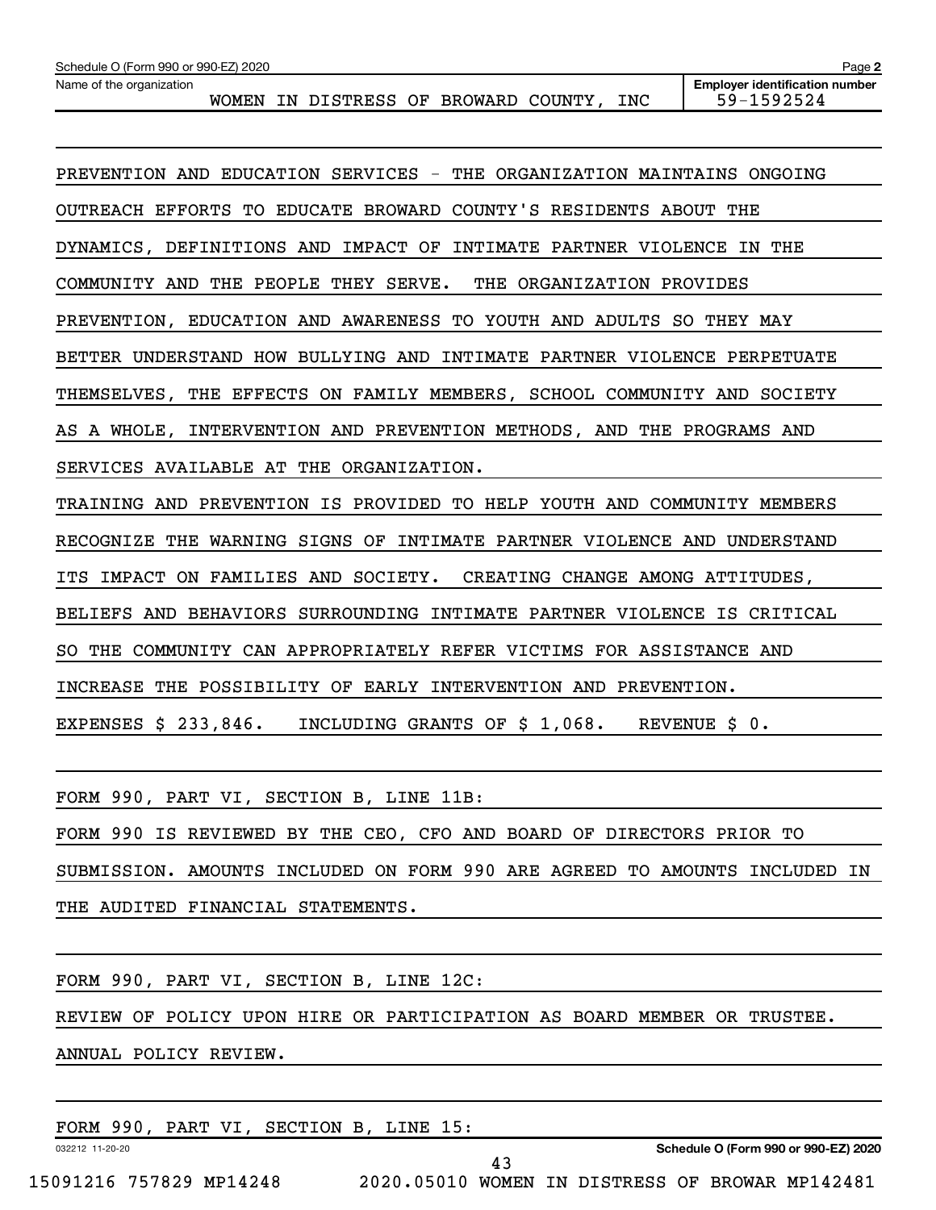Name of the organization: WOMEN IN DISTRESS OF BROWARD COUNTY, INC

Employer identification number: 59-1592524

PREVENTION AND EDUCATION SERVICES - THE ORGANIZATION MAINTAINS ONGOING OUTREACH EFFORTS TO EDUCATE BROWARD COUNTY'S RESIDENTS ABOUT THE DYNAMICS, DEFINITIONS AND IMPACT OF INTIMATE PARTNER VIOLENCE IN THE COMMUNITY AND THE PEOPLE THEY SERVE. THE ORGANIZATION PROVIDES PREVENTION, EDUCATION AND AWARENESS TO YOUTH AND ADULTS SO THEY MAY BETTER UNDERSTAND HOW BULLYING AND INTIMATE PARTNER VIOLENCE PERPETUATE THEMSELVES, THE EFFECTS ON FAMILY MEMBERS, SCHOOL COMMUNITY AND SOCIETY AS A WHOLE, INTERVENTION AND PREVENTION METHODS, AND THE PROGRAMS AND SERVICES AVAILABLE AT THE ORGANIZATION.

TRAINING AND PREVENTION IS PROVIDED TO HELP YOUTH AND COMMUNITY MEMBERS RECOGNIZE THE WARNING SIGNS OF INTIMATE PARTNER VIOLENCE AND UNDERSTAND ITS IMPACT ON FAMILIES AND SOCIETY. CREATING CHANGE AMONG ATTITUDES, BELIEFS AND BEHAVIORS SURROUNDING INTIMATE PARTNER VIOLENCE IS CRITICAL SO THE COMMUNITY CAN APPROPRIATELY REFER VICTIMS FOR ASSISTANCE AND INCREASE THE POSSIBILITY OF EARLY INTERVENTION AND PREVENTION.

EXPENSES $ 233,846. INCLUDING GRANTS OF $ 1,068. REVENUE $ 0.

FORM 990, PART VI, SECTION B, LINE 11B:

FORM 990 IS REVIEWED BY THE CEO, CFO AND BOARD OF DIRECTORS PRIOR TO SUBMISSION. AMOUNTS INCLUDED ON FORM 990 ARE AGREED TO AMOUNTS INCLUDED IN THE AUDITED FINANCIAL STATEMENTS.

FORM 990, PART VI, SECTION B, LINE 12C:

REVIEW OF POLICY UPON HIRE OR PARTICIPATION AS BOARD MEMBER OR TRUSTEE. ANNUAL POLICY REVIEW.

FORM 990, PART VI, SECTION B, LINE 15: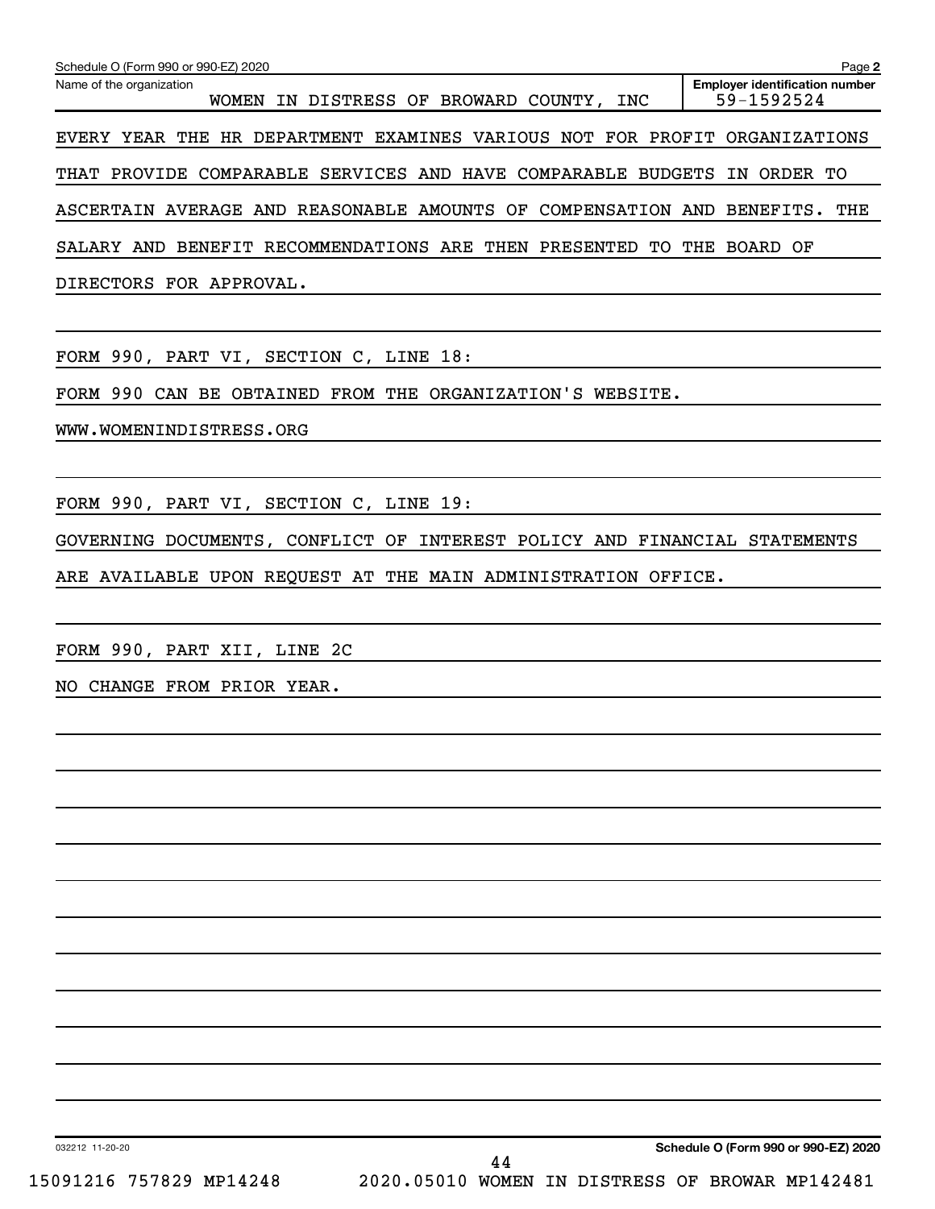Schedule O (Form 990 or 990-EZ) 2020

Name of the organization: WOMEN IN DISTRESS OF BROWARD COUNTY, INC

Employer identification number: 59-1592524

EVERY YEAR THE HR DEPARTMENT EXAMINES VARIOUS NOT FOR PROFIT ORGANIZATIONS THAT PROVIDE COMPARABLE SERVICES AND HAVE COMPARABLE BUDGETS IN ORDER TO ASCERTAIN AVERAGE AND REASONABLE AMOUNTS OF COMPENSATION AND BENEFITS. THE SALARY AND BENEFIT RECOMMENDATIONS ARE THEN PRESENTED TO THE BOARD OF DIRECTORS FOR APPROVAL.

FORM 990, PART VI, SECTION C, LINE 18:

FORM 990 CAN BE OBTAINED FROM THE ORGANIZATION'S WEBSITE.

WWW.WOMENINDISTRESS.ORG

FORM 990, PART VI, SECTION C, LINE 19:

GOVERNING DOCUMENTS, CONFLICT OF INTEREST POLICY AND FINANCIAL STATEMENTS ARE AVAILABLE UPON REQUEST AT THE MAIN ADMINISTRATION OFFICE.

FORM 990, PART XII, LINE 2C

NO CHANGE FROM PRIOR YEAR.

032212 11-20-20

Schedule O (Form 990 or 990-EZ) 2020

15091216 757829 MP14248 2020.05010 WOMEN IN DISTRESS OF BROWAR MP142481